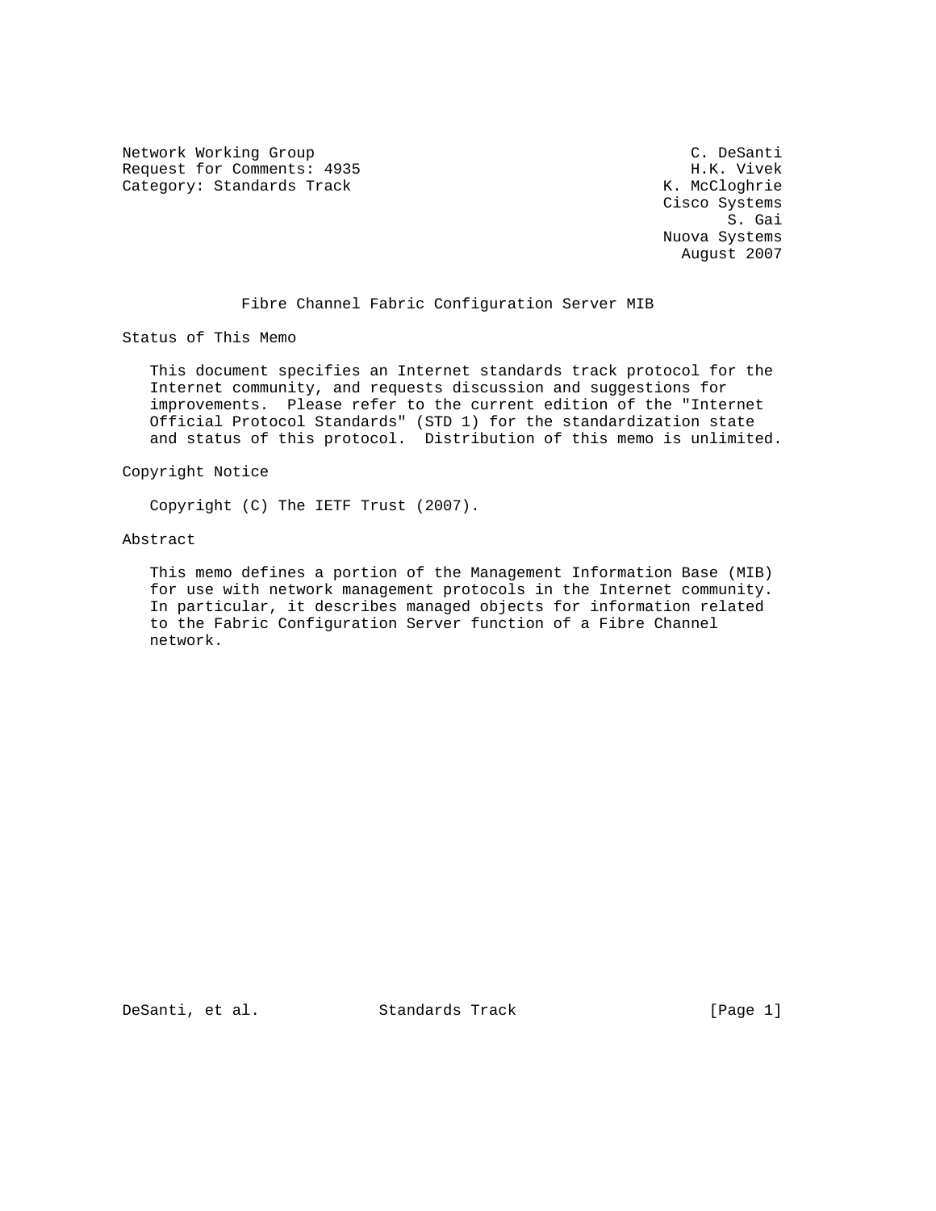Network Working Group C. DeSanti
Request for Comments: 4935 H.K. Vivek
Category: Standards Track K. McCloghrie
Cisco Systems
S. Gai
Nuova Systems
August 2007

# Fibre Channel Fabric Configuration Server MIB

## Status of This Memo

This document specifies an Internet standards track protocol for the Internet community, and requests discussion and suggestions for improvements. Please refer to the current edition of the "Internet Official Protocol Standards" (STD 1) for the standardization state and status of this protocol. Distribution of this memo is unlimited.

## Copyright Notice

Copyright (C) The IETF Trust (2007).

## Abstract

This memo defines a portion of the Management Information Base (MIB) for use with network management protocols in the Internet community. In particular, it describes managed objects for information related to the Fabric Configuration Server function of a Fibre Channel network.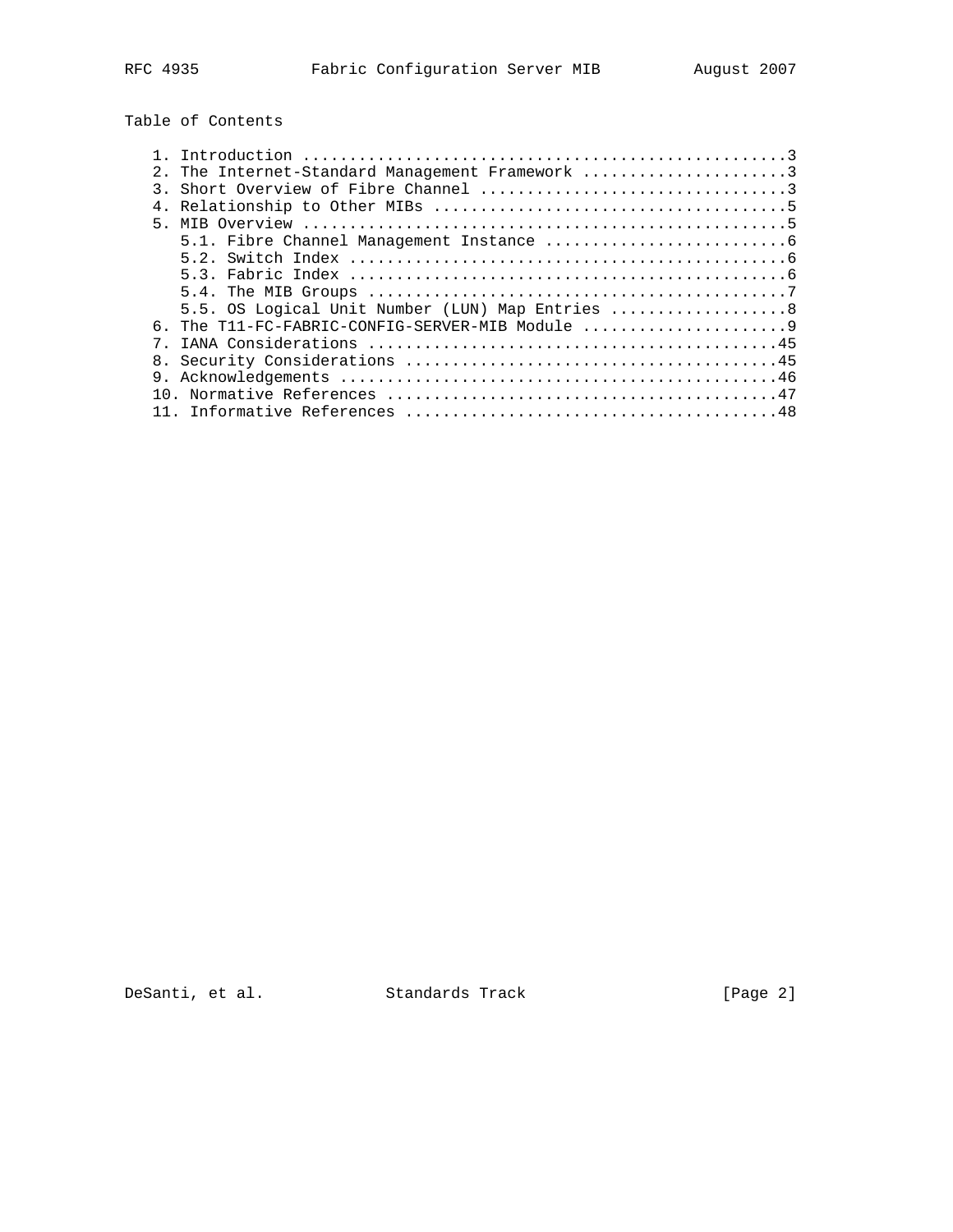Table of Contents

```
   1. Introduction ....................................................3
   2. The Internet-Standard Management Framework ......................3
   3. Short Overview of Fibre Channel .................................3
   4. Relationship to Other MIBs ......................................5
   5. MIB Overview ....................................................5
      5.1. Fibre Channel Management Instance ..........................6
      5.2. Switch Index ...............................................6
      5.3. Fabric Index ...............................................6
      5.4. The MIB Groups .............................................7
      5.5. OS Logical Unit Number (LUN) Map Entries ...................8
   6. The T11-FC-FABRIC-CONFIG-SERVER-MIB Module ......................9
   7. IANA Considerations ............................................45
   8. Security Considerations ........................................45
   9. Acknowledgements ...............................................46
   10. Normative References ..........................................47
   11. Informative References ........................................48
```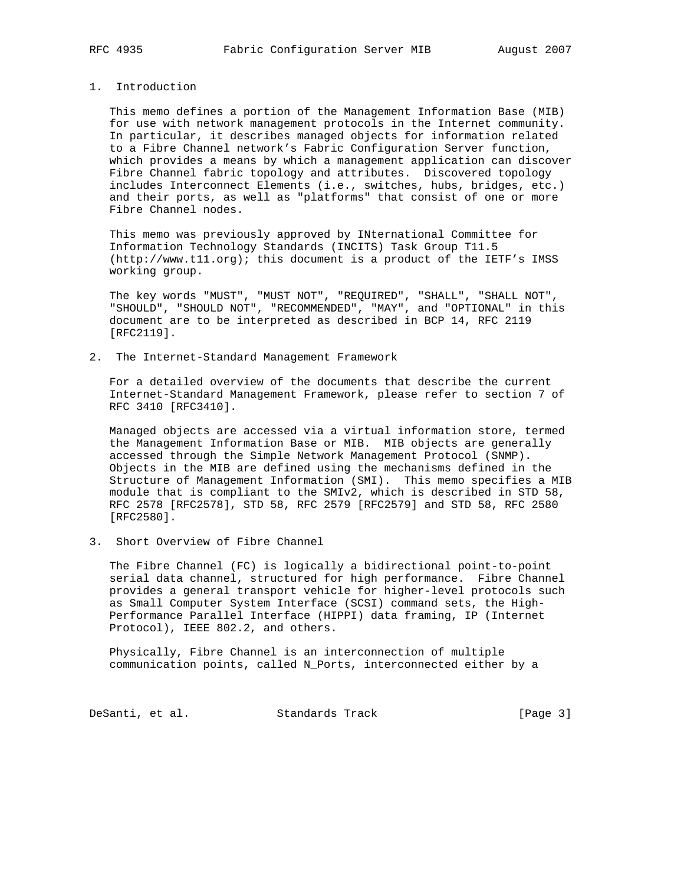## 1. Introduction

This memo defines a portion of the Management Information Base (MIB) for use with network management protocols in the Internet community. In particular, it describes managed objects for information related to a Fibre Channel network's Fabric Configuration Server function, which provides a means by which a management application can discover Fibre Channel fabric topology and attributes. Discovered topology includes Interconnect Elements (i.e., switches, hubs, bridges, etc.) and their ports, as well as "platforms" that consist of one or more Fibre Channel nodes.

This memo was previously approved by INternational Committee for Information Technology Standards (INCITS) Task Group T11.5 (http://www.t11.org); this document is a product of the IETF's IMSS working group.

The key words "MUST", "MUST NOT", "REQUIRED", "SHALL", "SHALL NOT", "SHOULD", "SHOULD NOT", "RECOMMENDED", "MAY", and "OPTIONAL" in this document are to be interpreted as described in BCP 14, RFC 2119 [RFC2119].

## 2. The Internet-Standard Management Framework

For a detailed overview of the documents that describe the current Internet-Standard Management Framework, please refer to section 7 of RFC 3410 [RFC3410].

Managed objects are accessed via a virtual information store, termed the Management Information Base or MIB. MIB objects are generally accessed through the Simple Network Management Protocol (SNMP). Objects in the MIB are defined using the mechanisms defined in the Structure of Management Information (SMI). This memo specifies a MIB module that is compliant to the SMIv2, which is described in STD 58, RFC 2578 [RFC2578], STD 58, RFC 2579 [RFC2579] and STD 58, RFC 2580 [RFC2580].

## 3. Short Overview of Fibre Channel

The Fibre Channel (FC) is logically a bidirectional point-to-point serial data channel, structured for high performance. Fibre Channel provides a general transport vehicle for higher-level protocols such as Small Computer System Interface (SCSI) command sets, the High-Performance Parallel Interface (HIPPI) data framing, IP (Internet Protocol), IEEE 802.2, and others.

Physically, Fibre Channel is an interconnection of multiple communication points, called N_Ports, interconnected either by a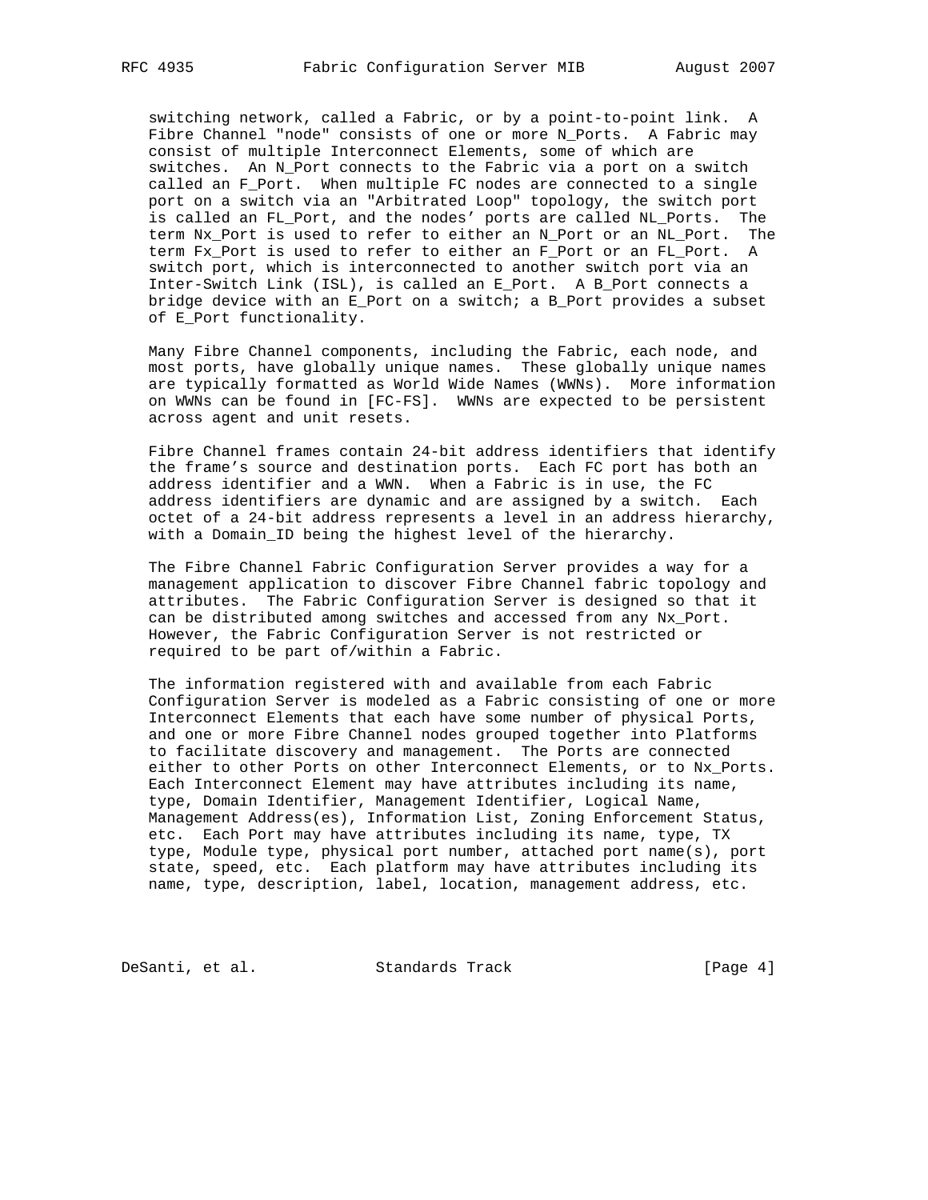switching network, called a Fabric, or by a point-to-point link. A Fibre Channel "node" consists of one or more N_Ports. A Fabric may consist of multiple Interconnect Elements, some of which are switches. An N_Port connects to the Fabric via a port on a switch called an F_Port. When multiple FC nodes are connected to a single port on a switch via an "Arbitrated Loop" topology, the switch port is called an FL_Port, and the nodes' ports are called NL_Ports. The term Nx_Port is used to refer to either an N_Port or an NL_Port. The term Fx_Port is used to refer to either an F_Port or an FL_Port. A switch port, which is interconnected to another switch port via an Inter-Switch Link (ISL), is called an E_Port. A B_Port connects a bridge device with an E_Port on a switch; a B_Port provides a subset of E_Port functionality.

Many Fibre Channel components, including the Fabric, each node, and most ports, have globally unique names. These globally unique names are typically formatted as World Wide Names (WWNs). More information on WWNs can be found in [FC-FS]. WWNs are expected to be persistent across agent and unit resets.

Fibre Channel frames contain 24-bit address identifiers that identify the frame's source and destination ports. Each FC port has both an address identifier and a WWN. When a Fabric is in use, the FC address identifiers are dynamic and are assigned by a switch. Each octet of a 24-bit address represents a level in an address hierarchy, with a Domain_ID being the highest level of the hierarchy.

The Fibre Channel Fabric Configuration Server provides a way for a management application to discover Fibre Channel fabric topology and attributes. The Fabric Configuration Server is designed so that it can be distributed among switches and accessed from any Nx_Port. However, the Fabric Configuration Server is not restricted or required to be part of/within a Fabric.

The information registered with and available from each Fabric Configuration Server is modeled as a Fabric consisting of one or more Interconnect Elements that each have some number of physical Ports, and one or more Fibre Channel nodes grouped together into Platforms to facilitate discovery and management. The Ports are connected either to other Ports on other Interconnect Elements, or to Nx_Ports. Each Interconnect Element may have attributes including its name, type, Domain Identifier, Management Identifier, Logical Name, Management Address(es), Information List, Zoning Enforcement Status, etc. Each Port may have attributes including its name, type, TX type, Module type, physical port number, attached port name(s), port state, speed, etc. Each platform may have attributes including its name, type, description, label, location, management address, etc.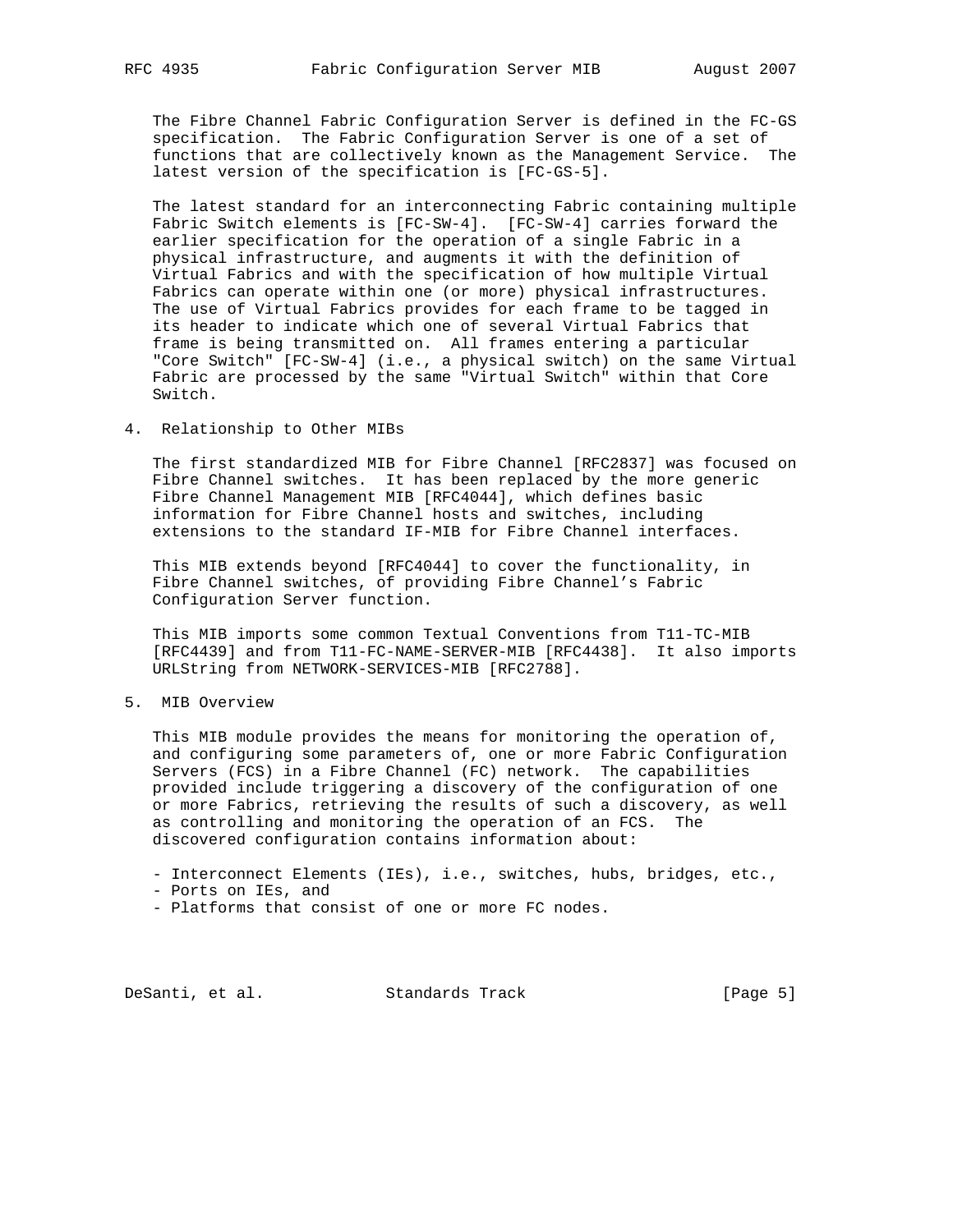The Fibre Channel Fabric Configuration Server is defined in the FC-GS specification. The Fabric Configuration Server is one of a set of functions that are collectively known as the Management Service. The latest version of the specification is [FC-GS-5].

The latest standard for an interconnecting Fabric containing multiple Fabric Switch elements is [FC-SW-4]. [FC-SW-4] carries forward the earlier specification for the operation of a single Fabric in a physical infrastructure, and augments it with the definition of Virtual Fabrics and with the specification of how multiple Virtual Fabrics can operate within one (or more) physical infrastructures. The use of Virtual Fabrics provides for each frame to be tagged in its header to indicate which one of several Virtual Fabrics that frame is being transmitted on. All frames entering a particular "Core Switch" [FC-SW-4] (i.e., a physical switch) on the same Virtual Fabric are processed by the same "Virtual Switch" within that Core Switch.

## 4. Relationship to Other MIBs

The first standardized MIB for Fibre Channel [RFC2837] was focused on Fibre Channel switches. It has been replaced by the more generic Fibre Channel Management MIB [RFC4044], which defines basic information for Fibre Channel hosts and switches, including extensions to the standard IF-MIB for Fibre Channel interfaces.

This MIB extends beyond [RFC4044] to cover the functionality, in Fibre Channel switches, of providing Fibre Channel's Fabric Configuration Server function.

This MIB imports some common Textual Conventions from T11-TC-MIB [RFC4439] and from T11-FC-NAME-SERVER-MIB [RFC4438]. It also imports URLString from NETWORK-SERVICES-MIB [RFC2788].

## 5. MIB Overview

This MIB module provides the means for monitoring the operation of, and configuring some parameters of, one or more Fabric Configuration Servers (FCS) in a Fibre Channel (FC) network. The capabilities provided include triggering a discovery of the configuration of one or more Fabrics, retrieving the results of such a discovery, as well as controlling and monitoring the operation of an FCS. The discovered configuration contains information about:

- Interconnect Elements (IEs), i.e., switches, hubs, bridges, etc.,
- Ports on IEs, and
- Platforms that consist of one or more FC nodes.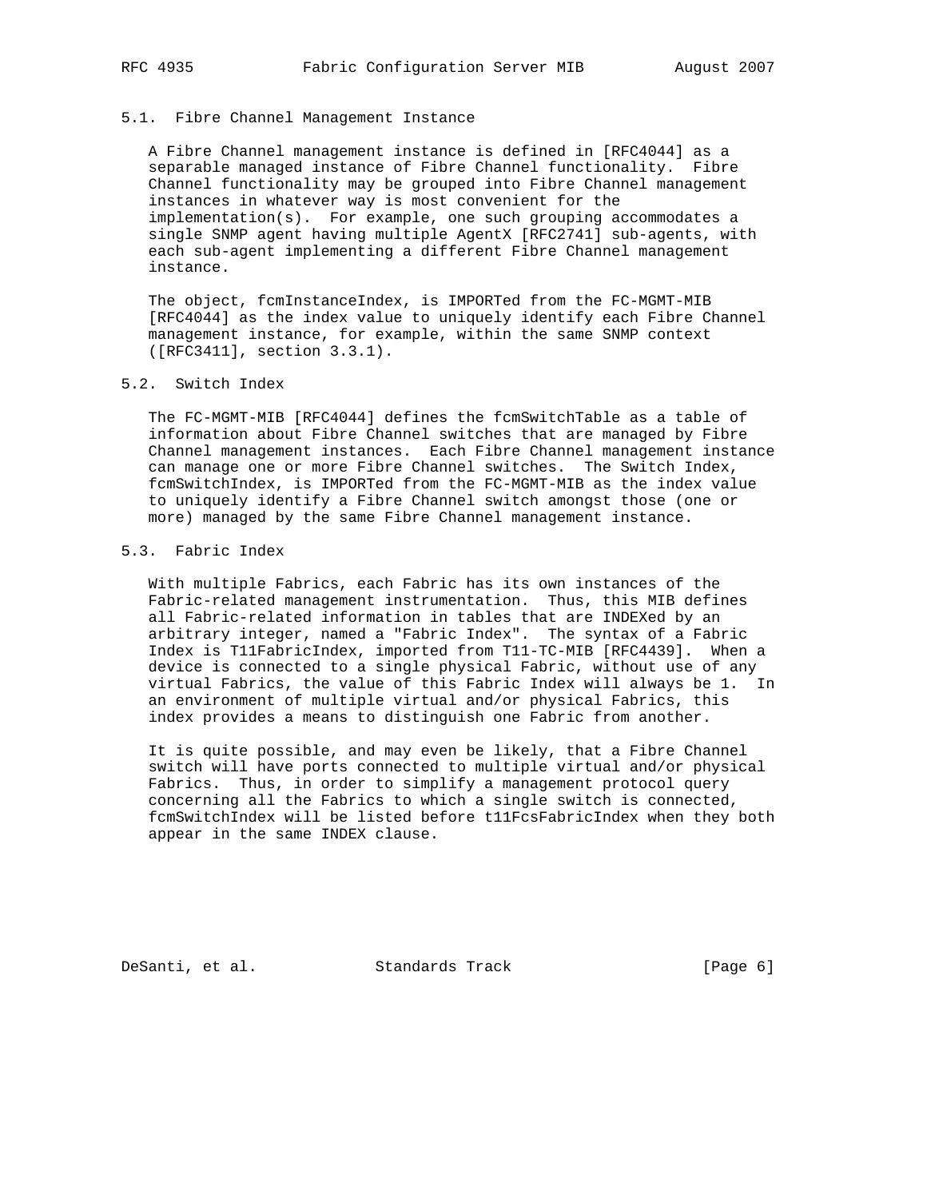### 5.1. Fibre Channel Management Instance

A Fibre Channel management instance is defined in [RFC4044] as a separable managed instance of Fibre Channel functionality. Fibre Channel functionality may be grouped into Fibre Channel management instances in whatever way is most convenient for the implementation(s). For example, one such grouping accommodates a single SNMP agent having multiple AgentX [RFC2741] sub-agents, with each sub-agent implementing a different Fibre Channel management instance.

The object, fcmInstanceIndex, is IMPORTed from the FC-MGMT-MIB [RFC4044] as the index value to uniquely identify each Fibre Channel management instance, for example, within the same SNMP context ([RFC3411], section 3.3.1).

### 5.2. Switch Index

The FC-MGMT-MIB [RFC4044] defines the fcmSwitchTable as a table of information about Fibre Channel switches that are managed by Fibre Channel management instances. Each Fibre Channel management instance can manage one or more Fibre Channel switches. The Switch Index, fcmSwitchIndex, is IMPORTed from the FC-MGMT-MIB as the index value to uniquely identify a Fibre Channel switch amongst those (one or more) managed by the same Fibre Channel management instance.

### 5.3. Fabric Index

With multiple Fabrics, each Fabric has its own instances of the Fabric-related management instrumentation. Thus, this MIB defines all Fabric-related information in tables that are INDEXed by an arbitrary integer, named a "Fabric Index". The syntax of a Fabric Index is T11FabricIndex, imported from T11-TC-MIB [RFC4439]. When a device is connected to a single physical Fabric, without use of any virtual Fabrics, the value of this Fabric Index will always be 1. In an environment of multiple virtual and/or physical Fabrics, this index provides a means to distinguish one Fabric from another.

It is quite possible, and may even be likely, that a Fibre Channel switch will have ports connected to multiple virtual and/or physical Fabrics. Thus, in order to simplify a management protocol query concerning all the Fabrics to which a single switch is connected, fcmSwitchIndex will be listed before t11FcsFabricIndex when they both appear in the same INDEX clause.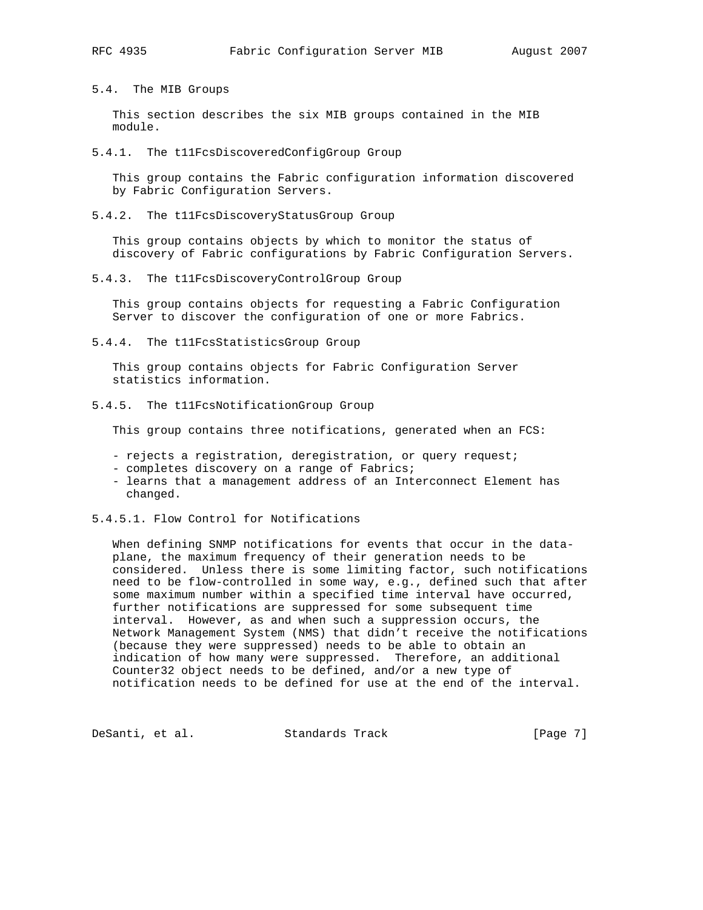### 5.4. The MIB Groups

This section describes the six MIB groups contained in the MIB module.

#### 5.4.1. The t11FcsDiscoveredConfigGroup Group

This group contains the Fabric configuration information discovered by Fabric Configuration Servers.

#### 5.4.2. The t11FcsDiscoveryStatusGroup Group

This group contains objects by which to monitor the status of discovery of Fabric configurations by Fabric Configuration Servers.

#### 5.4.3. The t11FcsDiscoveryControlGroup Group

This group contains objects for requesting a Fabric Configuration Server to discover the configuration of one or more Fabrics.

#### 5.4.4. The t11FcsStatisticsGroup Group

This group contains objects for Fabric Configuration Server statistics information.

#### 5.4.5. The t11FcsNotificationGroup Group

This group contains three notifications, generated when an FCS:

- rejects a registration, deregistration, or query request;
- completes discovery on a range of Fabrics;
- learns that a management address of an Interconnect Element has changed.

##### 5.4.5.1. Flow Control for Notifications

When defining SNMP notifications for events that occur in the data-plane, the maximum frequency of their generation needs to be considered. Unless there is some limiting factor, such notifications need to be flow-controlled in some way, e.g., defined such that after some maximum number within a specified time interval have occurred, further notifications are suppressed for some subsequent time interval. However, as and when such a suppression occurs, the Network Management System (NMS) that didn't receive the notifications (because they were suppressed) needs to be able to obtain an indication of how many were suppressed. Therefore, an additional Counter32 object needs to be defined, and/or a new type of notification needs to be defined for use at the end of the interval.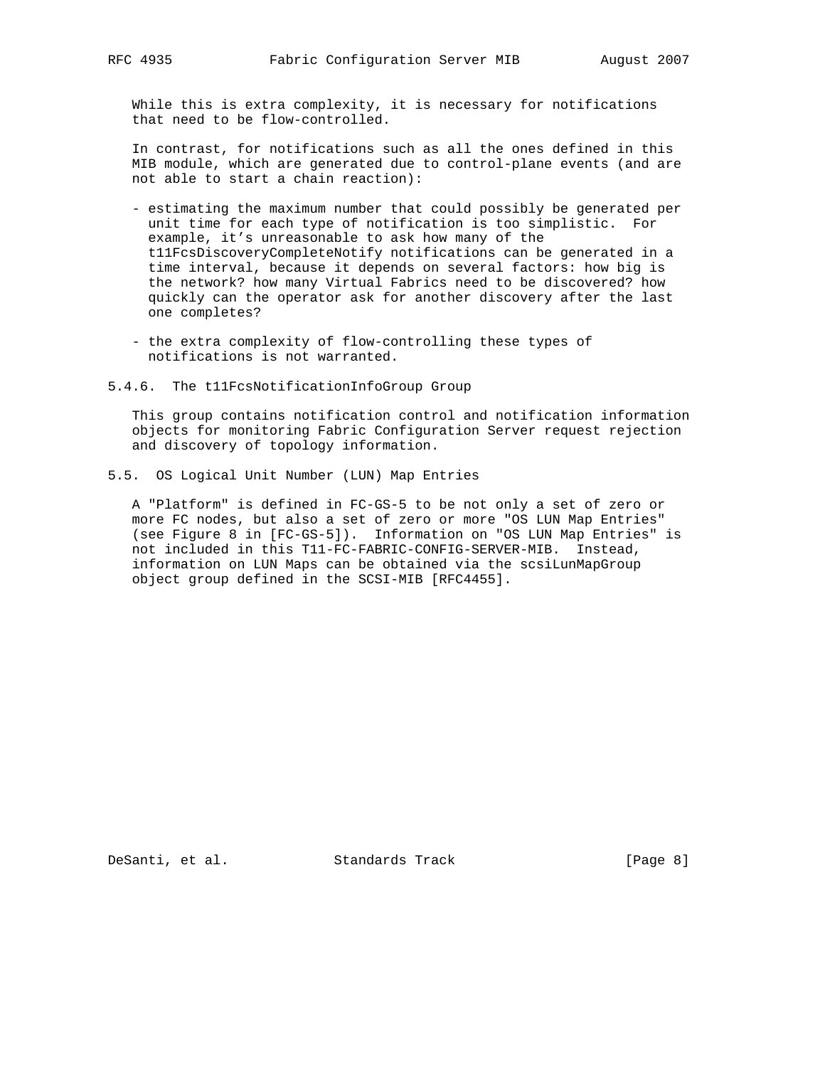While this is extra complexity, it is necessary for notifications that need to be flow-controlled.

In contrast, for notifications such as all the ones defined in this MIB module, which are generated due to control-plane events (and are not able to start a chain reaction):

- estimating the maximum number that could possibly be generated per unit time for each type of notification is too simplistic. For example, it's unreasonable to ask how many of the t11FcsDiscoveryCompleteNotify notifications can be generated in a time interval, because it depends on several factors: how big is the network? how many Virtual Fabrics need to be discovered? how quickly can the operator ask for another discovery after the last one completes?

- the extra complexity of flow-controlling these types of notifications is not warranted.

### 5.4.6. The t11FcsNotificationInfoGroup Group

This group contains notification control and notification information objects for monitoring Fabric Configuration Server request rejection and discovery of topology information.

## 5.5. OS Logical Unit Number (LUN) Map Entries

A "Platform" is defined in FC-GS-5 to be not only a set of zero or more FC nodes, but also a set of zero or more "OS LUN Map Entries" (see Figure 8 in [FC-GS-5]). Information on "OS LUN Map Entries" is not included in this T11-FC-FABRIC-CONFIG-SERVER-MIB. Instead, information on LUN Maps can be obtained via the scsiLunMapGroup object group defined in the SCSI-MIB [RFC4455].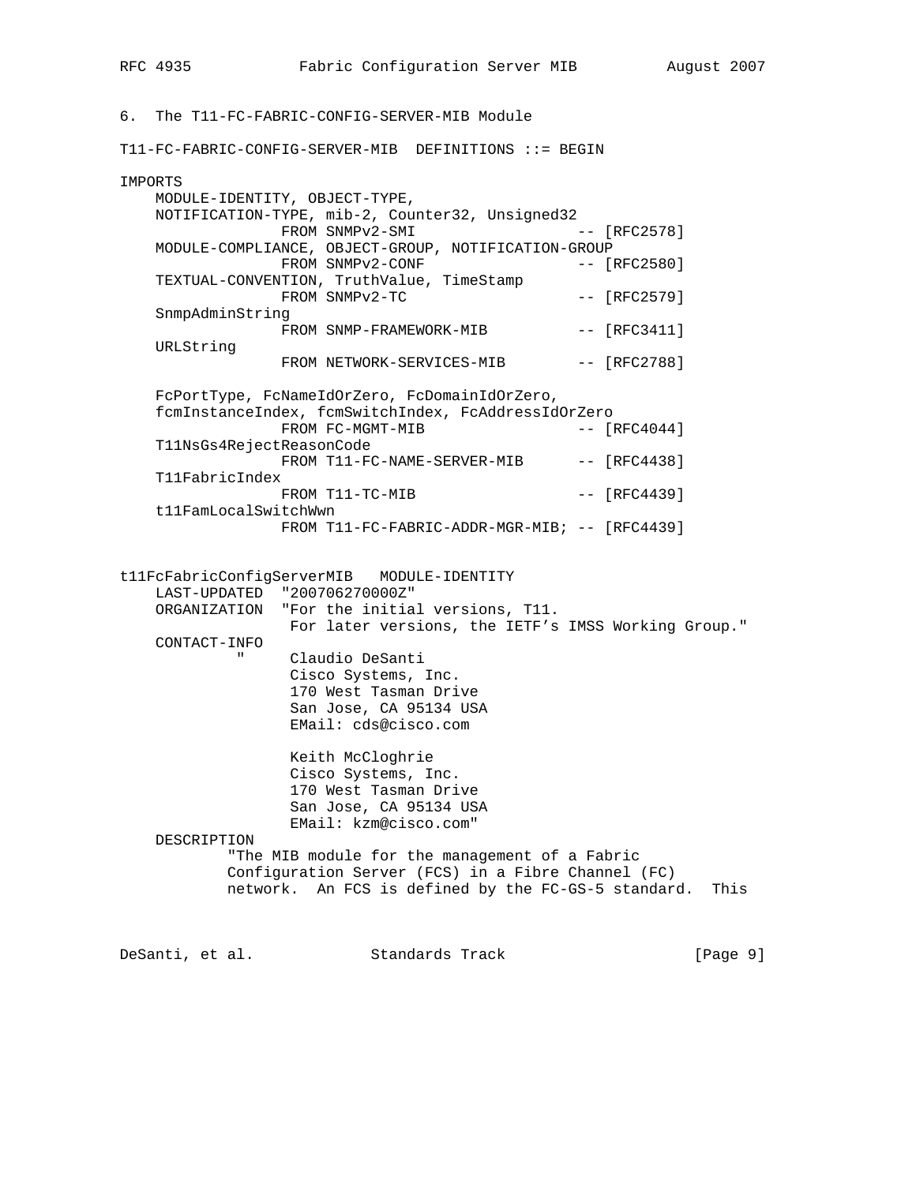## 6. The T11-FC-FABRIC-CONFIG-SERVER-MIB Module

```
T11-FC-FABRIC-CONFIG-SERVER-MIB  DEFINITIONS ::= BEGIN

IMPORTS
    MODULE-IDENTITY, OBJECT-TYPE,
    NOTIFICATION-TYPE, mib-2, Counter32, Unsigned32
                  FROM SNMPv2-SMI                    -- [RFC2578]
    MODULE-COMPLIANCE, OBJECT-GROUP, NOTIFICATION-GROUP
                  FROM SNMPv2-CONF                   -- [RFC2580]
    TEXTUAL-CONVENTION, TruthValue, TimeStamp
                  FROM SNMPv2-TC                     -- [RFC2579]
    SnmpAdminString
                  FROM SNMP-FRAMEWORK-MIB            -- [RFC3411]
    URLString
                  FROM NETWORK-SERVICES-MIB          -- [RFC2788]

    FcPortType, FcNameIdOrZero, FcDomainIdOrZero,
    fcmInstanceIndex, fcmSwitchIndex, FcAddressIdOrZero
                  FROM FC-MGMT-MIB                   -- [RFC4044]
    T11NsGs4RejectReasonCode
                  FROM T11-FC-NAME-SERVER-MIB        -- [RFC4438]
    T11FabricIndex
                  FROM T11-TC-MIB                    -- [RFC4439]
    t11FamLocalSwitchWwn
                  FROM T11-FC-FABRIC-ADDR-MGR-MIB; -- [RFC4439]


t11FcFabricConfigServerMIB   MODULE-IDENTITY
    LAST-UPDATED  "200706270000Z"
    ORGANIZATION  "For the initial versions, T11.
                   For later versions, the IETF's IMSS Working Group."
    CONTACT-INFO
             "     Claudio DeSanti
                   Cisco Systems, Inc.
                   170 West Tasman Drive
                   San Jose, CA 95134 USA
                   EMail: cds@cisco.com

                   Keith McCloghrie
                   Cisco Systems, Inc.
                   170 West Tasman Drive
                   San Jose, CA 95134 USA
                   EMail: kzm@cisco.com"
    DESCRIPTION
            "The MIB module for the management of a Fabric
            Configuration Server (FCS) in a Fibre Channel (FC)
            network.  An FCS is defined by the FC-GS-5 standard.  This
```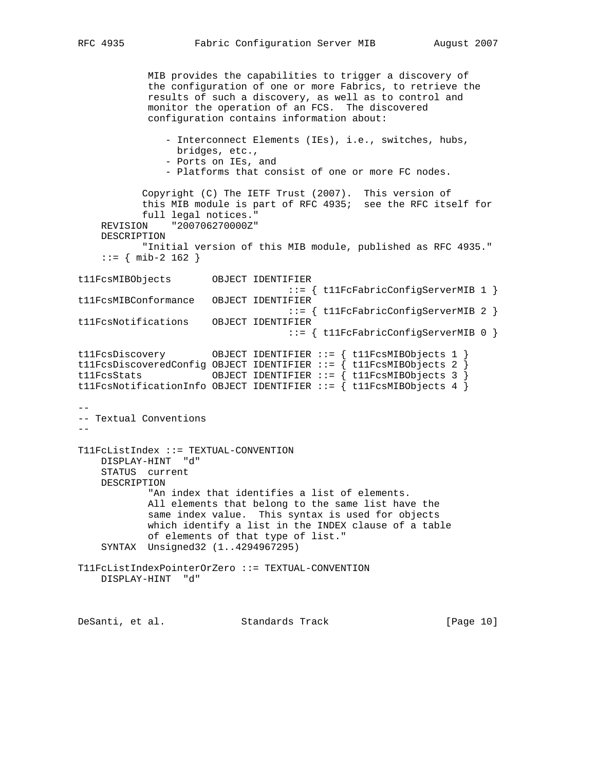```
            MIB provides the capabilities to trigger a discovery of
            the configuration of one or more Fabrics, to retrieve the
            results of such a discovery, as well as to control and
            monitor the operation of an FCS.  The discovered
            configuration contains information about:

               - Interconnect Elements (IEs), i.e., switches, hubs,
                 bridges, etc.,
               - Ports on IEs, and
               - Platforms that consist of one or more FC nodes.

           Copyright (C) The IETF Trust (2007).  This version of
           this MIB module is part of RFC 4935;  see the RFC itself for
           full legal notices."
    REVISION    "200706270000Z"
    DESCRIPTION
           "Initial version of this MIB module, published as RFC 4935."
    ::= { mib-2 162 }

t11FcsMIBObjects       OBJECT IDENTIFIER
                                 ::= { t11FcFabricConfigServerMIB 1 }
t11FcsMIBConformance   OBJECT IDENTIFIER
                                 ::= { t11FcFabricConfigServerMIB 2 }
t11FcsNotifications    OBJECT IDENTIFIER
                                 ::= { t11FcFabricConfigServerMIB 0 }

t11FcsDiscovery        OBJECT IDENTIFIER ::= { t11FcsMIBObjects 1 }
t11FcsDiscoveredConfig OBJECT IDENTIFIER ::= { t11FcsMIBObjects 2 }
t11FcsStats            OBJECT IDENTIFIER ::= { t11FcsMIBObjects 3 }
t11FcsNotificationInfo OBJECT IDENTIFIER ::= { t11FcsMIBObjects 4 }

--
-- Textual Conventions
--

T11FcListIndex ::= TEXTUAL-CONVENTION
    DISPLAY-HINT  "d"
    STATUS  current
    DESCRIPTION
            "An index that identifies a list of elements.
            All elements that belong to the same list have the
            same index value.  This syntax is used for objects
            which identify a list in the INDEX clause of a table
            of elements of that type of list."
    SYNTAX  Unsigned32 (1..4294967295)

T11FcListIndexPointerOrZero ::= TEXTUAL-CONVENTION
    DISPLAY-HINT  "d"
```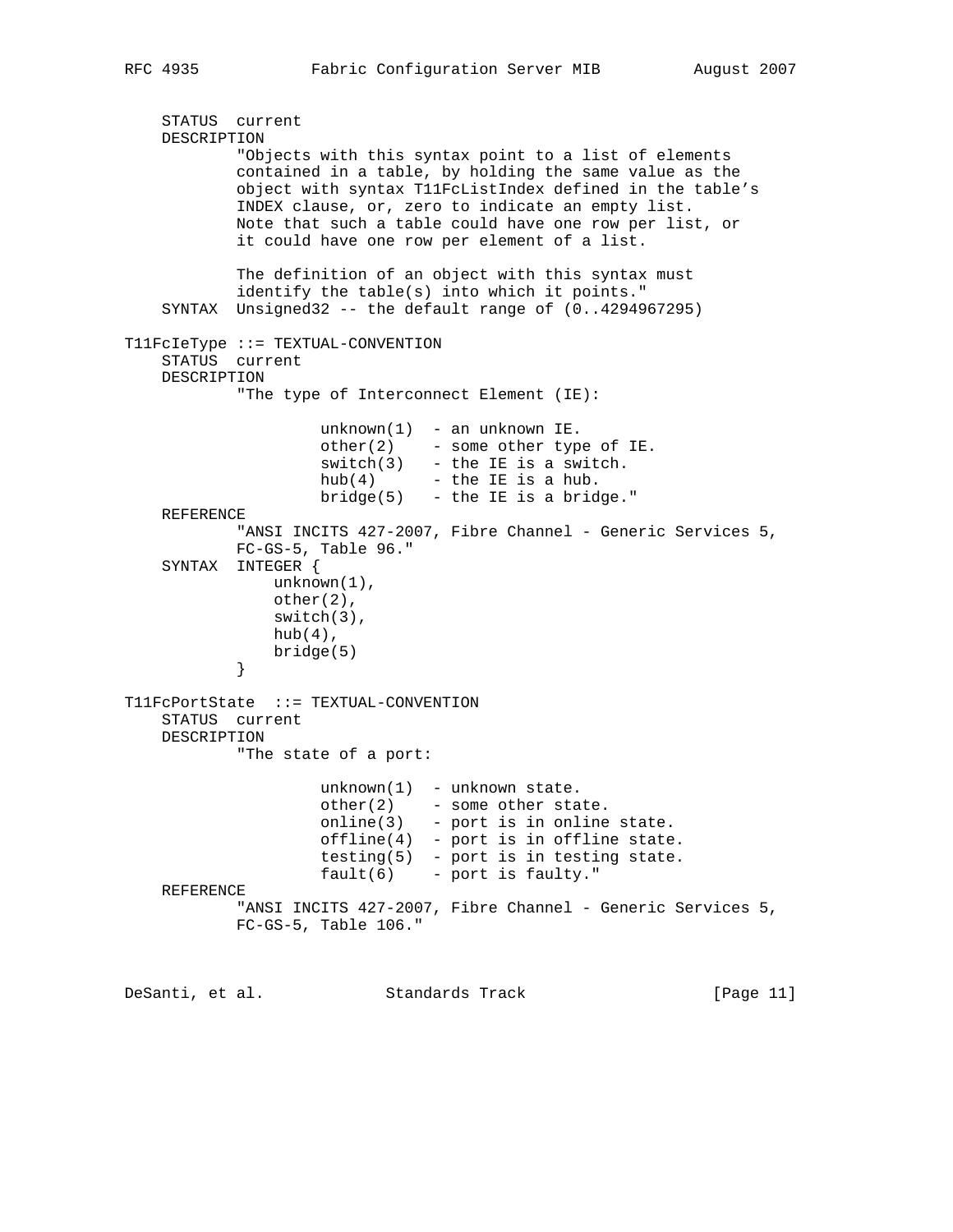```
    STATUS  current
    DESCRIPTION
            "Objects with this syntax point to a list of elements
            contained in a table, by holding the same value as the
            object with syntax T11FcListIndex defined in the table's
            INDEX clause, or, zero to indicate an empty list.
            Note that such a table could have one row per list, or
            it could have one row per element of a list.

            The definition of an object with this syntax must
            identify the table(s) into which it points."
    SYNTAX  Unsigned32 -- the default range of (0..4294967295)

T11FcIeType ::= TEXTUAL-CONVENTION
    STATUS  current
    DESCRIPTION
            "The type of Interconnect Element (IE):

                    unknown(1)  - an unknown IE.
                    other(2)    - some other type of IE.
                    switch(3)   - the IE is a switch.
                    hub(4)      - the IE is a hub.
                    bridge(5)   - the IE is a bridge."
    REFERENCE
            "ANSI INCITS 427-2007, Fibre Channel - Generic Services 5,
            FC-GS-5, Table 96."
    SYNTAX  INTEGER {
                unknown(1),
                other(2),
                switch(3),
                hub(4),
                bridge(5)
            }

T11FcPortState  ::= TEXTUAL-CONVENTION
    STATUS  current
    DESCRIPTION
            "The state of a port:

                    unknown(1)  - unknown state.
                    other(2)    - some other state.
                    online(3)   - port is in online state.
                    offline(4)  - port is in offline state.
                    testing(5)  - port is in testing state.
                    fault(6)    - port is faulty."
    REFERENCE
            "ANSI INCITS 427-2007, Fibre Channel - Generic Services 5,
            FC-GS-5, Table 106."
```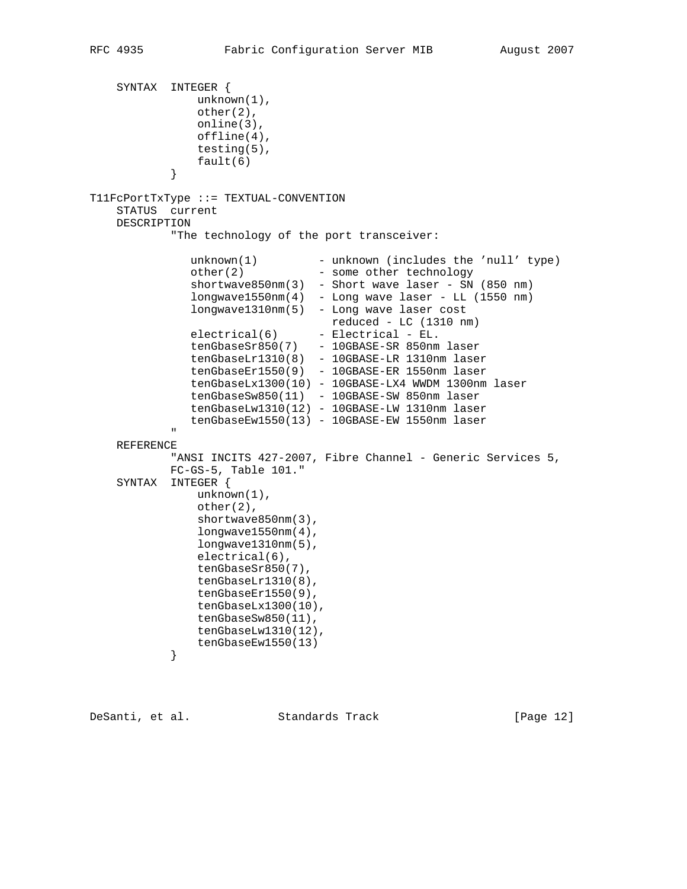```
    SYNTAX  INTEGER {
                unknown(1),
                other(2),
                online(3),
                offline(4),
                testing(5),
                fault(6)
            }

T11FcPortTxType ::= TEXTUAL-CONVENTION
    STATUS  current
    DESCRIPTION
            "The technology of the port transceiver:

               unknown(1)         - unknown (includes the 'null' type)
               other(2)           - some other technology
               shortwave850nm(3)  - Short wave laser - SN (850 nm)
               longwave1550nm(4)  - Long wave laser - LL (1550 nm)
               longwave1310nm(5)  - Long wave laser cost
                                    reduced - LC (1310 nm)
               electrical(6)      - Electrical - EL.
               tenGbaseSr850(7)   - 10GBASE-SR 850nm laser
               tenGbaseLr1310(8)  - 10GBASE-LR 1310nm laser
               tenGbaseEr1550(9)  - 10GBASE-ER 1550nm laser
               tenGbaseLx1300(10) - 10GBASE-LX4 WWDM 1300nm laser
               tenGbaseSw850(11)  - 10GBASE-SW 850nm laser
               tenGbaseLw1310(12) - 10GBASE-LW 1310nm laser
               tenGbaseEw1550(13) - 10GBASE-EW 1550nm laser
            "
    REFERENCE
            "ANSI INCITS 427-2007, Fibre Channel - Generic Services 5,
            FC-GS-5, Table 101."
    SYNTAX  INTEGER {
                unknown(1),
                other(2),
                shortwave850nm(3),
                longwave1550nm(4),
                longwave1310nm(5),
                electrical(6),
                tenGbaseSr850(7),
                tenGbaseLr1310(8),
                tenGbaseEr1550(9),
                tenGbaseLx1300(10),
                tenGbaseSw850(11),
                tenGbaseLw1310(12),
                tenGbaseEw1550(13)
            }
```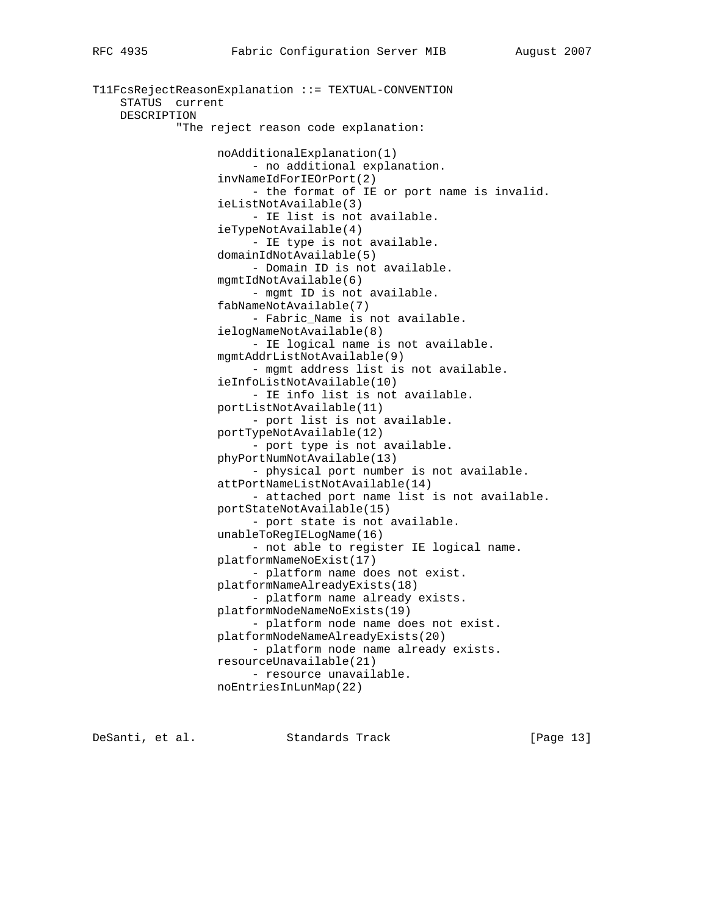```
T11FcsRejectReasonExplanation ::= TEXTUAL-CONVENTION
    STATUS  current
    DESCRIPTION
            "The reject reason code explanation:

                  noAdditionalExplanation(1)
                       - no additional explanation.
                  invNameIdForIEOrPort(2)
                       - the format of IE or port name is invalid.
                  ieListNotAvailable(3)
                       - IE list is not available.
                  ieTypeNotAvailable(4)
                       - IE type is not available.
                  domainIdNotAvailable(5)
                       - Domain ID is not available.
                  mgmtIdNotAvailable(6)
                       - mgmt ID is not available.
                  fabNameNotAvailable(7)
                       - Fabric_Name is not available.
                  ielogNameNotAvailable(8)
                       - IE logical name is not available.
                  mgmtAddrListNotAvailable(9)
                       - mgmt address list is not available.
                  ieInfoListNotAvailable(10)
                       - IE info list is not available.
                  portListNotAvailable(11)
                       - port list is not available.
                  portTypeNotAvailable(12)
                       - port type is not available.
                  phyPortNumNotAvailable(13)
                       - physical port number is not available.
                  attPortNameListNotAvailable(14)
                       - attached port name list is not available.
                  portStateNotAvailable(15)
                       - port state is not available.
                  unableToRegIELogName(16)
                       - not able to register IE logical name.
                  platformNameNoExist(17)
                       - platform name does not exist.
                  platformNameAlreadyExists(18)
                       - platform name already exists.
                  platformNodeNameNoExists(19)
                       - platform node name does not exist.
                  platformNodeNameAlreadyExists(20)
                       - platform node name already exists.
                  resourceUnavailable(21)
                       - resource unavailable.
                  noEntriesInLunMap(22)
```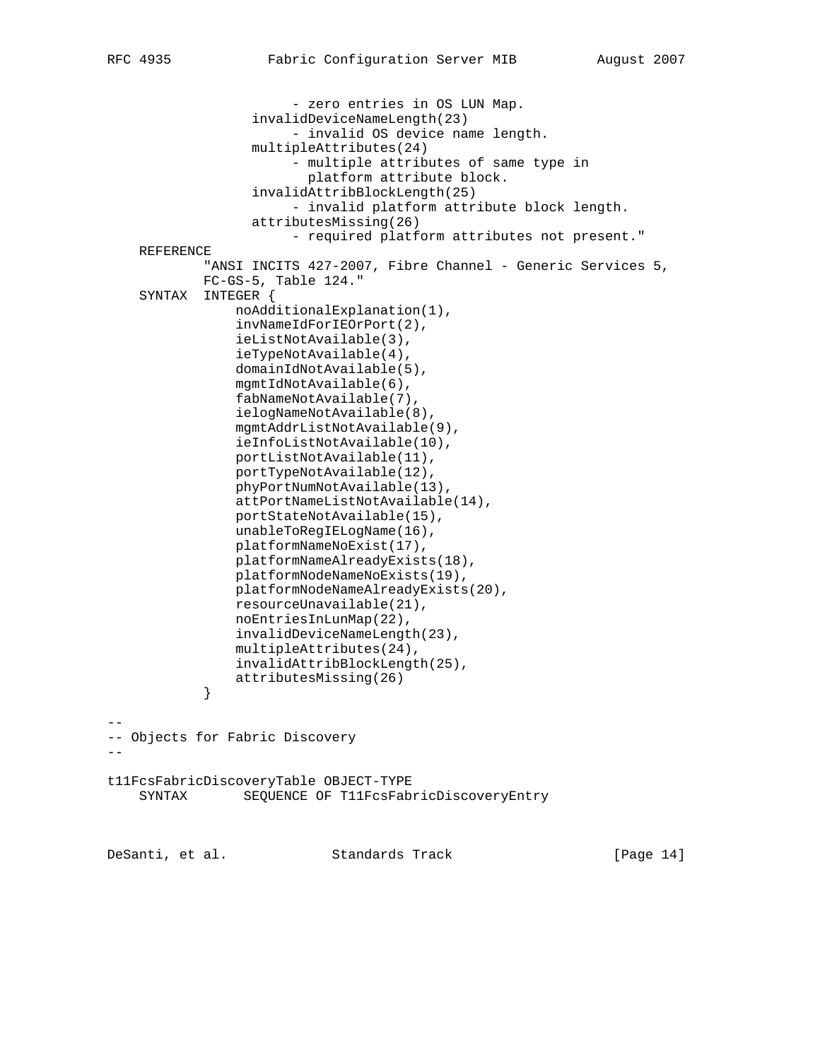```
                     - zero entries in OS LUN Map.
                 invalidDeviceNameLength(23)
                     - invalid OS device name length.
                 multipleAttributes(24)
                     - multiple attributes of same type in
                       platform attribute block.
                 invalidAttribBlockLength(25)
                     - invalid platform attribute block length.
                 attributesMissing(26)
                     - required platform attributes not present."
    REFERENCE
            "ANSI INCITS 427-2007, Fibre Channel - Generic Services 5,
            FC-GS-5, Table 124."
    SYNTAX  INTEGER {
                noAdditionalExplanation(1),
                invNameIdForIEOrPort(2),
                ieListNotAvailable(3),
                ieTypeNotAvailable(4),
                domainIdNotAvailable(5),
                mgmtIdNotAvailable(6),
                fabNameNotAvailable(7),
                ielogNameNotAvailable(8),
                mgmtAddrListNotAvailable(9),
                ieInfoListNotAvailable(10),
                portListNotAvailable(11),
                portTypeNotAvailable(12),
                phyPortNumNotAvailable(13),
                attPortNameListNotAvailable(14),
                portStateNotAvailable(15),
                unableToRegIELogName(16),
                platformNameNoExist(17),
                platformNameAlreadyExists(18),
                platformNodeNameNoExists(19),
                platformNodeNameAlreadyExists(20),
                resourceUnavailable(21),
                noEntriesInLunMap(22),
                invalidDeviceNameLength(23),
                multipleAttributes(24),
                invalidAttribBlockLength(25),
                attributesMissing(26)
            }

--
-- Objects for Fabric Discovery
--

t11FcsFabricDiscoveryTable OBJECT-TYPE
    SYNTAX       SEQUENCE OF T11FcsFabricDiscoveryEntry
```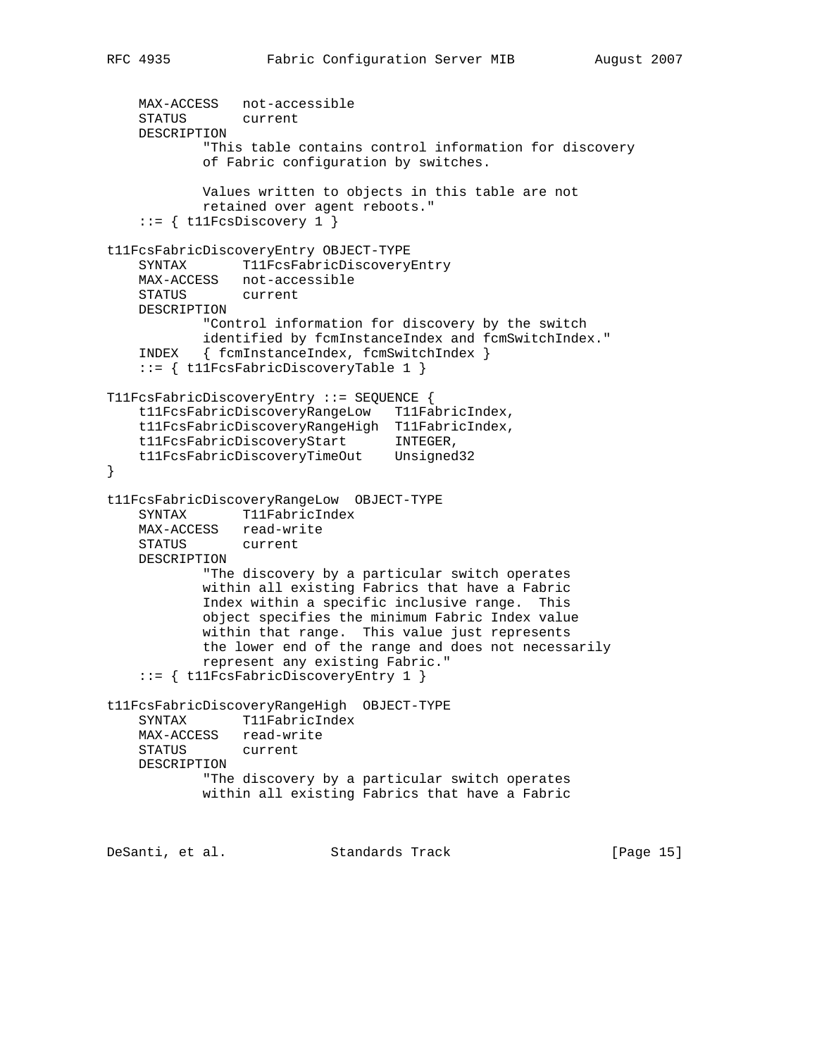```
    MAX-ACCESS   not-accessible
    STATUS       current
    DESCRIPTION
            "This table contains control information for discovery
            of Fabric configuration by switches.

            Values written to objects in this table are not
            retained over agent reboots."
    ::= { t11FcsDiscovery 1 }

t11FcsFabricDiscoveryEntry OBJECT-TYPE
    SYNTAX       T11FcsFabricDiscoveryEntry
    MAX-ACCESS   not-accessible
    STATUS       current
    DESCRIPTION
            "Control information for discovery by the switch
            identified by fcmInstanceIndex and fcmSwitchIndex."
    INDEX   { fcmInstanceIndex, fcmSwitchIndex }
    ::= { t11FcsFabricDiscoveryTable 1 }

T11FcsFabricDiscoveryEntry ::= SEQUENCE {
    t11FcsFabricDiscoveryRangeLow   T11FabricIndex,
    t11FcsFabricDiscoveryRangeHigh  T11FabricIndex,
    t11FcsFabricDiscoveryStart      INTEGER,
    t11FcsFabricDiscoveryTimeOut    Unsigned32
}

t11FcsFabricDiscoveryRangeLow  OBJECT-TYPE
    SYNTAX       T11FabricIndex
    MAX-ACCESS   read-write
    STATUS       current
    DESCRIPTION
            "The discovery by a particular switch operates
            within all existing Fabrics that have a Fabric
            Index within a specific inclusive range.  This
            object specifies the minimum Fabric Index value
            within that range.  This value just represents
            the lower end of the range and does not necessarily
            represent any existing Fabric."
    ::= { t11FcsFabricDiscoveryEntry 1 }

t11FcsFabricDiscoveryRangeHigh  OBJECT-TYPE
    SYNTAX       T11FabricIndex
    MAX-ACCESS   read-write
    STATUS       current
    DESCRIPTION
            "The discovery by a particular switch operates
            within all existing Fabrics that have a Fabric
```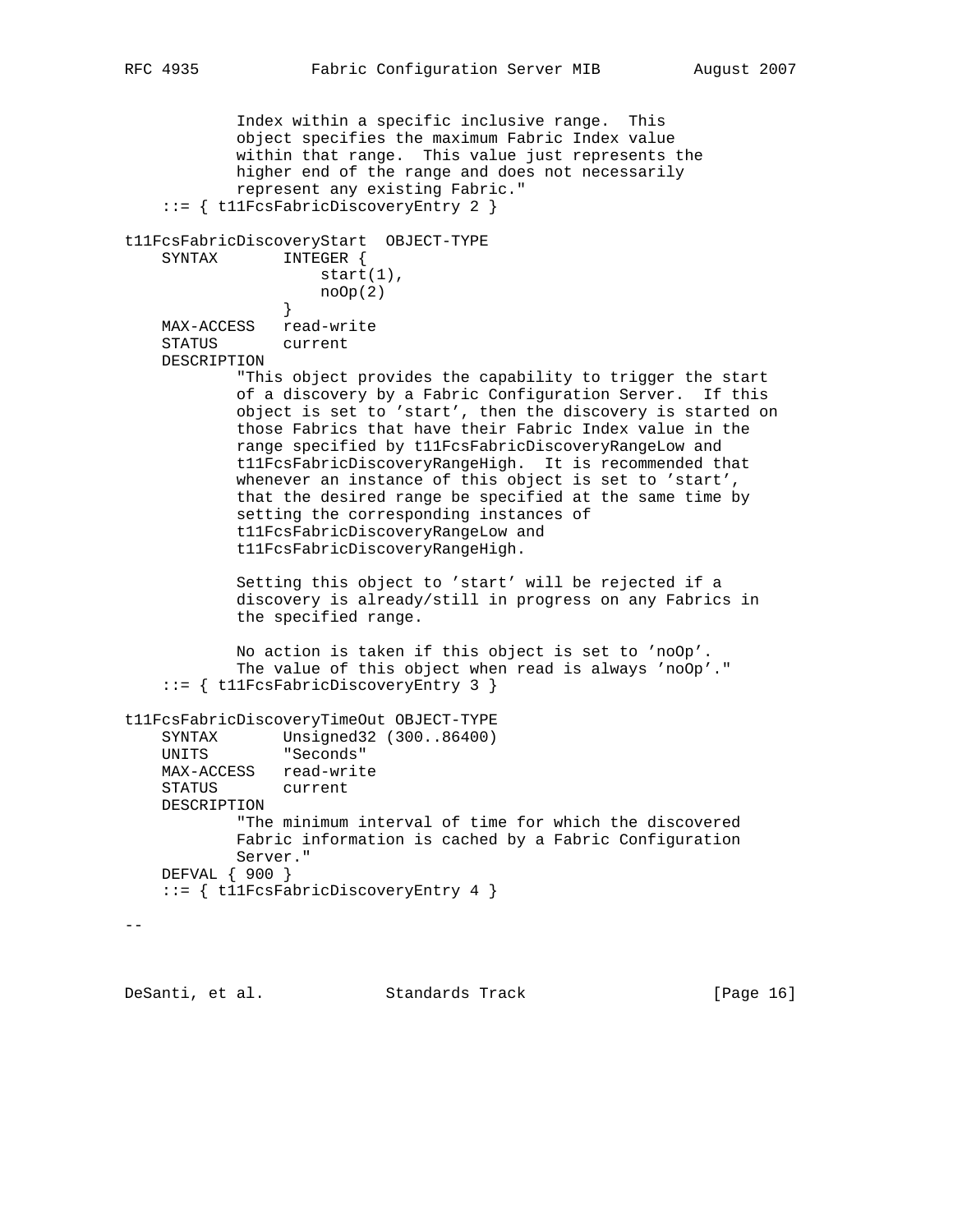```
            Index within a specific inclusive range.  This
            object specifies the maximum Fabric Index value
            within that range.  This value just represents the
            higher end of the range and does not necessarily
            represent any existing Fabric."
    ::= { t11FcsFabricDiscoveryEntry 2 }

t11FcsFabricDiscoveryStart  OBJECT-TYPE
    SYNTAX       INTEGER {
                     start(1),
                     noOp(2)
                 }
    MAX-ACCESS   read-write
    STATUS       current
    DESCRIPTION
            "This object provides the capability to trigger the start
            of a discovery by a Fabric Configuration Server.  If this
            object is set to 'start', then the discovery is started on
            those Fabrics that have their Fabric Index value in the
            range specified by t11FcsFabricDiscoveryRangeLow and
            t11FcsFabricDiscoveryRangeHigh.  It is recommended that
            whenever an instance of this object is set to 'start',
            that the desired range be specified at the same time by
            setting the corresponding instances of
            t11FcsFabricDiscoveryRangeLow and
            t11FcsFabricDiscoveryRangeHigh.

            Setting this object to 'start' will be rejected if a
            discovery is already/still in progress on any Fabrics in
            the specified range.

            No action is taken if this object is set to 'noOp'.
            The value of this object when read is always 'noOp'."
    ::= { t11FcsFabricDiscoveryEntry 3 }

t11FcsFabricDiscoveryTimeOut OBJECT-TYPE
    SYNTAX       Unsigned32 (300..86400)
    UNITS        "Seconds"
    MAX-ACCESS   read-write
    STATUS       current
    DESCRIPTION
            "The minimum interval of time for which the discovered
            Fabric information is cached by a Fabric Configuration
            Server."
    DEFVAL { 900 }
    ::= { t11FcsFabricDiscoveryEntry 4 }

--
```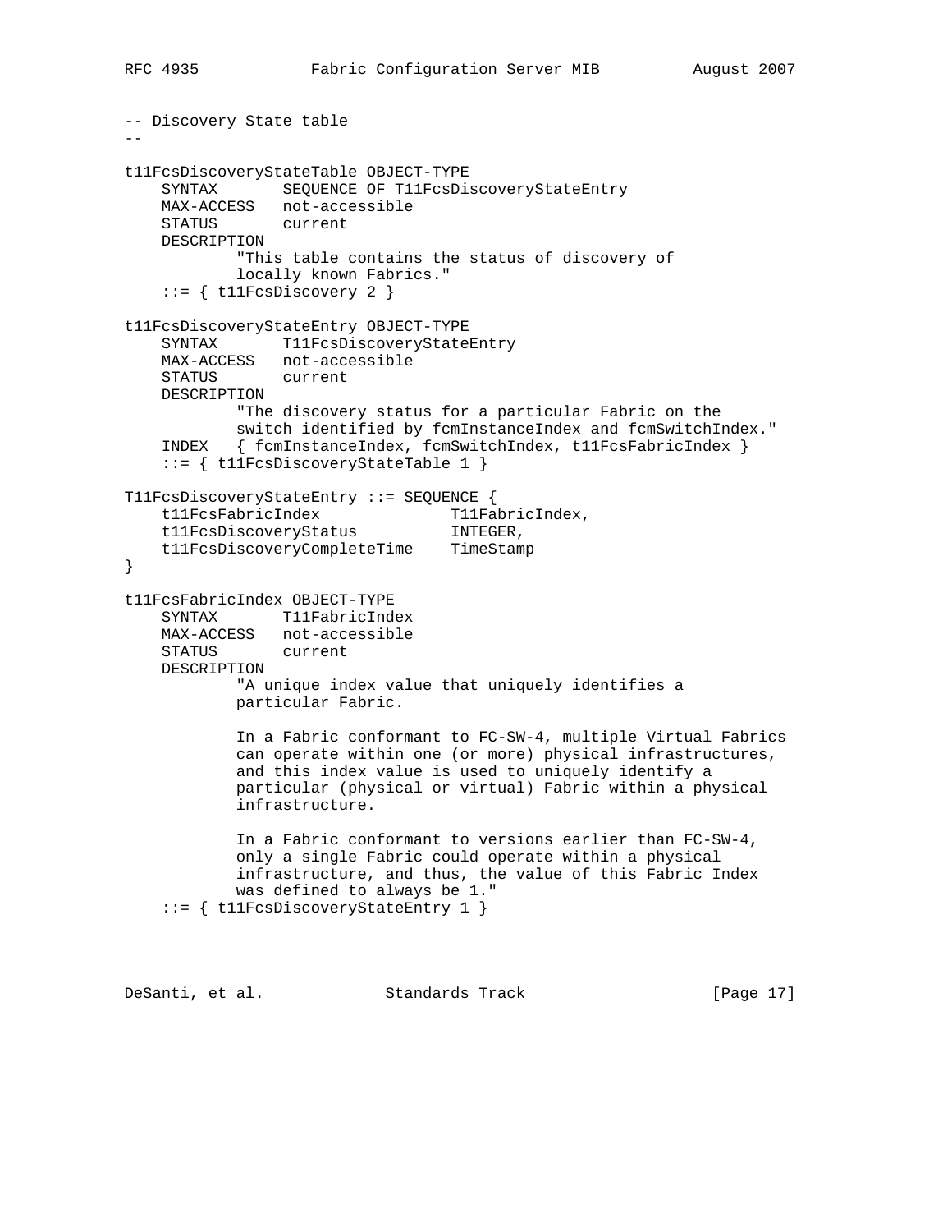```
-- Discovery State table
--

t11FcsDiscoveryStateTable OBJECT-TYPE
    SYNTAX       SEQUENCE OF T11FcsDiscoveryStateEntry
    MAX-ACCESS   not-accessible
    STATUS       current
    DESCRIPTION
            "This table contains the status of discovery of
            locally known Fabrics."
    ::= { t11FcsDiscovery 2 }

t11FcsDiscoveryStateEntry OBJECT-TYPE
    SYNTAX       T11FcsDiscoveryStateEntry
    MAX-ACCESS   not-accessible
    STATUS       current
    DESCRIPTION
            "The discovery status for a particular Fabric on the
            switch identified by fcmInstanceIndex and fcmSwitchIndex."
    INDEX   { fcmInstanceIndex, fcmSwitchIndex, t11FcsFabricIndex }
    ::= { t11FcsDiscoveryStateTable 1 }

T11FcsDiscoveryStateEntry ::= SEQUENCE {
    t11FcsFabricIndex              T11FabricIndex,
    t11FcsDiscoveryStatus          INTEGER,
    t11FcsDiscoveryCompleteTime    TimeStamp
}

t11FcsFabricIndex OBJECT-TYPE
    SYNTAX       T11FabricIndex
    MAX-ACCESS   not-accessible
    STATUS       current
    DESCRIPTION
            "A unique index value that uniquely identifies a
            particular Fabric.

            In a Fabric conformant to FC-SW-4, multiple Virtual Fabrics
            can operate within one (or more) physical infrastructures,
            and this index value is used to uniquely identify a
            particular (physical or virtual) Fabric within a physical
            infrastructure.

            In a Fabric conformant to versions earlier than FC-SW-4,
            only a single Fabric could operate within a physical
            infrastructure, and thus, the value of this Fabric Index
            was defined to always be 1."
    ::= { t11FcsDiscoveryStateEntry 1 }
```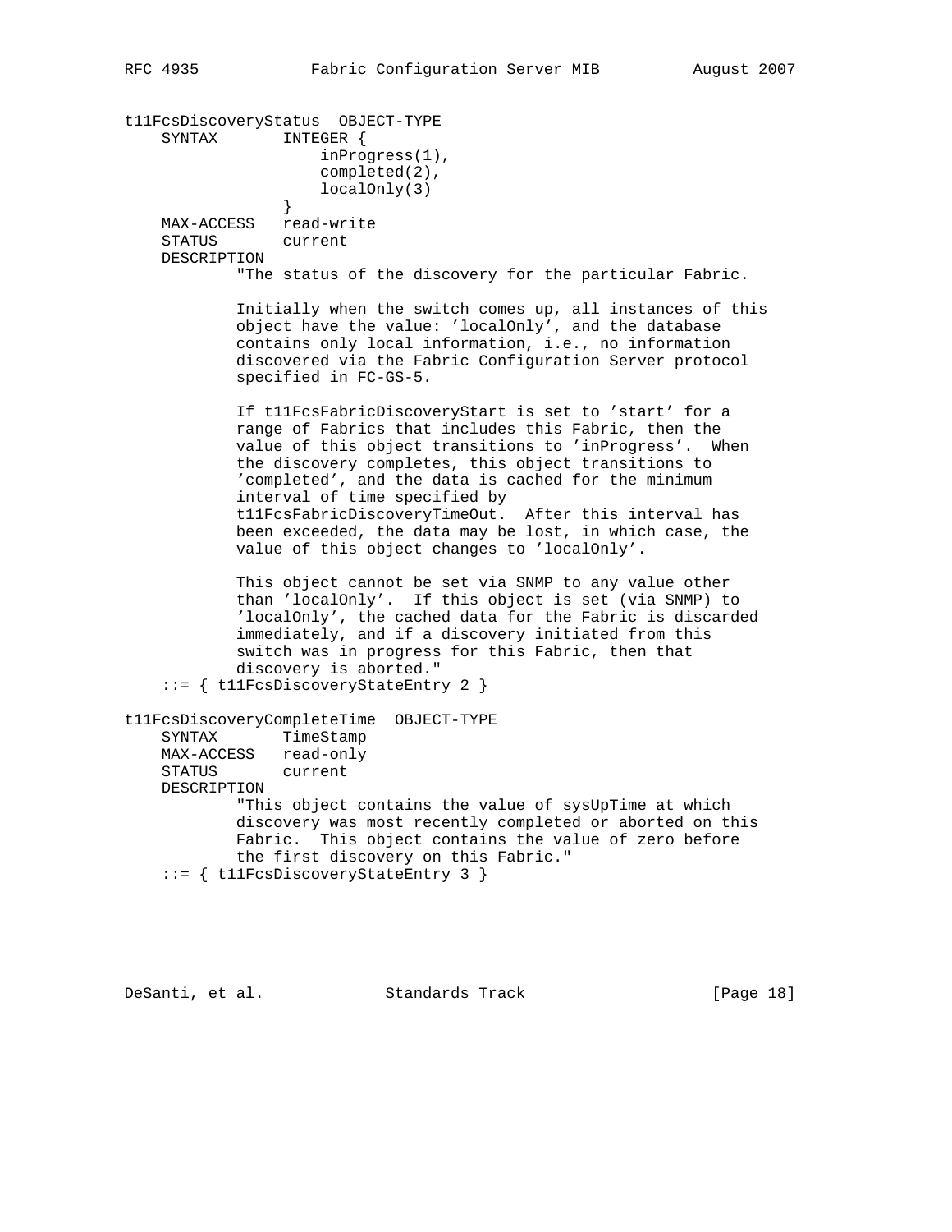```
t11FcsDiscoveryStatus  OBJECT-TYPE
    SYNTAX       INTEGER {
                     inProgress(1),
                     completed(2),
                     localOnly(3)
                 }
    MAX-ACCESS   read-write
    STATUS       current
    DESCRIPTION
            "The status of the discovery for the particular Fabric.

            Initially when the switch comes up, all instances of this
            object have the value: 'localOnly', and the database
            contains only local information, i.e., no information
            discovered via the Fabric Configuration Server protocol
            specified in FC-GS-5.

            If t11FcsFabricDiscoveryStart is set to 'start' for a
            range of Fabrics that includes this Fabric, then the
            value of this object transitions to 'inProgress'.  When
            the discovery completes, this object transitions to
            'completed', and the data is cached for the minimum
            interval of time specified by
            t11FcsFabricDiscoveryTimeOut.  After this interval has
            been exceeded, the data may be lost, in which case, the
            value of this object changes to 'localOnly'.

            This object cannot be set via SNMP to any value other
            than 'localOnly'.  If this object is set (via SNMP) to
            'localOnly', the cached data for the Fabric is discarded
            immediately, and if a discovery initiated from this
            switch was in progress for this Fabric, then that
            discovery is aborted."
    ::= { t11FcsDiscoveryStateEntry 2 }

t11FcsDiscoveryCompleteTime  OBJECT-TYPE
    SYNTAX       TimeStamp
    MAX-ACCESS   read-only
    STATUS       current
    DESCRIPTION
            "This object contains the value of sysUpTime at which
            discovery was most recently completed or aborted on this
            Fabric.  This object contains the value of zero before
            the first discovery on this Fabric."
    ::= { t11FcsDiscoveryStateEntry 3 }
```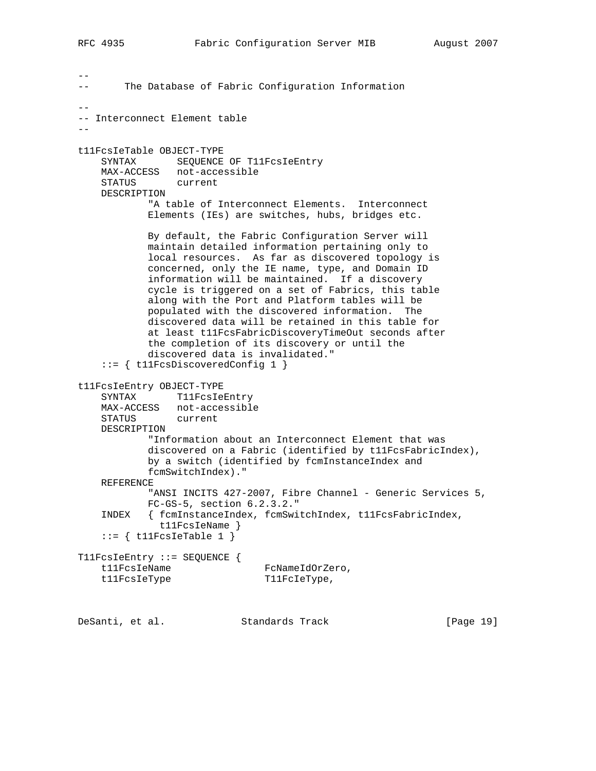```
--
--      The Database of Fabric Configuration Information

--
-- Interconnect Element table
--

t11FcsIeTable OBJECT-TYPE
    SYNTAX       SEQUENCE OF T11FcsIeEntry
    MAX-ACCESS   not-accessible
    STATUS       current
    DESCRIPTION
            "A table of Interconnect Elements.  Interconnect
            Elements (IEs) are switches, hubs, bridges etc.

            By default, the Fabric Configuration Server will
            maintain detailed information pertaining only to
            local resources.  As far as discovered topology is
            concerned, only the IE name, type, and Domain ID
            information will be maintained.  If a discovery
            cycle is triggered on a set of Fabrics, this table
            along with the Port and Platform tables will be
            populated with the discovered information.  The
            discovered data will be retained in this table for
            at least t11FcsFabricDiscoveryTimeOut seconds after
            the completion of its discovery or until the
            discovered data is invalidated."
    ::= { t11FcsDiscoveredConfig 1 }

t11FcsIeEntry OBJECT-TYPE
    SYNTAX       T11FcsIeEntry
    MAX-ACCESS   not-accessible
    STATUS       current
    DESCRIPTION
            "Information about an Interconnect Element that was
            discovered on a Fabric (identified by t11FcsFabricIndex),
            by a switch (identified by fcmInstanceIndex and
            fcmSwitchIndex)."
    REFERENCE
            "ANSI INCITS 427-2007, Fibre Channel - Generic Services 5,
            FC-GS-5, section 6.2.3.2."
    INDEX   { fcmInstanceIndex, fcmSwitchIndex, t11FcsFabricIndex,
              t11FcsIeName }
    ::= { t11FcsIeTable 1 }

T11FcsIeEntry ::= SEQUENCE {
    t11FcsIeName                FcNameIdOrZero,
    t11FcsIeType                T11FcIeType,
```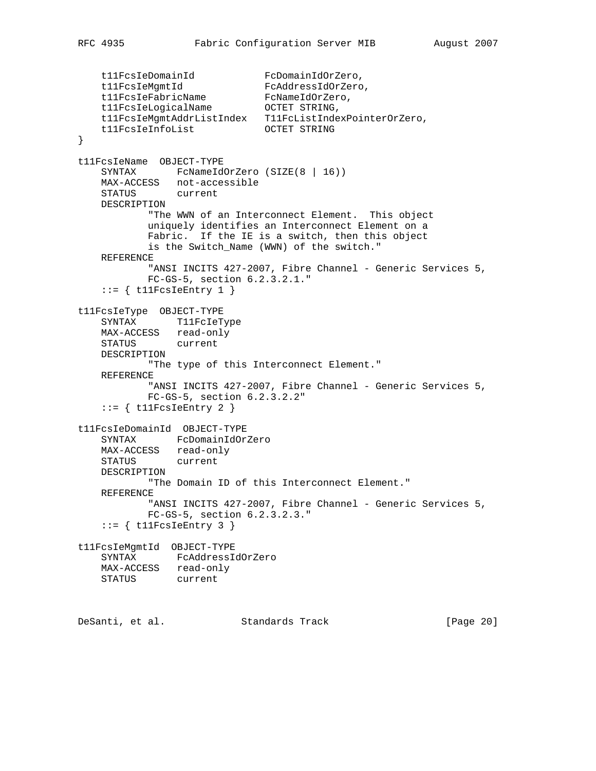```
    t11FcsIeDomainId            FcDomainIdOrZero,
    t11FcsIeMgmtId              FcAddressIdOrZero,
    t11FcsIeFabricName          FcNameIdOrZero,
    t11FcsIeLogicalName         OCTET STRING,
    t11FcsIeMgmtAddrListIndex   T11FcListIndexPointerOrZero,
    t11FcsIeInfoList            OCTET STRING
}

t11FcsIeName  OBJECT-TYPE
    SYNTAX       FcNameIdOrZero (SIZE(8 | 16))
    MAX-ACCESS   not-accessible
    STATUS       current
    DESCRIPTION
            "The WWN of an Interconnect Element.  This object
            uniquely identifies an Interconnect Element on a
            Fabric.  If the IE is a switch, then this object
            is the Switch_Name (WWN) of the switch."
    REFERENCE
            "ANSI INCITS 427-2007, Fibre Channel - Generic Services 5,
            FC-GS-5, section 6.2.3.2.1."
    ::= { t11FcsIeEntry 1 }

t11FcsIeType  OBJECT-TYPE
    SYNTAX       T11FcIeType
    MAX-ACCESS   read-only
    STATUS       current
    DESCRIPTION
            "The type of this Interconnect Element."
    REFERENCE
            "ANSI INCITS 427-2007, Fibre Channel - Generic Services 5,
            FC-GS-5, section 6.2.3.2.2"
    ::= { t11FcsIeEntry 2 }

t11FcsIeDomainId  OBJECT-TYPE
    SYNTAX       FcDomainIdOrZero
    MAX-ACCESS   read-only
    STATUS       current
    DESCRIPTION
            "The Domain ID of this Interconnect Element."
    REFERENCE
            "ANSI INCITS 427-2007, Fibre Channel - Generic Services 5,
            FC-GS-5, section 6.2.3.2.3."
    ::= { t11FcsIeEntry 3 }

t11FcsIeMgmtId  OBJECT-TYPE
    SYNTAX       FcAddressIdOrZero
    MAX-ACCESS   read-only
    STATUS       current
```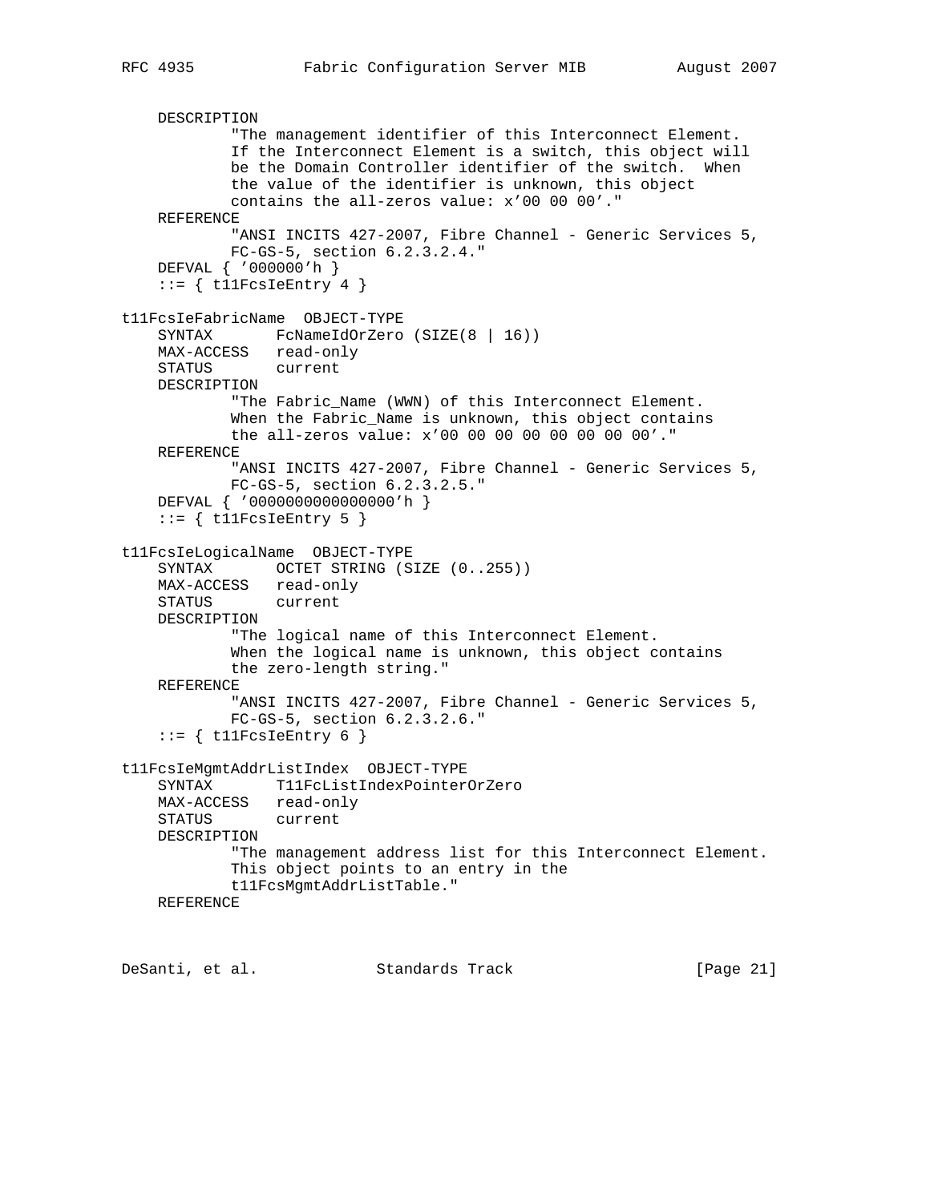```
    DESCRIPTION
            "The management identifier of this Interconnect Element.
            If the Interconnect Element is a switch, this object will
            be the Domain Controller identifier of the switch.  When
            the value of the identifier is unknown, this object
            contains the all-zeros value: x'00 00 00'."
    REFERENCE
            "ANSI INCITS 427-2007, Fibre Channel - Generic Services 5,
            FC-GS-5, section 6.2.3.2.4."
    DEFVAL { '000000'h }
    ::= { t11FcsIeEntry 4 }

t11FcsIeFabricName  OBJECT-TYPE
    SYNTAX       FcNameIdOrZero (SIZE(8 | 16))
    MAX-ACCESS   read-only
    STATUS       current
    DESCRIPTION
            "The Fabric_Name (WWN) of this Interconnect Element.
            When the Fabric_Name is unknown, this object contains
            the all-zeros value: x'00 00 00 00 00 00 00 00'."
    REFERENCE
            "ANSI INCITS 427-2007, Fibre Channel - Generic Services 5,
            FC-GS-5, section 6.2.3.2.5."
    DEFVAL { '0000000000000000'h }
    ::= { t11FcsIeEntry 5 }

t11FcsIeLogicalName  OBJECT-TYPE
    SYNTAX       OCTET STRING (SIZE (0..255))
    MAX-ACCESS   read-only
    STATUS       current
    DESCRIPTION
            "The logical name of this Interconnect Element.
            When the logical name is unknown, this object contains
            the zero-length string."
    REFERENCE
            "ANSI INCITS 427-2007, Fibre Channel - Generic Services 5,
            FC-GS-5, section 6.2.3.2.6."
    ::= { t11FcsIeEntry 6 }

t11FcsIeMgmtAddrListIndex  OBJECT-TYPE
    SYNTAX       T11FcListIndexPointerOrZero
    MAX-ACCESS   read-only
    STATUS       current
    DESCRIPTION
            "The management address list for this Interconnect Element.
            This object points to an entry in the
            t11FcsMgmtAddrListTable."
    REFERENCE
```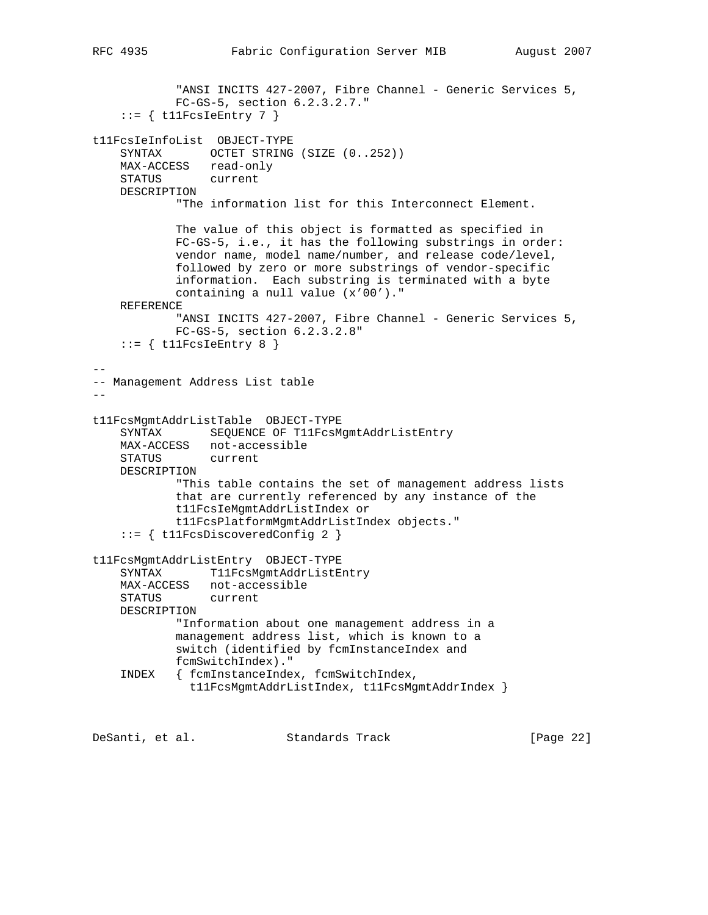```
            "ANSI INCITS 427-2007, Fibre Channel - Generic Services 5,
            FC-GS-5, section 6.2.3.2.7."
    ::= { t11FcsIeEntry 7 }

t11FcsIeInfoList  OBJECT-TYPE
    SYNTAX       OCTET STRING (SIZE (0..252))
    MAX-ACCESS   read-only
    STATUS       current
    DESCRIPTION
            "The information list for this Interconnect Element.

            The value of this object is formatted as specified in
            FC-GS-5, i.e., it has the following substrings in order:
            vendor name, model name/number, and release code/level,
            followed by zero or more substrings of vendor-specific
            information.  Each substring is terminated with a byte
            containing a null value (x'00')."
    REFERENCE
            "ANSI INCITS 427-2007, Fibre Channel - Generic Services 5,
            FC-GS-5, section 6.2.3.2.8"
    ::= { t11FcsIeEntry 8 }

--
-- Management Address List table
--

t11FcsMgmtAddrListTable  OBJECT-TYPE
    SYNTAX       SEQUENCE OF T11FcsMgmtAddrListEntry
    MAX-ACCESS   not-accessible
    STATUS       current
    DESCRIPTION
            "This table contains the set of management address lists
            that are currently referenced by any instance of the
            t11FcsIeMgmtAddrListIndex or
            t11FcsPlatformMgmtAddrListIndex objects."
    ::= { t11FcsDiscoveredConfig 2 }

t11FcsMgmtAddrListEntry  OBJECT-TYPE
    SYNTAX       T11FcsMgmtAddrListEntry
    MAX-ACCESS   not-accessible
    STATUS       current
    DESCRIPTION
            "Information about one management address in a
            management address list, which is known to a
            switch (identified by fcmInstanceIndex and
            fcmSwitchIndex)."
    INDEX   { fcmInstanceIndex, fcmSwitchIndex,
              t11FcsMgmtAddrListIndex, t11FcsMgmtAddrIndex }
```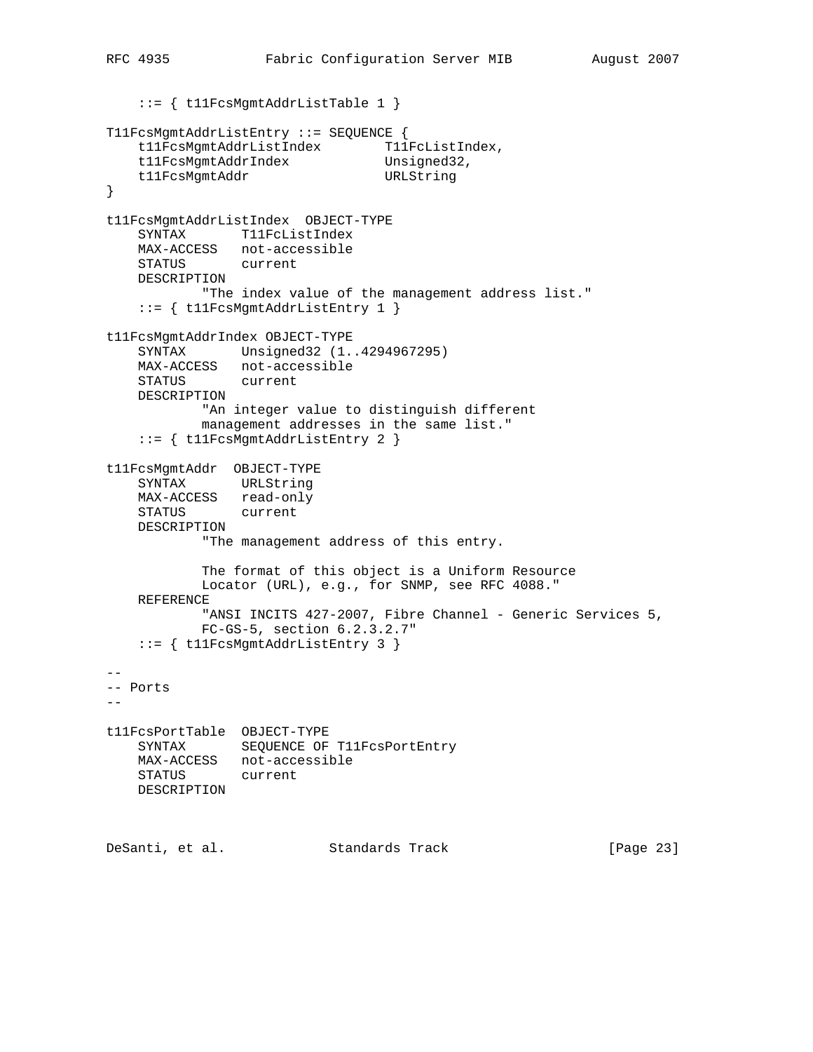```
    ::= { t11FcsMgmtAddrListTable 1 }

T11FcsMgmtAddrListEntry ::= SEQUENCE {
    t11FcsMgmtAddrListIndex        T11FcListIndex,
    t11FcsMgmtAddrIndex            Unsigned32,
    t11FcsMgmtAddr                 URLString
}

t11FcsMgmtAddrListIndex  OBJECT-TYPE
    SYNTAX       T11FcListIndex
    MAX-ACCESS   not-accessible
    STATUS       current
    DESCRIPTION
            "The index value of the management address list."
    ::= { t11FcsMgmtAddrListEntry 1 }

t11FcsMgmtAddrIndex OBJECT-TYPE
    SYNTAX       Unsigned32 (1..4294967295)
    MAX-ACCESS   not-accessible
    STATUS       current
    DESCRIPTION
            "An integer value to distinguish different
            management addresses in the same list."
    ::= { t11FcsMgmtAddrListEntry 2 }

t11FcsMgmtAddr  OBJECT-TYPE
    SYNTAX       URLString
    MAX-ACCESS   read-only
    STATUS       current
    DESCRIPTION
            "The management address of this entry.

            The format of this object is a Uniform Resource
            Locator (URL), e.g., for SNMP, see RFC 4088."
    REFERENCE
            "ANSI INCITS 427-2007, Fibre Channel - Generic Services 5,
            FC-GS-5, section 6.2.3.2.7"
    ::= { t11FcsMgmtAddrListEntry 3 }

--
-- Ports
--

t11FcsPortTable  OBJECT-TYPE
    SYNTAX       SEQUENCE OF T11FcsPortEntry
    MAX-ACCESS   not-accessible
    STATUS       current
    DESCRIPTION
```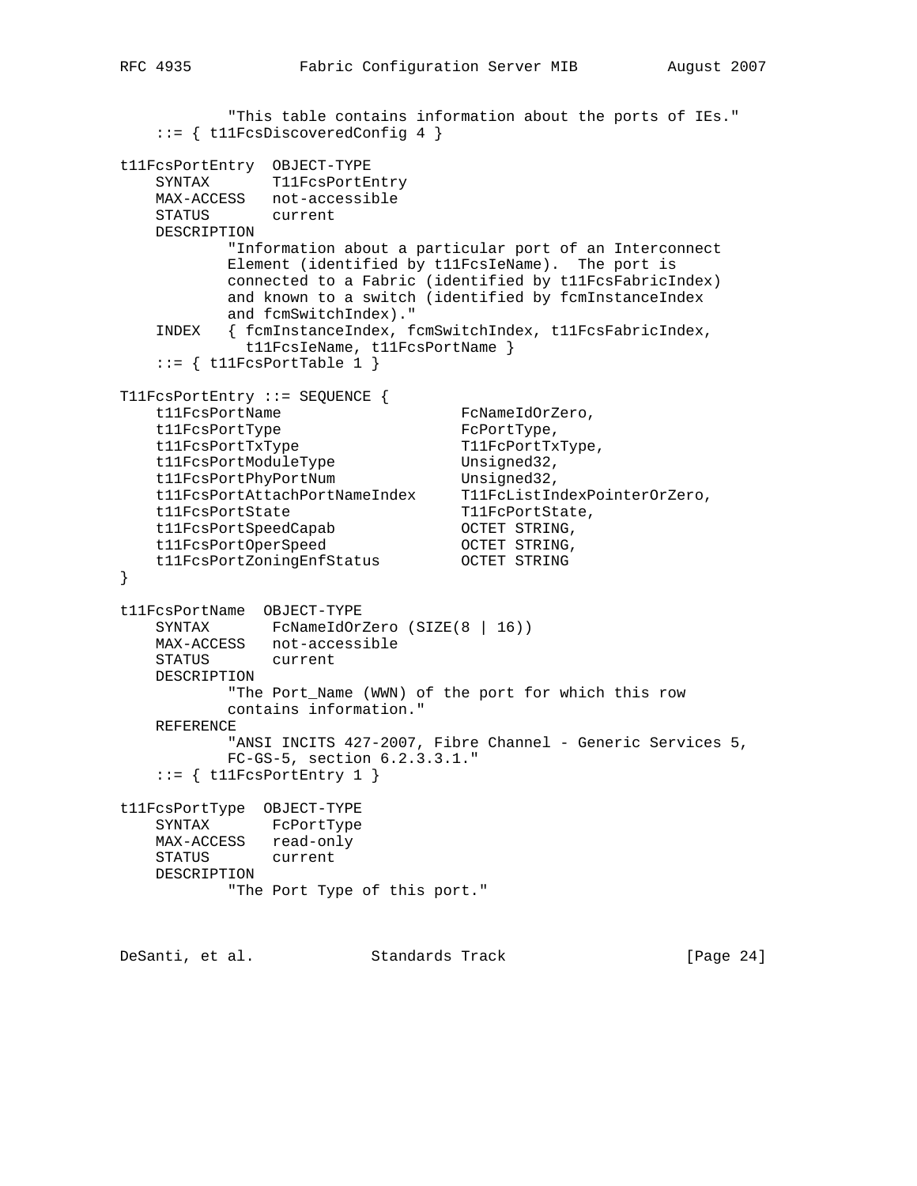```
            "This table contains information about the ports of IEs."
    ::= { t11FcsDiscoveredConfig 4 }

t11FcsPortEntry  OBJECT-TYPE
    SYNTAX       T11FcsPortEntry
    MAX-ACCESS   not-accessible
    STATUS       current
    DESCRIPTION
            "Information about a particular port of an Interconnect
            Element (identified by t11FcsIeName).  The port is
            connected to a Fabric (identified by t11FcsFabricIndex)
            and known to a switch (identified by fcmInstanceIndex
            and fcmSwitchIndex)."
    INDEX   { fcmInstanceIndex, fcmSwitchIndex, t11FcsFabricIndex,
              t11FcsIeName, t11FcsPortName }
    ::= { t11FcsPortTable 1 }

T11FcsPortEntry ::= SEQUENCE {
    t11FcsPortName                    FcNameIdOrZero,
    t11FcsPortType                    FcPortType,
    t11FcsPortTxType                  T11FcPortTxType,
    t11FcsPortModuleType              Unsigned32,
    t11FcsPortPhyPortNum              Unsigned32,
    t11FcsPortAttachPortNameIndex     T11FcListIndexPointerOrZero,
    t11FcsPortState                   T11FcPortState,
    t11FcsPortSpeedCapab              OCTET STRING,
    t11FcsPortOperSpeed               OCTET STRING,
    t11FcsPortZoningEnfStatus         OCTET STRING
}

t11FcsPortName  OBJECT-TYPE
    SYNTAX       FcNameIdOrZero (SIZE(8 | 16))
    MAX-ACCESS   not-accessible
    STATUS       current
    DESCRIPTION
            "The Port_Name (WWN) of the port for which this row
            contains information."
    REFERENCE
            "ANSI INCITS 427-2007, Fibre Channel - Generic Services 5,
            FC-GS-5, section 6.2.3.3.1."
    ::= { t11FcsPortEntry 1 }

t11FcsPortType  OBJECT-TYPE
    SYNTAX       FcPortType
    MAX-ACCESS   read-only
    STATUS       current
    DESCRIPTION
            "The Port Type of this port."
```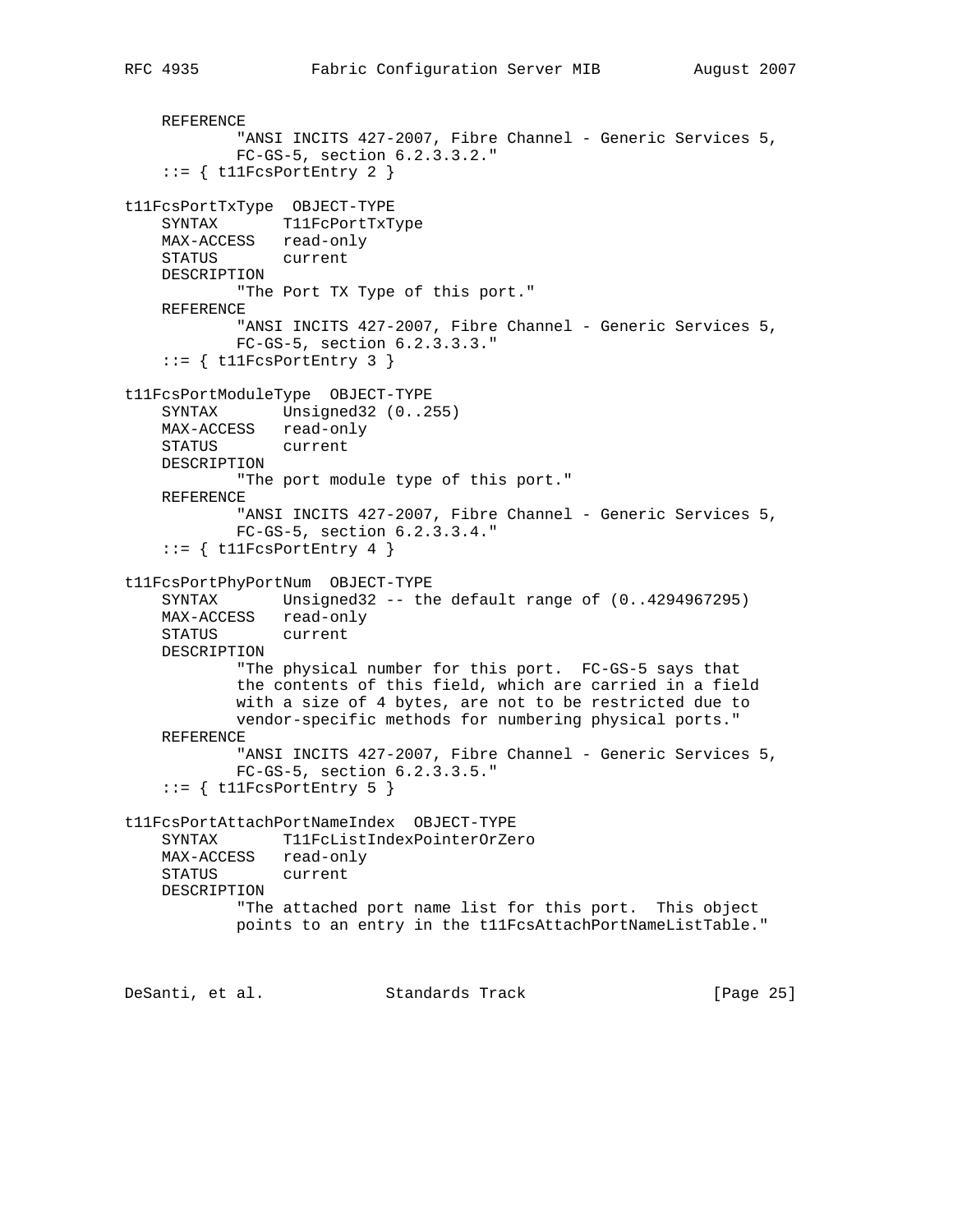```
    REFERENCE
           "ANSI INCITS 427-2007, Fibre Channel - Generic Services 5,
           FC-GS-5, section 6.2.3.3.2."
    ::= { t11FcsPortEntry 2 }

t11FcsPortTxType  OBJECT-TYPE
    SYNTAX       T11FcPortTxType
    MAX-ACCESS   read-only
    STATUS       current
    DESCRIPTION
           "The Port TX Type of this port."
    REFERENCE
           "ANSI INCITS 427-2007, Fibre Channel - Generic Services 5,
           FC-GS-5, section 6.2.3.3.3."
    ::= { t11FcsPortEntry 3 }

t11FcsPortModuleType  OBJECT-TYPE
    SYNTAX       Unsigned32 (0..255)
    MAX-ACCESS   read-only
    STATUS       current
    DESCRIPTION
           "The port module type of this port."
    REFERENCE
           "ANSI INCITS 427-2007, Fibre Channel - Generic Services 5,
           FC-GS-5, section 6.2.3.3.4."
    ::= { t11FcsPortEntry 4 }

t11FcsPortPhyPortNum  OBJECT-TYPE
    SYNTAX       Unsigned32 -- the default range of (0..4294967295)
    MAX-ACCESS   read-only
    STATUS       current
    DESCRIPTION
           "The physical number for this port.  FC-GS-5 says that
           the contents of this field, which are carried in a field
           with a size of 4 bytes, are not to be restricted due to
           vendor-specific methods for numbering physical ports."
    REFERENCE
           "ANSI INCITS 427-2007, Fibre Channel - Generic Services 5,
           FC-GS-5, section 6.2.3.3.5."
    ::= { t11FcsPortEntry 5 }

t11FcsPortAttachPortNameIndex  OBJECT-TYPE
    SYNTAX       T11FcListIndexPointerOrZero
    MAX-ACCESS   read-only
    STATUS       current
    DESCRIPTION
           "The attached port name list for this port.  This object
           points to an entry in the t11FcsAttachPortNameListTable."
```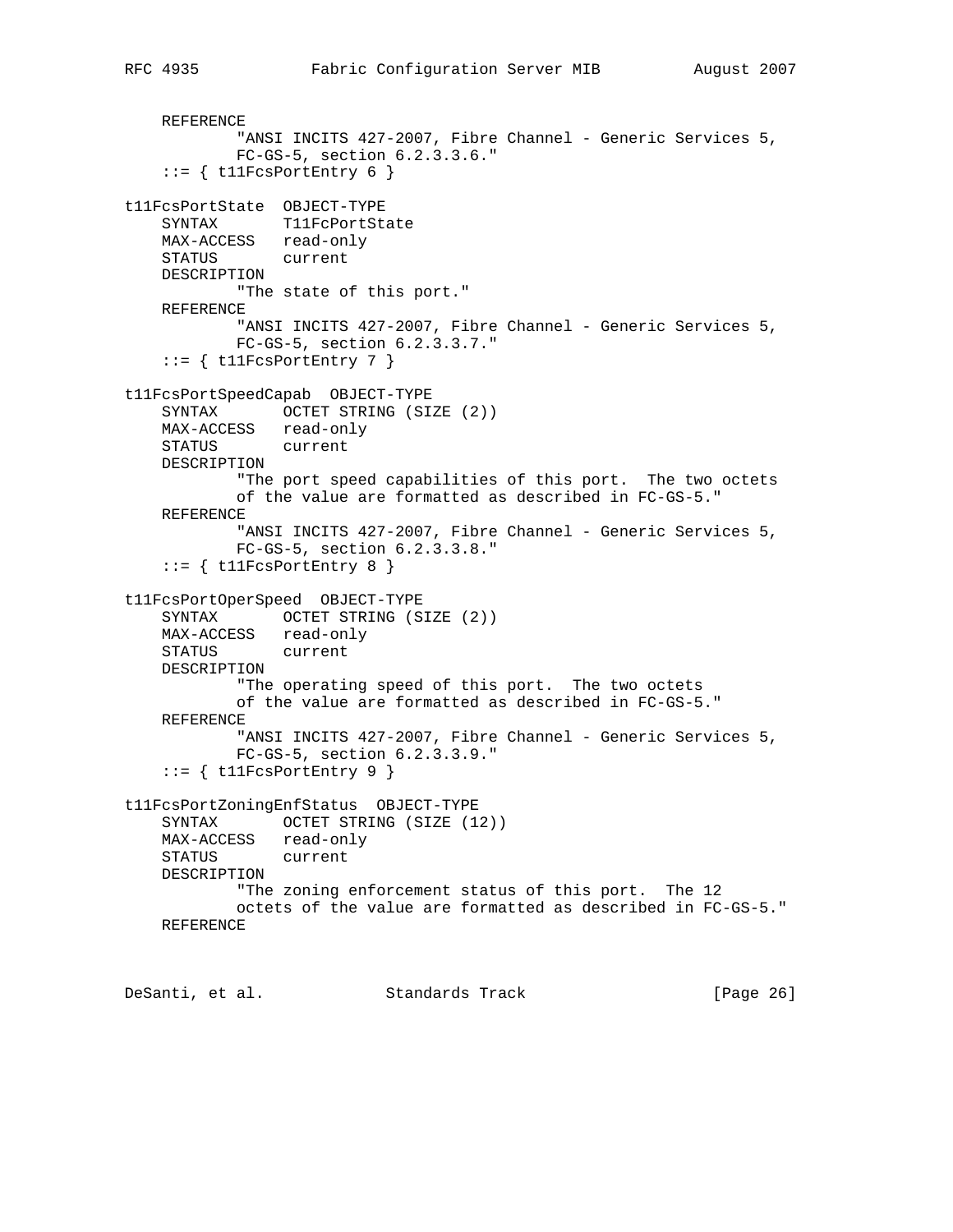```
    REFERENCE
            "ANSI INCITS 427-2007, Fibre Channel - Generic Services 5,
            FC-GS-5, section 6.2.3.3.6."
    ::= { t11FcsPortEntry 6 }

t11FcsPortState  OBJECT-TYPE
    SYNTAX       T11FcPortState
    MAX-ACCESS   read-only
    STATUS       current
    DESCRIPTION
            "The state of this port."
    REFERENCE
            "ANSI INCITS 427-2007, Fibre Channel - Generic Services 5,
            FC-GS-5, section 6.2.3.3.7."
    ::= { t11FcsPortEntry 7 }

t11FcsPortSpeedCapab  OBJECT-TYPE
    SYNTAX       OCTET STRING (SIZE (2))
    MAX-ACCESS   read-only
    STATUS       current
    DESCRIPTION
            "The port speed capabilities of this port.  The two octets
            of the value are formatted as described in FC-GS-5."
    REFERENCE
            "ANSI INCITS 427-2007, Fibre Channel - Generic Services 5,
            FC-GS-5, section 6.2.3.3.8."
    ::= { t11FcsPortEntry 8 }

t11FcsPortOperSpeed  OBJECT-TYPE
    SYNTAX       OCTET STRING (SIZE (2))
    MAX-ACCESS   read-only
    STATUS       current
    DESCRIPTION
            "The operating speed of this port.  The two octets
            of the value are formatted as described in FC-GS-5."
    REFERENCE
            "ANSI INCITS 427-2007, Fibre Channel - Generic Services 5,
            FC-GS-5, section 6.2.3.3.9."
    ::= { t11FcsPortEntry 9 }

t11FcsPortZoningEnfStatus  OBJECT-TYPE
    SYNTAX       OCTET STRING (SIZE (12))
    MAX-ACCESS   read-only
    STATUS       current
    DESCRIPTION
            "The zoning enforcement status of this port.  The 12
            octets of the value are formatted as described in FC-GS-5."
    REFERENCE
```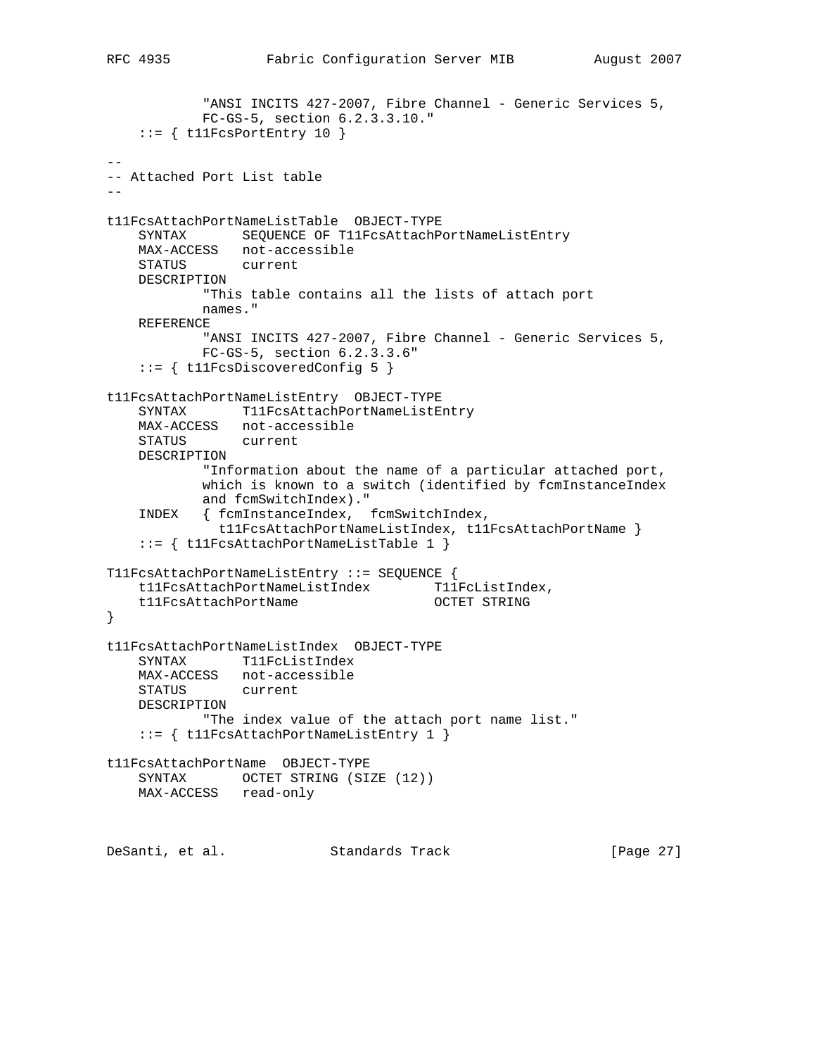```
            "ANSI INCITS 427-2007, Fibre Channel - Generic Services 5,
            FC-GS-5, section 6.2.3.3.10."
    ::= { t11FcsPortEntry 10 }

--
-- Attached Port List table
--

t11FcsAttachPortNameListTable  OBJECT-TYPE
    SYNTAX       SEQUENCE OF T11FcsAttachPortNameListEntry
    MAX-ACCESS   not-accessible
    STATUS       current
    DESCRIPTION
            "This table contains all the lists of attach port
            names."
    REFERENCE
            "ANSI INCITS 427-2007, Fibre Channel - Generic Services 5,
            FC-GS-5, section 6.2.3.3.6"
    ::= { t11FcsDiscoveredConfig 5 }

t11FcsAttachPortNameListEntry  OBJECT-TYPE
    SYNTAX       T11FcsAttachPortNameListEntry
    MAX-ACCESS   not-accessible
    STATUS       current
    DESCRIPTION
            "Information about the name of a particular attached port,
            which is known to a switch (identified by fcmInstanceIndex
            and fcmSwitchIndex)."
    INDEX   { fcmInstanceIndex,  fcmSwitchIndex,
              t11FcsAttachPortNameListIndex, t11FcsAttachPortName }
    ::= { t11FcsAttachPortNameListTable 1 }

T11FcsAttachPortNameListEntry ::= SEQUENCE {
    t11FcsAttachPortNameListIndex        T11FcListIndex,
    t11FcsAttachPortName                 OCTET STRING
}

t11FcsAttachPortNameListIndex  OBJECT-TYPE
    SYNTAX       T11FcListIndex
    MAX-ACCESS   not-accessible
    STATUS       current
    DESCRIPTION
            "The index value of the attach port name list."
    ::= { t11FcsAttachPortNameListEntry 1 }

t11FcsAttachPortName  OBJECT-TYPE
    SYNTAX       OCTET STRING (SIZE (12))
    MAX-ACCESS   read-only
```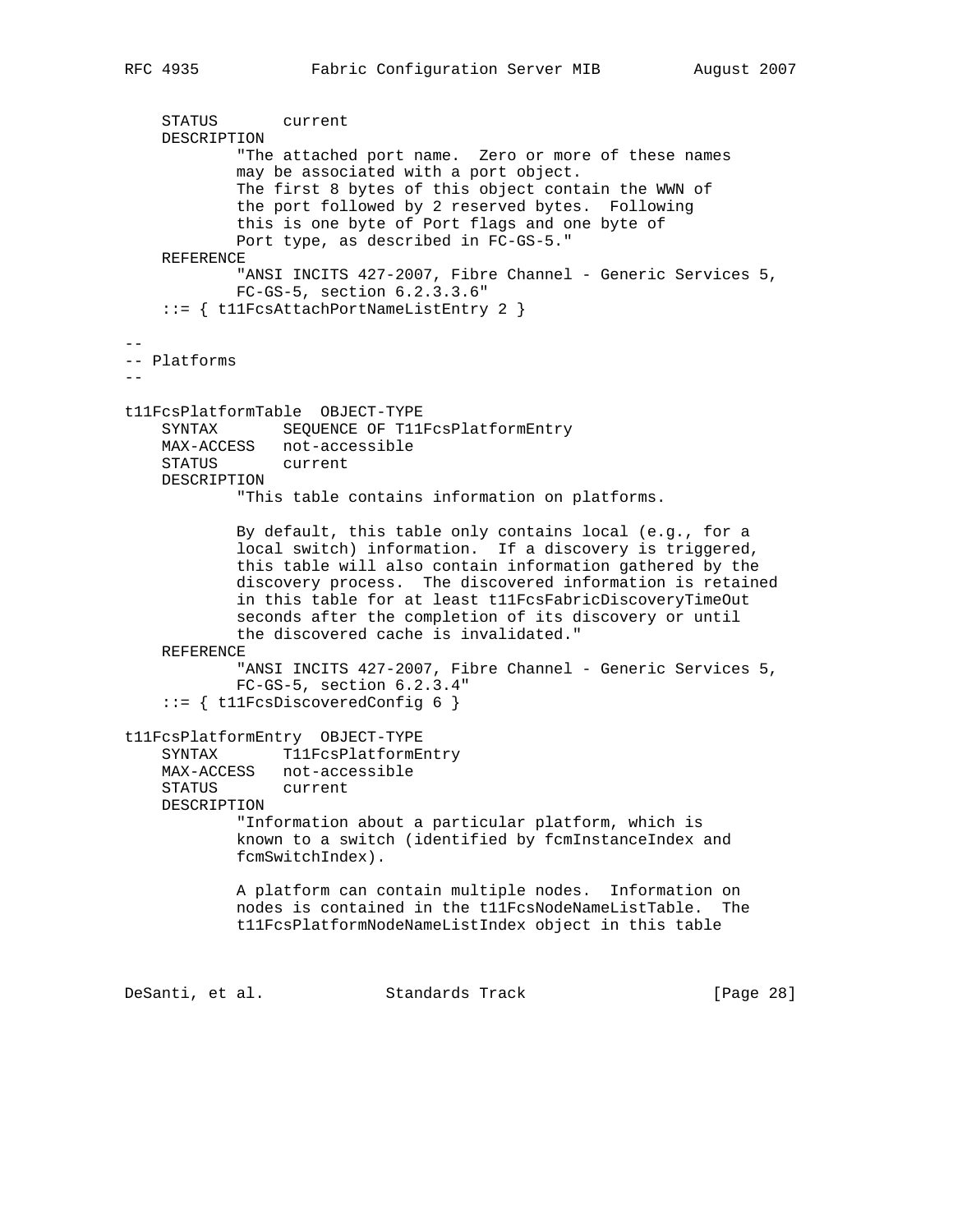```
    STATUS       current
    DESCRIPTION
            "The attached port name.  Zero or more of these names
            may be associated with a port object.
            The first 8 bytes of this object contain the WWN of
            the port followed by 2 reserved bytes.  Following
            this is one byte of Port flags and one byte of
            Port type, as described in FC-GS-5."
    REFERENCE
            "ANSI INCITS 427-2007, Fibre Channel - Generic Services 5,
            FC-GS-5, section 6.2.3.3.6"
    ::= { t11FcsAttachPortNameListEntry 2 }

--
-- Platforms
--

t11FcsPlatformTable  OBJECT-TYPE
    SYNTAX       SEQUENCE OF T11FcsPlatformEntry
    MAX-ACCESS   not-accessible
    STATUS       current
    DESCRIPTION
            "This table contains information on platforms.

            By default, this table only contains local (e.g., for a
            local switch) information.  If a discovery is triggered,
            this table will also contain information gathered by the
            discovery process.  The discovered information is retained
            in this table for at least t11FcsFabricDiscoveryTimeOut
            seconds after the completion of its discovery or until
            the discovered cache is invalidated."
    REFERENCE
            "ANSI INCITS 427-2007, Fibre Channel - Generic Services 5,
            FC-GS-5, section 6.2.3.4"
    ::= { t11FcsDiscoveredConfig 6 }

t11FcsPlatformEntry  OBJECT-TYPE
    SYNTAX       T11FcsPlatformEntry
    MAX-ACCESS   not-accessible
    STATUS       current
    DESCRIPTION
            "Information about a particular platform, which is
            known to a switch (identified by fcmInstanceIndex and
            fcmSwitchIndex).

            A platform can contain multiple nodes.  Information on
            nodes is contained in the t11FcsNodeNameListTable.  The
            t11FcsPlatformNodeNameListIndex object in this table
```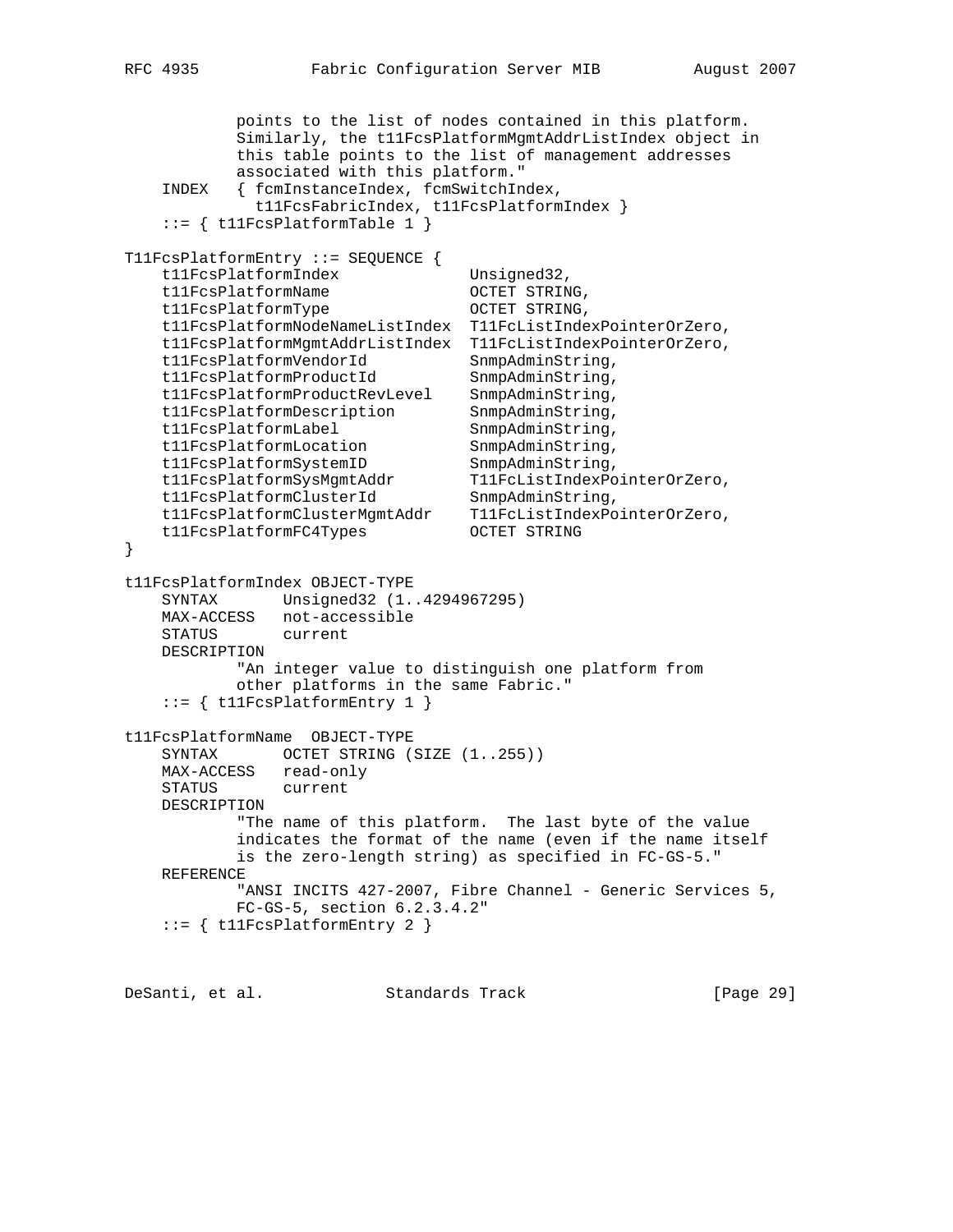```
            points to the list of nodes contained in this platform.
            Similarly, the t11FcsPlatformMgmtAddrListIndex object in
            this table points to the list of management addresses
            associated with this platform."
    INDEX   { fcmInstanceIndex, fcmSwitchIndex,
              t11FcsFabricIndex, t11FcsPlatformIndex }
    ::= { t11FcsPlatformTable 1 }

T11FcsPlatformEntry ::= SEQUENCE {
    t11FcsPlatformIndex             Unsigned32,
    t11FcsPlatformName              OCTET STRING,
    t11FcsPlatformType              OCTET STRING,
    t11FcsPlatformNodeNameListIndex  T11FcListIndexPointerOrZero,
    t11FcsPlatformMgmtAddrListIndex  T11FcListIndexPointerOrZero,
    t11FcsPlatformVendorId          SnmpAdminString,
    t11FcsPlatformProductId         SnmpAdminString,
    t11FcsPlatformProductRevLevel   SnmpAdminString,
    t11FcsPlatformDescription       SnmpAdminString,
    t11FcsPlatformLabel             SnmpAdminString,
    t11FcsPlatformLocation          SnmpAdminString,
    t11FcsPlatformSystemID          SnmpAdminString,
    t11FcsPlatformSysMgmtAddr       T11FcListIndexPointerOrZero,
    t11FcsPlatformClusterId         SnmpAdminString,
    t11FcsPlatformClusterMgmtAddr   T11FcListIndexPointerOrZero,
    t11FcsPlatformFC4Types          OCTET STRING
}

t11FcsPlatformIndex OBJECT-TYPE
    SYNTAX       Unsigned32 (1..4294967295)
    MAX-ACCESS   not-accessible
    STATUS       current
    DESCRIPTION
            "An integer value to distinguish one platform from
            other platforms in the same Fabric."
    ::= { t11FcsPlatformEntry 1 }

t11FcsPlatformName  OBJECT-TYPE
    SYNTAX       OCTET STRING (SIZE (1..255))
    MAX-ACCESS   read-only
    STATUS       current
    DESCRIPTION
            "The name of this platform.  The last byte of the value
            indicates the format of the name (even if the name itself
            is the zero-length string) as specified in FC-GS-5."
    REFERENCE
            "ANSI INCITS 427-2007, Fibre Channel - Generic Services 5,
            FC-GS-5, section 6.2.3.4.2"
    ::= { t11FcsPlatformEntry 2 }
```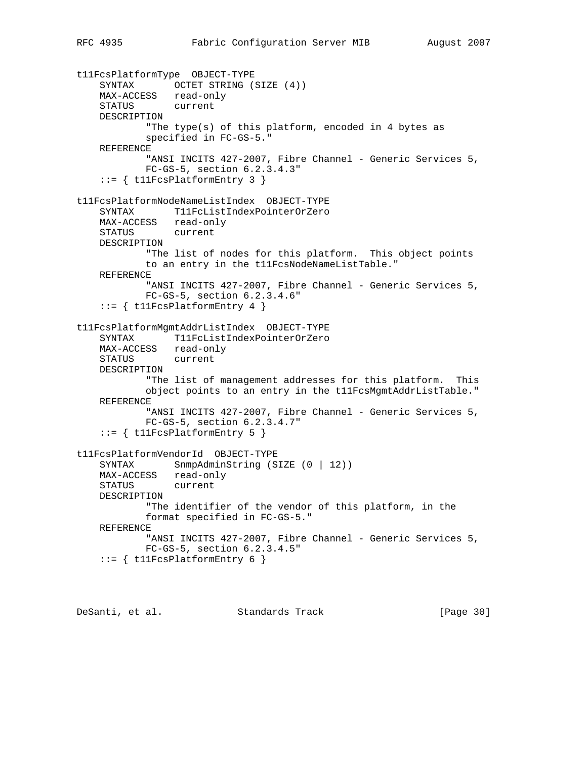```
t11FcsPlatformType  OBJECT-TYPE
    SYNTAX       OCTET STRING (SIZE (4))
    MAX-ACCESS   read-only
    STATUS       current
    DESCRIPTION
            "The type(s) of this platform, encoded in 4 bytes as
            specified in FC-GS-5."
    REFERENCE
            "ANSI INCITS 427-2007, Fibre Channel - Generic Services 5,
            FC-GS-5, section 6.2.3.4.3"
    ::= { t11FcsPlatformEntry 3 }

t11FcsPlatformNodeNameListIndex  OBJECT-TYPE
    SYNTAX       T11FcListIndexPointerOrZero
    MAX-ACCESS   read-only
    STATUS       current
    DESCRIPTION
            "The list of nodes for this platform.  This object points
            to an entry in the t11FcsNodeNameListTable."
    REFERENCE
            "ANSI INCITS 427-2007, Fibre Channel - Generic Services 5,
            FC-GS-5, section 6.2.3.4.6"
    ::= { t11FcsPlatformEntry 4 }

t11FcsPlatformMgmtAddrListIndex  OBJECT-TYPE
    SYNTAX       T11FcListIndexPointerOrZero
    MAX-ACCESS   read-only
    STATUS       current
    DESCRIPTION
            "The list of management addresses for this platform.  This
            object points to an entry in the t11FcsMgmtAddrListTable."
    REFERENCE
            "ANSI INCITS 427-2007, Fibre Channel - Generic Services 5,
            FC-GS-5, section 6.2.3.4.7"
    ::= { t11FcsPlatformEntry 5 }

t11FcsPlatformVendorId  OBJECT-TYPE
    SYNTAX       SnmpAdminString (SIZE (0 | 12))
    MAX-ACCESS   read-only
    STATUS       current
    DESCRIPTION
            "The identifier of the vendor of this platform, in the
            format specified in FC-GS-5."
    REFERENCE
            "ANSI INCITS 427-2007, Fibre Channel - Generic Services 5,
            FC-GS-5, section 6.2.3.4.5"
    ::= { t11FcsPlatformEntry 6 }
```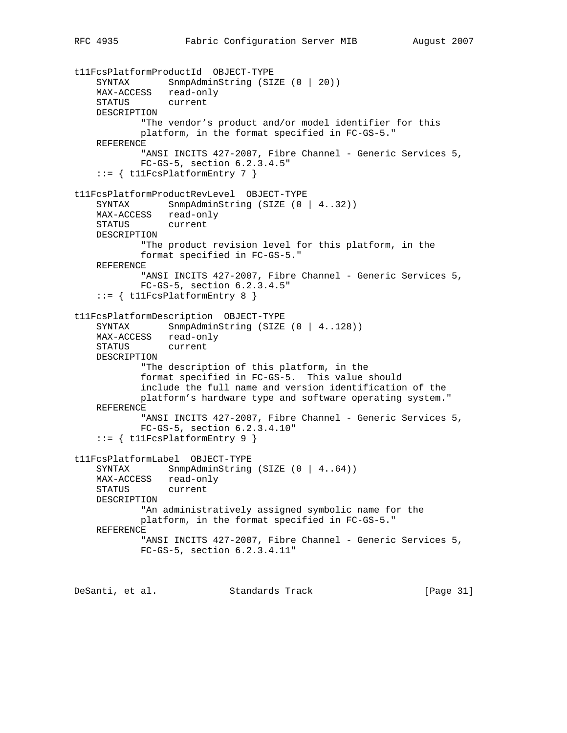```
t11FcsPlatformProductId  OBJECT-TYPE
    SYNTAX       SnmpAdminString (SIZE (0 | 20))
    MAX-ACCESS   read-only
    STATUS       current
    DESCRIPTION
            "The vendor's product and/or model identifier for this
            platform, in the format specified in FC-GS-5."
    REFERENCE
            "ANSI INCITS 427-2007, Fibre Channel - Generic Services 5,
            FC-GS-5, section 6.2.3.4.5"
    ::= { t11FcsPlatformEntry 7 }

t11FcsPlatformProductRevLevel  OBJECT-TYPE
    SYNTAX       SnmpAdminString (SIZE (0 | 4..32))
    MAX-ACCESS   read-only
    STATUS       current
    DESCRIPTION
            "The product revision level for this platform, in the
            format specified in FC-GS-5."
    REFERENCE
            "ANSI INCITS 427-2007, Fibre Channel - Generic Services 5,
            FC-GS-5, section 6.2.3.4.5"
    ::= { t11FcsPlatformEntry 8 }

t11FcsPlatformDescription  OBJECT-TYPE
    SYNTAX       SnmpAdminString (SIZE (0 | 4..128))
    MAX-ACCESS   read-only
    STATUS       current
    DESCRIPTION
            "The description of this platform, in the
            format specified in FC-GS-5.  This value should
            include the full name and version identification of the
            platform's hardware type and software operating system."
    REFERENCE
            "ANSI INCITS 427-2007, Fibre Channel - Generic Services 5,
            FC-GS-5, section 6.2.3.4.10"
    ::= { t11FcsPlatformEntry 9 }

t11FcsPlatformLabel  OBJECT-TYPE
    SYNTAX       SnmpAdminString (SIZE (0 | 4..64))
    MAX-ACCESS   read-only
    STATUS       current
    DESCRIPTION
            "An administratively assigned symbolic name for the
            platform, in the format specified in FC-GS-5."
    REFERENCE
            "ANSI INCITS 427-2007, Fibre Channel - Generic Services 5,
            FC-GS-5, section 6.2.3.4.11"
```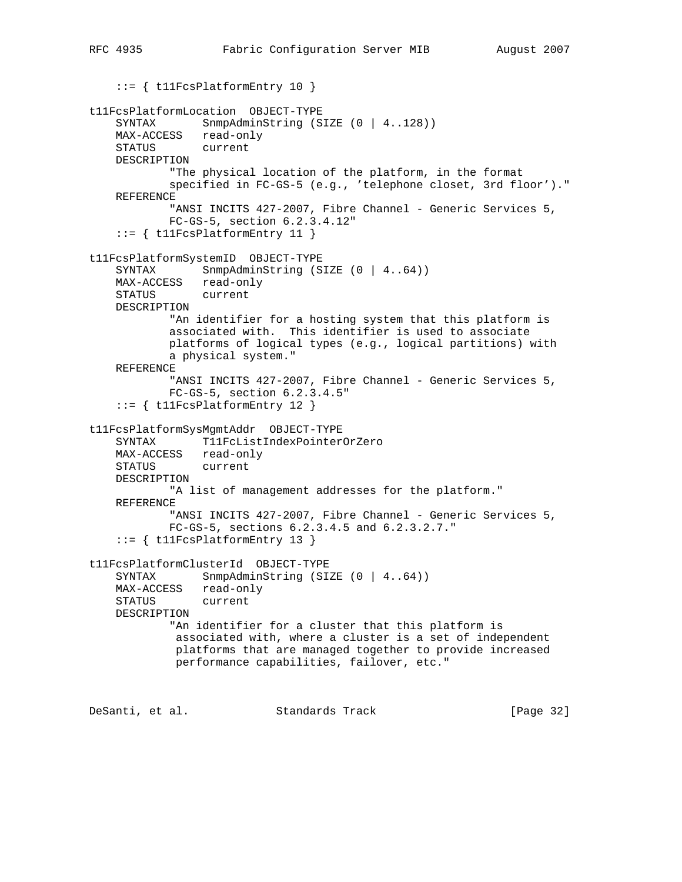```
    ::= { t11FcsPlatformEntry 10 }

t11FcsPlatformLocation  OBJECT-TYPE
    SYNTAX       SnmpAdminString (SIZE (0 | 4..128))
    MAX-ACCESS   read-only
    STATUS       current
    DESCRIPTION
            "The physical location of the platform, in the format
            specified in FC-GS-5 (e.g., 'telephone closet, 3rd floor')."
    REFERENCE
            "ANSI INCITS 427-2007, Fibre Channel - Generic Services 5,
            FC-GS-5, section 6.2.3.4.12"
    ::= { t11FcsPlatformEntry 11 }

t11FcsPlatformSystemID  OBJECT-TYPE
    SYNTAX       SnmpAdminString (SIZE (0 | 4..64))
    MAX-ACCESS   read-only
    STATUS       current
    DESCRIPTION
            "An identifier for a hosting system that this platform is
            associated with.  This identifier is used to associate
            platforms of logical types (e.g., logical partitions) with
            a physical system."
    REFERENCE
            "ANSI INCITS 427-2007, Fibre Channel - Generic Services 5,
            FC-GS-5, section 6.2.3.4.5"
    ::= { t11FcsPlatformEntry 12 }

t11FcsPlatformSysMgmtAddr  OBJECT-TYPE
    SYNTAX       T11FcListIndexPointerOrZero
    MAX-ACCESS   read-only
    STATUS       current
    DESCRIPTION
            "A list of management addresses for the platform."
    REFERENCE
            "ANSI INCITS 427-2007, Fibre Channel - Generic Services 5,
            FC-GS-5, sections 6.2.3.4.5 and 6.2.3.2.7."
    ::= { t11FcsPlatformEntry 13 }

t11FcsPlatformClusterId  OBJECT-TYPE
    SYNTAX       SnmpAdminString (SIZE (0 | 4..64))
    MAX-ACCESS   read-only
    STATUS       current
    DESCRIPTION
            "An identifier for a cluster that this platform is
             associated with, where a cluster is a set of independent
             platforms that are managed together to provide increased
             performance capabilities, failover, etc."
```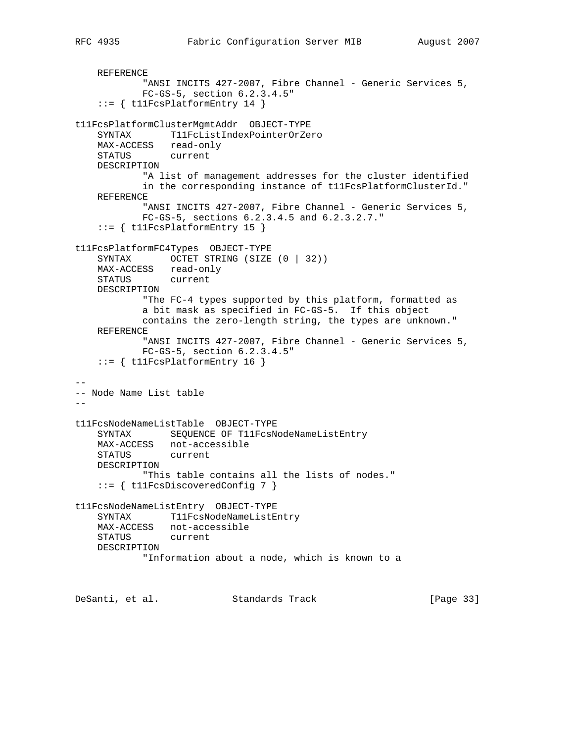```
    REFERENCE
            "ANSI INCITS 427-2007, Fibre Channel - Generic Services 5,
            FC-GS-5, section 6.2.3.4.5"
    ::= { t11FcsPlatformEntry 14 }

t11FcsPlatformClusterMgmtAddr  OBJECT-TYPE
    SYNTAX       T11FcListIndexPointerOrZero
    MAX-ACCESS   read-only
    STATUS       current
    DESCRIPTION
            "A list of management addresses for the cluster identified
            in the corresponding instance of t11FcsPlatformClusterId."
    REFERENCE
            "ANSI INCITS 427-2007, Fibre Channel - Generic Services 5,
            FC-GS-5, sections 6.2.3.4.5 and 6.2.3.2.7."
    ::= { t11FcsPlatformEntry 15 }

t11FcsPlatformFC4Types  OBJECT-TYPE
    SYNTAX       OCTET STRING (SIZE (0 | 32))
    MAX-ACCESS   read-only
    STATUS       current
    DESCRIPTION
            "The FC-4 types supported by this platform, formatted as
            a bit mask as specified in FC-GS-5.  If this object
            contains the zero-length string, the types are unknown."
    REFERENCE
            "ANSI INCITS 427-2007, Fibre Channel - Generic Services 5,
            FC-GS-5, section 6.2.3.4.5"
    ::= { t11FcsPlatformEntry 16 }

--
-- Node Name List table
--

t11FcsNodeNameListTable  OBJECT-TYPE
    SYNTAX       SEQUENCE OF T11FcsNodeNameListEntry
    MAX-ACCESS   not-accessible
    STATUS       current
    DESCRIPTION
            "This table contains all the lists of nodes."
    ::= { t11FcsDiscoveredConfig 7 }

t11FcsNodeNameListEntry  OBJECT-TYPE
    SYNTAX       T11FcsNodeNameListEntry
    MAX-ACCESS   not-accessible
    STATUS       current
    DESCRIPTION
            "Information about a node, which is known to a
```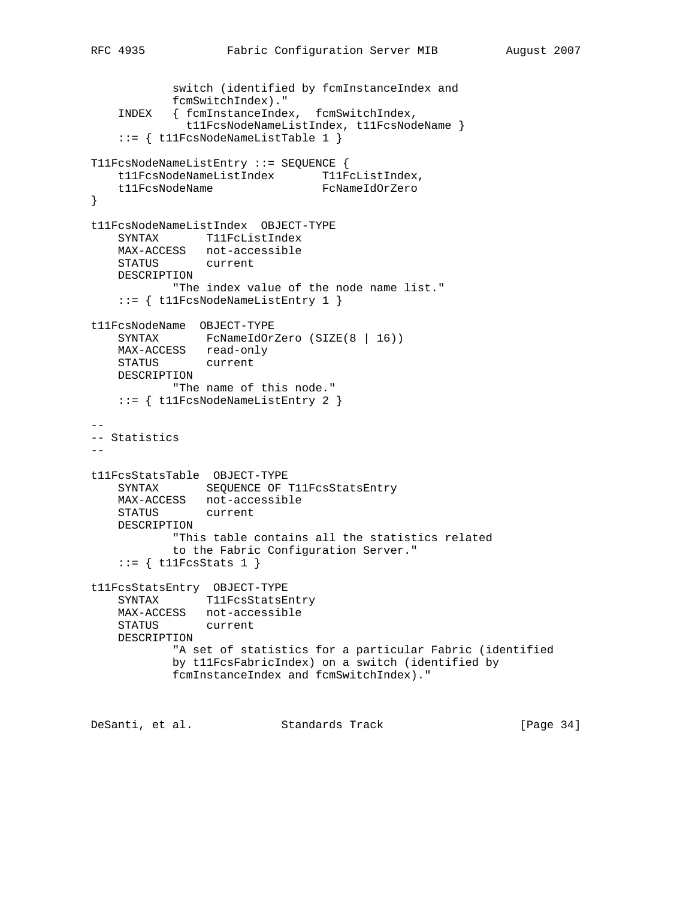```
            switch (identified by fcmInstanceIndex and
            fcmSwitchIndex)."
    INDEX   { fcmInstanceIndex,  fcmSwitchIndex,
              t11FcsNodeNameListIndex, t11FcsNodeName }
    ::= { t11FcsNodeNameListTable 1 }

T11FcsNodeNameListEntry ::= SEQUENCE {
    t11FcsNodeNameListIndex       T11FcListIndex,
    t11FcsNodeName                FcNameIdOrZero
}

t11FcsNodeNameListIndex  OBJECT-TYPE
    SYNTAX       T11FcListIndex
    MAX-ACCESS   not-accessible
    STATUS       current
    DESCRIPTION
            "The index value of the node name list."
    ::= { t11FcsNodeNameListEntry 1 }

t11FcsNodeName  OBJECT-TYPE
    SYNTAX       FcNameIdOrZero (SIZE(8 | 16))
    MAX-ACCESS   read-only
    STATUS       current
    DESCRIPTION
            "The name of this node."
    ::= { t11FcsNodeNameListEntry 2 }

--
-- Statistics
--

t11FcsStatsTable  OBJECT-TYPE
    SYNTAX       SEQUENCE OF T11FcsStatsEntry
    MAX-ACCESS   not-accessible
    STATUS       current
    DESCRIPTION
            "This table contains all the statistics related
            to the Fabric Configuration Server."
    ::= { t11FcsStats 1 }

t11FcsStatsEntry  OBJECT-TYPE
    SYNTAX       T11FcsStatsEntry
    MAX-ACCESS   not-accessible
    STATUS       current
    DESCRIPTION
            "A set of statistics for a particular Fabric (identified
            by t11FcsFabricIndex) on a switch (identified by
            fcmInstanceIndex and fcmSwitchIndex)."
```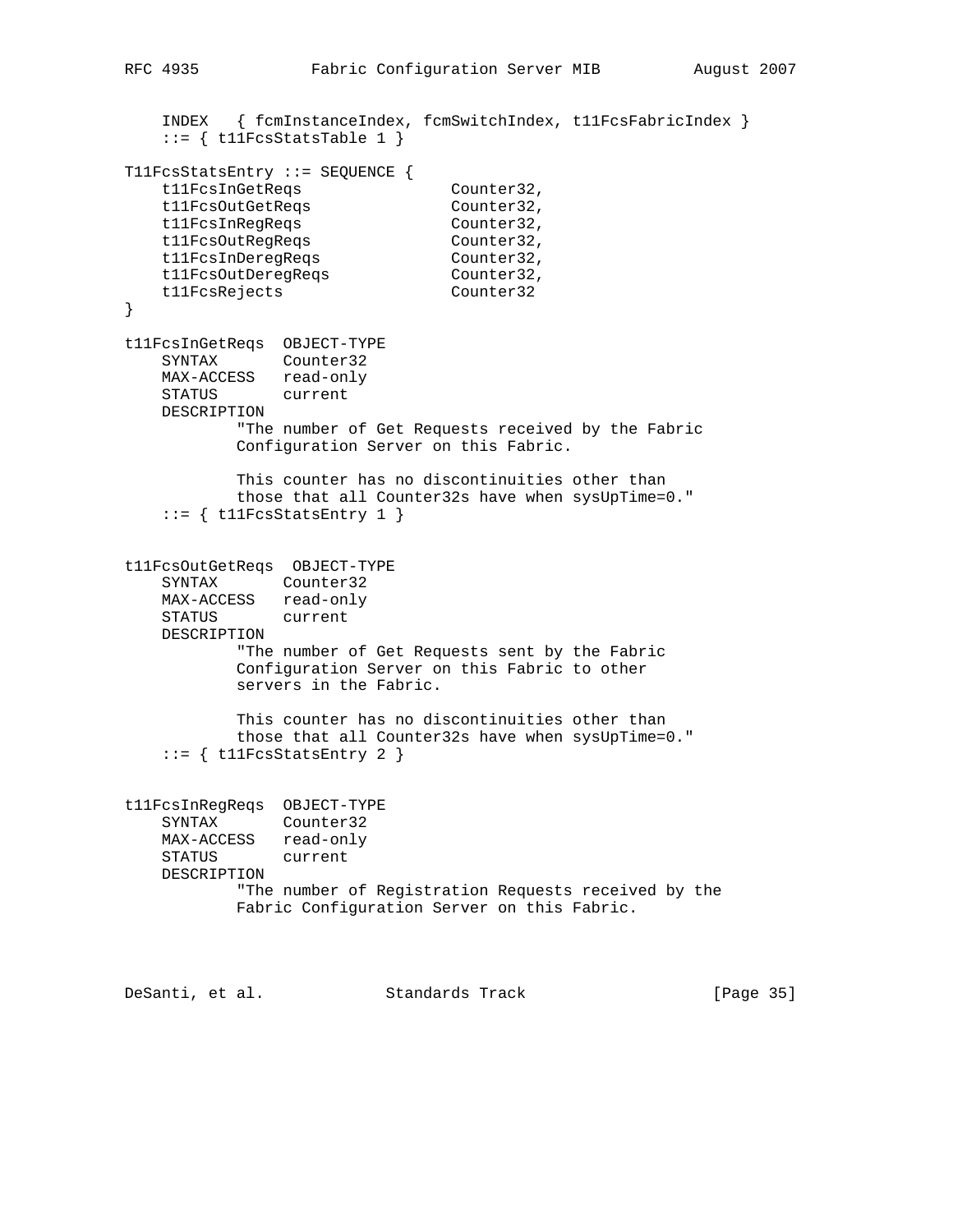```
    INDEX   { fcmInstanceIndex, fcmSwitchIndex, t11FcsFabricIndex }
    ::= { t11FcsStatsTable 1 }

T11FcsStatsEntry ::= SEQUENCE {
    t11FcsInGetReqs                Counter32,
    t11FcsOutGetReqs               Counter32,
    t11FcsInRegReqs                Counter32,
    t11FcsOutRegReqs               Counter32,
    t11FcsInDeregReqs              Counter32,
    t11FcsOutDeregReqs             Counter32,
    t11FcsRejects                  Counter32
}

t11FcsInGetReqs  OBJECT-TYPE
    SYNTAX       Counter32
    MAX-ACCESS   read-only
    STATUS       current
    DESCRIPTION
            "The number of Get Requests received by the Fabric
            Configuration Server on this Fabric.

            This counter has no discontinuities other than
            those that all Counter32s have when sysUpTime=0."
    ::= { t11FcsStatsEntry 1 }


t11FcsOutGetReqs  OBJECT-TYPE
    SYNTAX       Counter32
    MAX-ACCESS   read-only
    STATUS       current
    DESCRIPTION
            "The number of Get Requests sent by the Fabric
            Configuration Server on this Fabric to other
            servers in the Fabric.

            This counter has no discontinuities other than
            those that all Counter32s have when sysUpTime=0."
    ::= { t11FcsStatsEntry 2 }


t11FcsInRegReqs  OBJECT-TYPE
    SYNTAX       Counter32
    MAX-ACCESS   read-only
    STATUS       current
    DESCRIPTION
            "The number of Registration Requests received by the
            Fabric Configuration Server on this Fabric.
```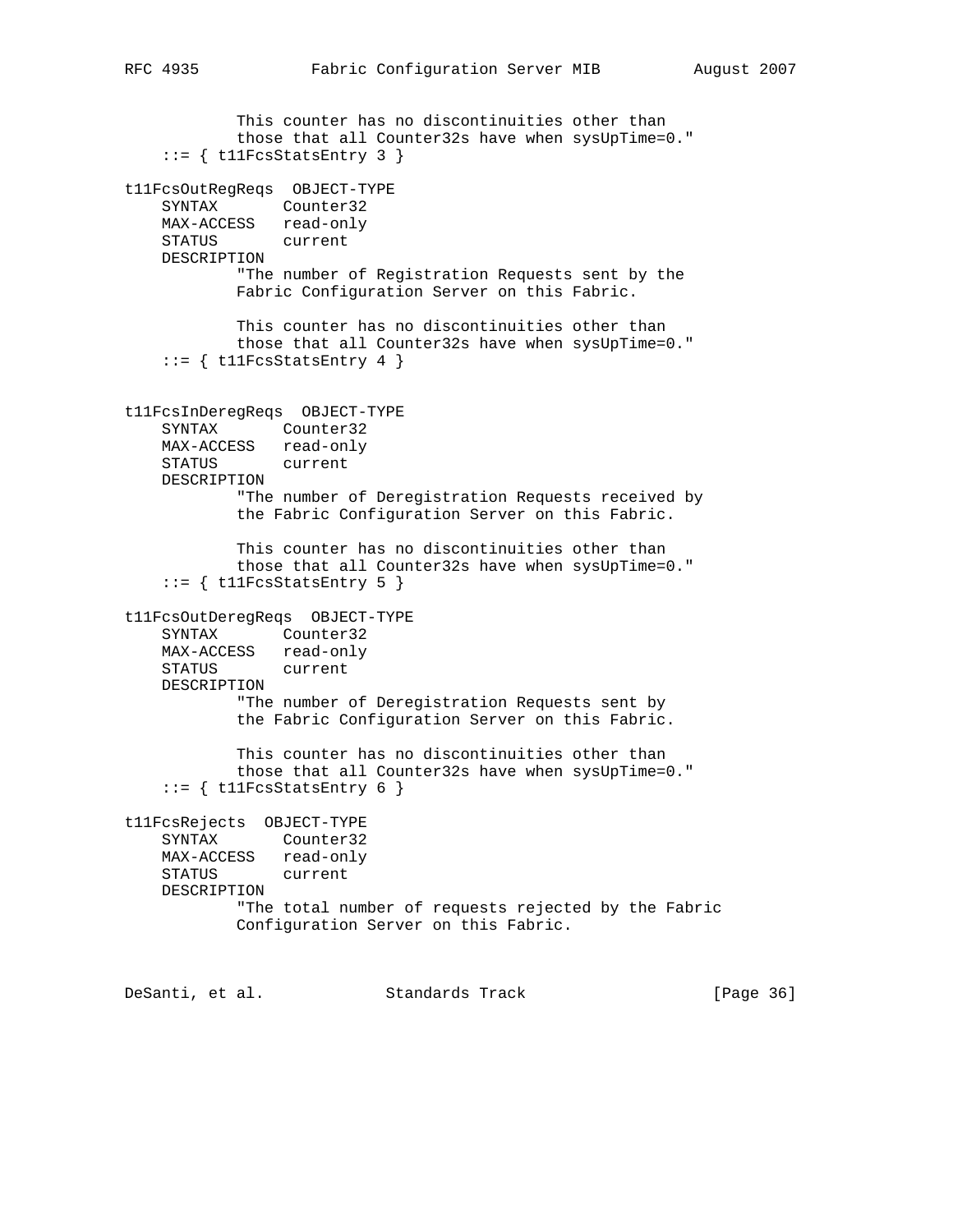```
            This counter has no discontinuities other than
            those that all Counter32s have when sysUpTime=0."
    ::= { t11FcsStatsEntry 3 }

t11FcsOutRegReqs  OBJECT-TYPE
    SYNTAX       Counter32
    MAX-ACCESS   read-only
    STATUS       current
    DESCRIPTION
            "The number of Registration Requests sent by the
            Fabric Configuration Server on this Fabric.

            This counter has no discontinuities other than
            those that all Counter32s have when sysUpTime=0."
    ::= { t11FcsStatsEntry 4 }


t11FcsInDeregReqs  OBJECT-TYPE
    SYNTAX       Counter32
    MAX-ACCESS   read-only
    STATUS       current
    DESCRIPTION
            "The number of Deregistration Requests received by
            the Fabric Configuration Server on this Fabric.

            This counter has no discontinuities other than
            those that all Counter32s have when sysUpTime=0."
    ::= { t11FcsStatsEntry 5 }

t11FcsOutDeregReqs  OBJECT-TYPE
    SYNTAX       Counter32
    MAX-ACCESS   read-only
    STATUS       current
    DESCRIPTION
            "The number of Deregistration Requests sent by
            the Fabric Configuration Server on this Fabric.

            This counter has no discontinuities other than
            those that all Counter32s have when sysUpTime=0."
    ::= { t11FcsStatsEntry 6 }

t11FcsRejects  OBJECT-TYPE
    SYNTAX       Counter32
    MAX-ACCESS   read-only
    STATUS       current
    DESCRIPTION
            "The total number of requests rejected by the Fabric
            Configuration Server on this Fabric.
```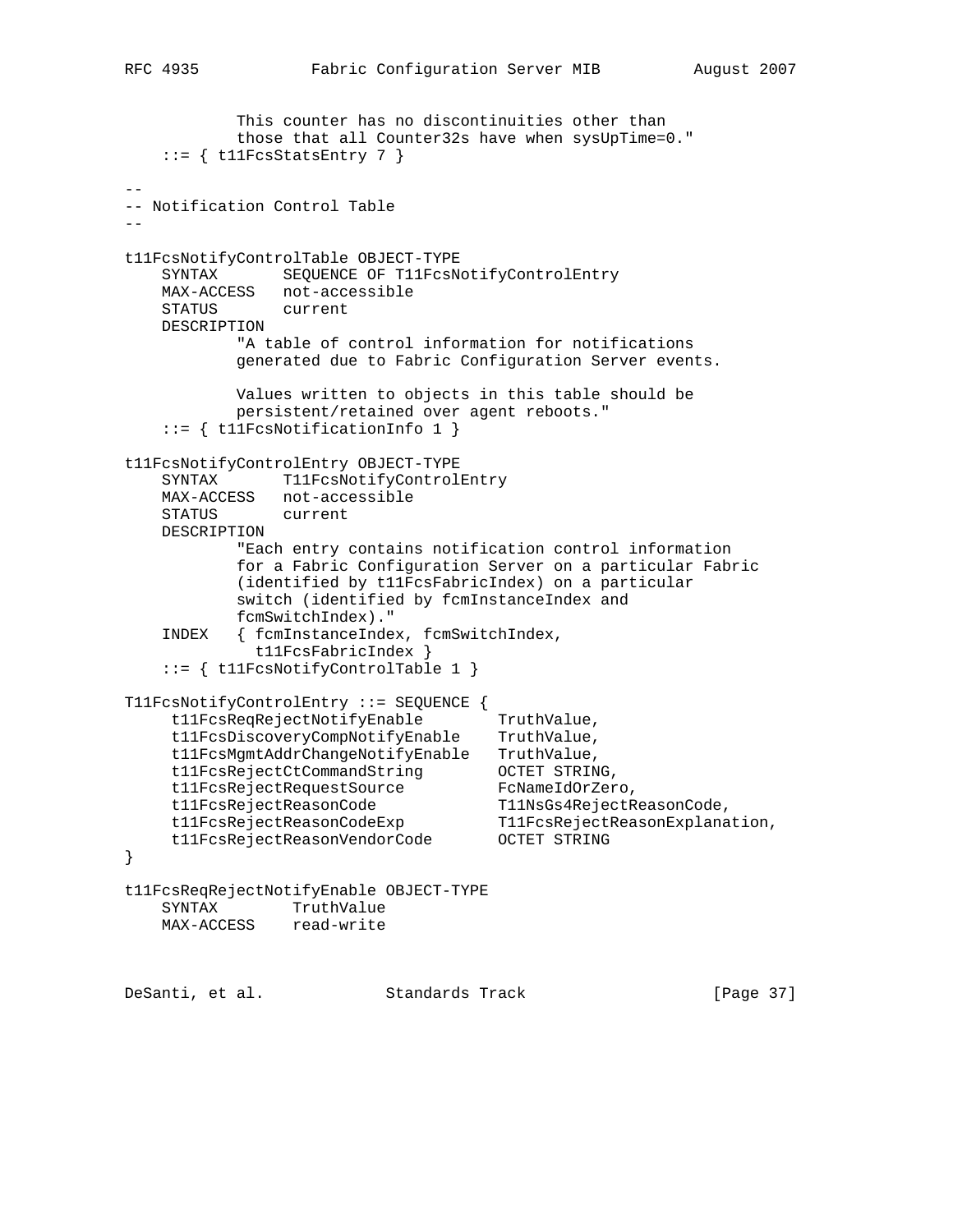```
            This counter has no discontinuities other than
            those that all Counter32s have when sysUpTime=0."
    ::= { t11FcsStatsEntry 7 }

--
-- Notification Control Table
--

t11FcsNotifyControlTable OBJECT-TYPE
    SYNTAX       SEQUENCE OF T11FcsNotifyControlEntry
    MAX-ACCESS   not-accessible
    STATUS       current
    DESCRIPTION
            "A table of control information for notifications
            generated due to Fabric Configuration Server events.

            Values written to objects in this table should be
            persistent/retained over agent reboots."
    ::= { t11FcsNotificationInfo 1 }

t11FcsNotifyControlEntry OBJECT-TYPE
    SYNTAX       T11FcsNotifyControlEntry
    MAX-ACCESS   not-accessible
    STATUS       current
    DESCRIPTION
            "Each entry contains notification control information
            for a Fabric Configuration Server on a particular Fabric
            (identified by t11FcsFabricIndex) on a particular
            switch (identified by fcmInstanceIndex and
            fcmSwitchIndex)."
    INDEX   { fcmInstanceIndex, fcmSwitchIndex,
              t11FcsFabricIndex }
    ::= { t11FcsNotifyControlTable 1 }

T11FcsNotifyControlEntry ::= SEQUENCE {
     t11FcsReqRejectNotifyEnable        TruthValue,
     t11FcsDiscoveryCompNotifyEnable    TruthValue,
     t11FcsMgmtAddrChangeNotifyEnable   TruthValue,
     t11FcsRejectCtCommandString        OCTET STRING,
     t11FcsRejectRequestSource          FcNameIdOrZero,
     t11FcsRejectReasonCode             T11NsGs4RejectReasonCode,
     t11FcsRejectReasonCodeExp          T11FcsRejectReasonExplanation,
     t11FcsRejectReasonVendorCode       OCTET STRING
}

t11FcsReqRejectNotifyEnable OBJECT-TYPE
    SYNTAX        TruthValue
    MAX-ACCESS    read-write
```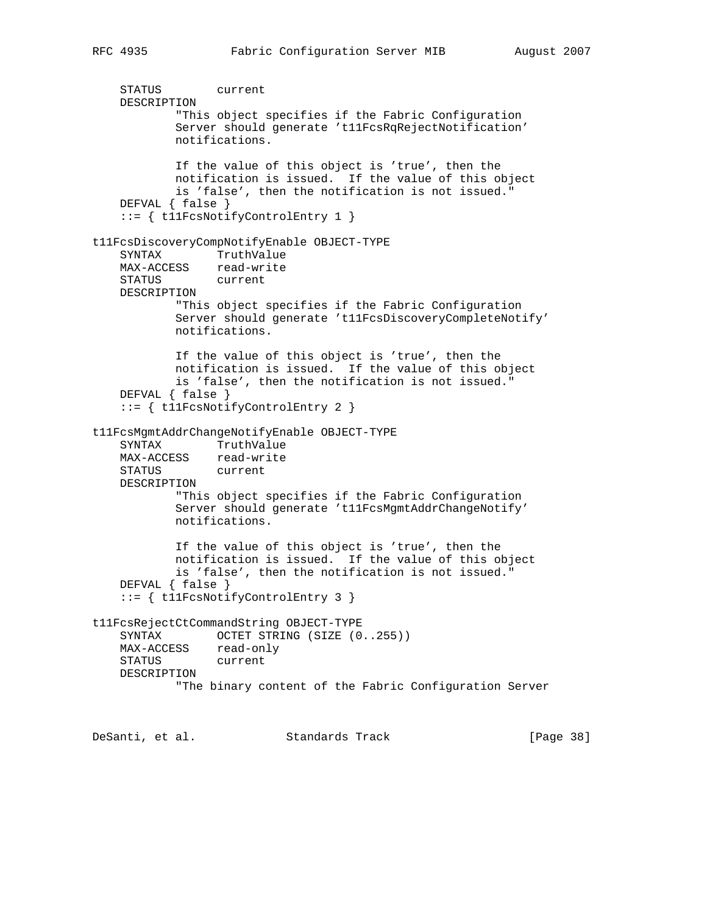```
    STATUS        current
    DESCRIPTION
            "This object specifies if the Fabric Configuration
            Server should generate 't11FcsRqRejectNotification'
            notifications.

            If the value of this object is 'true', then the
            notification is issued.  If the value of this object
            is 'false', then the notification is not issued."
    DEFVAL { false }
    ::= { t11FcsNotifyControlEntry 1 }

t11FcsDiscoveryCompNotifyEnable OBJECT-TYPE
    SYNTAX        TruthValue
    MAX-ACCESS    read-write
    STATUS        current
    DESCRIPTION
            "This object specifies if the Fabric Configuration
            Server should generate 't11FcsDiscoveryCompleteNotify'
            notifications.

            If the value of this object is 'true', then the
            notification is issued.  If the value of this object
            is 'false', then the notification is not issued."
    DEFVAL { false }
    ::= { t11FcsNotifyControlEntry 2 }

t11FcsMgmtAddrChangeNotifyEnable OBJECT-TYPE
    SYNTAX        TruthValue
    MAX-ACCESS    read-write
    STATUS        current
    DESCRIPTION
            "This object specifies if the Fabric Configuration
            Server should generate 't11FcsMgmtAddrChangeNotify'
            notifications.

            If the value of this object is 'true', then the
            notification is issued.  If the value of this object
            is 'false', then the notification is not issued."
    DEFVAL { false }
    ::= { t11FcsNotifyControlEntry 3 }

t11FcsRejectCtCommandString OBJECT-TYPE
    SYNTAX        OCTET STRING (SIZE (0..255))
    MAX-ACCESS    read-only
    STATUS        current
    DESCRIPTION
            "The binary content of the Fabric Configuration Server
```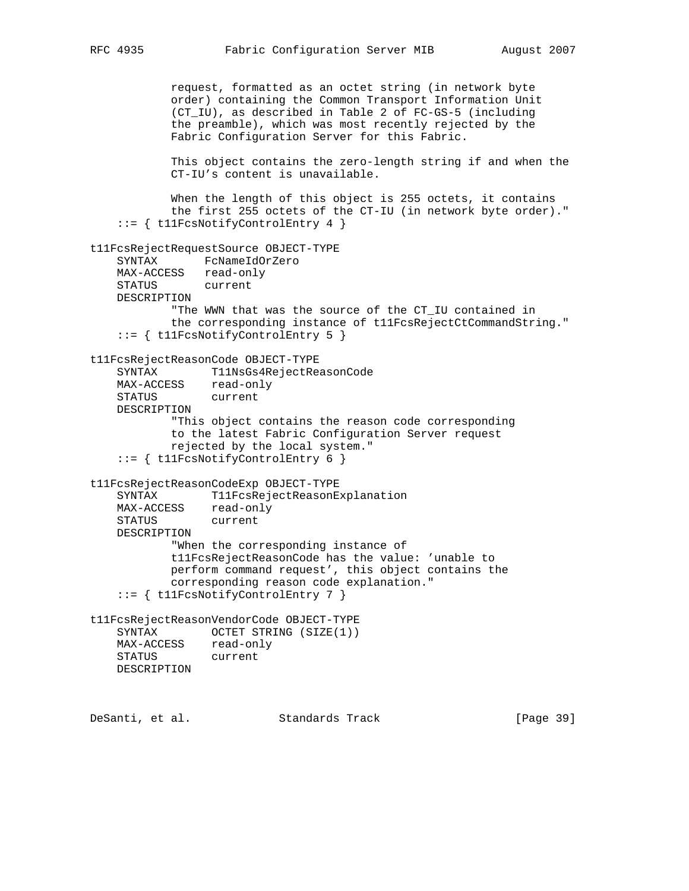```
            request, formatted as an octet string (in network byte
            order) containing the Common Transport Information Unit
            (CT_IU), as described in Table 2 of FC-GS-5 (including
            the preamble), which was most recently rejected by the
            Fabric Configuration Server for this Fabric.

            This object contains the zero-length string if and when the
            CT-IU's content is unavailable.

            When the length of this object is 255 octets, it contains
            the first 255 octets of the CT-IU (in network byte order)."
    ::= { t11FcsNotifyControlEntry 4 }

t11FcsRejectRequestSource OBJECT-TYPE
    SYNTAX       FcNameIdOrZero
    MAX-ACCESS   read-only
    STATUS       current
    DESCRIPTION
            "The WWN that was the source of the CT_IU contained in
            the corresponding instance of t11FcsRejectCtCommandString."
    ::= { t11FcsNotifyControlEntry 5 }

t11FcsRejectReasonCode OBJECT-TYPE
    SYNTAX        T11NsGs4RejectReasonCode
    MAX-ACCESS    read-only
    STATUS        current
    DESCRIPTION
            "This object contains the reason code corresponding
            to the latest Fabric Configuration Server request
            rejected by the local system."
    ::= { t11FcsNotifyControlEntry 6 }

t11FcsRejectReasonCodeExp OBJECT-TYPE
    SYNTAX        T11FcsRejectReasonExplanation
    MAX-ACCESS    read-only
    STATUS        current
    DESCRIPTION
            "When the corresponding instance of
            t11FcsRejectReasonCode has the value: 'unable to
            perform command request', this object contains the
            corresponding reason code explanation."
    ::= { t11FcsNotifyControlEntry 7 }

t11FcsRejectReasonVendorCode OBJECT-TYPE
    SYNTAX        OCTET STRING (SIZE(1))
    MAX-ACCESS    read-only
    STATUS        current
    DESCRIPTION
```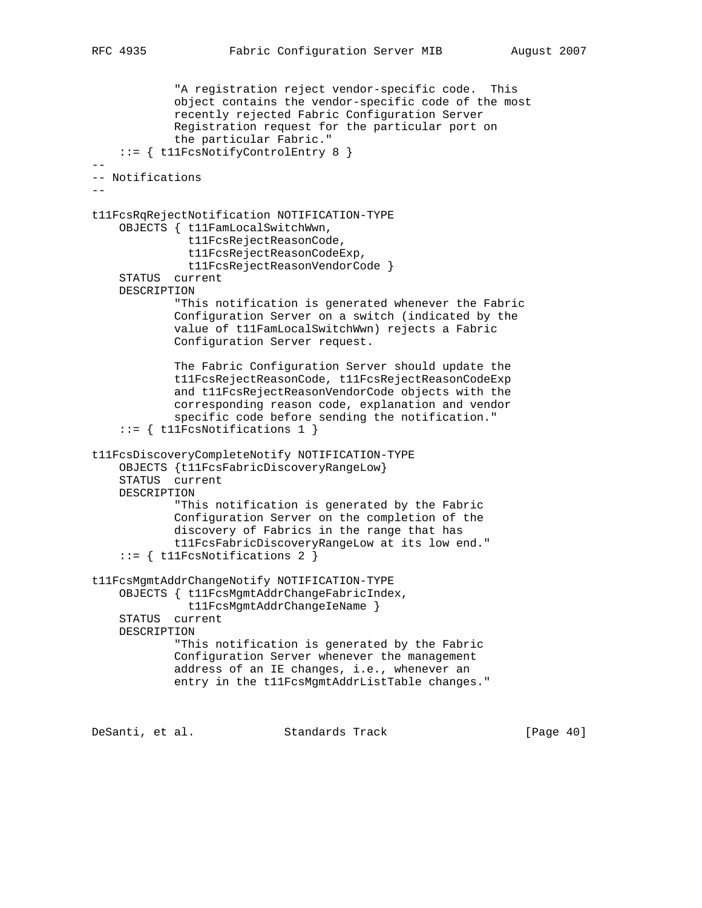```
            "A registration reject vendor-specific code.  This
            object contains the vendor-specific code of the most
            recently rejected Fabric Configuration Server
            Registration request for the particular port on
            the particular Fabric."
    ::= { t11FcsNotifyControlEntry 8 }
--
-- Notifications
--

t11FcsRqRejectNotification NOTIFICATION-TYPE
    OBJECTS { t11FamLocalSwitchWwn,
              t11FcsRejectReasonCode,
              t11FcsRejectReasonCodeExp,
              t11FcsRejectReasonVendorCode }
    STATUS  current
    DESCRIPTION
            "This notification is generated whenever the Fabric
            Configuration Server on a switch (indicated by the
            value of t11FamLocalSwitchWwn) rejects a Fabric
            Configuration Server request.

            The Fabric Configuration Server should update the
            t11FcsRejectReasonCode, t11FcsRejectReasonCodeExp
            and t11FcsRejectReasonVendorCode objects with the
            corresponding reason code, explanation and vendor
            specific code before sending the notification."
    ::= { t11FcsNotifications 1 }

t11FcsDiscoveryCompleteNotify NOTIFICATION-TYPE
    OBJECTS {t11FcsFabricDiscoveryRangeLow}
    STATUS  current
    DESCRIPTION
            "This notification is generated by the Fabric
            Configuration Server on the completion of the
            discovery of Fabrics in the range that has
            t11FcsFabricDiscoveryRangeLow at its low end."
    ::= { t11FcsNotifications 2 }

t11FcsMgmtAddrChangeNotify NOTIFICATION-TYPE
    OBJECTS { t11FcsMgmtAddrChangeFabricIndex,
              t11FcsMgmtAddrChangeIeName }
    STATUS  current
    DESCRIPTION
            "This notification is generated by the Fabric
            Configuration Server whenever the management
            address of an IE changes, i.e., whenever an
            entry in the t11FcsMgmtAddrListTable changes."
```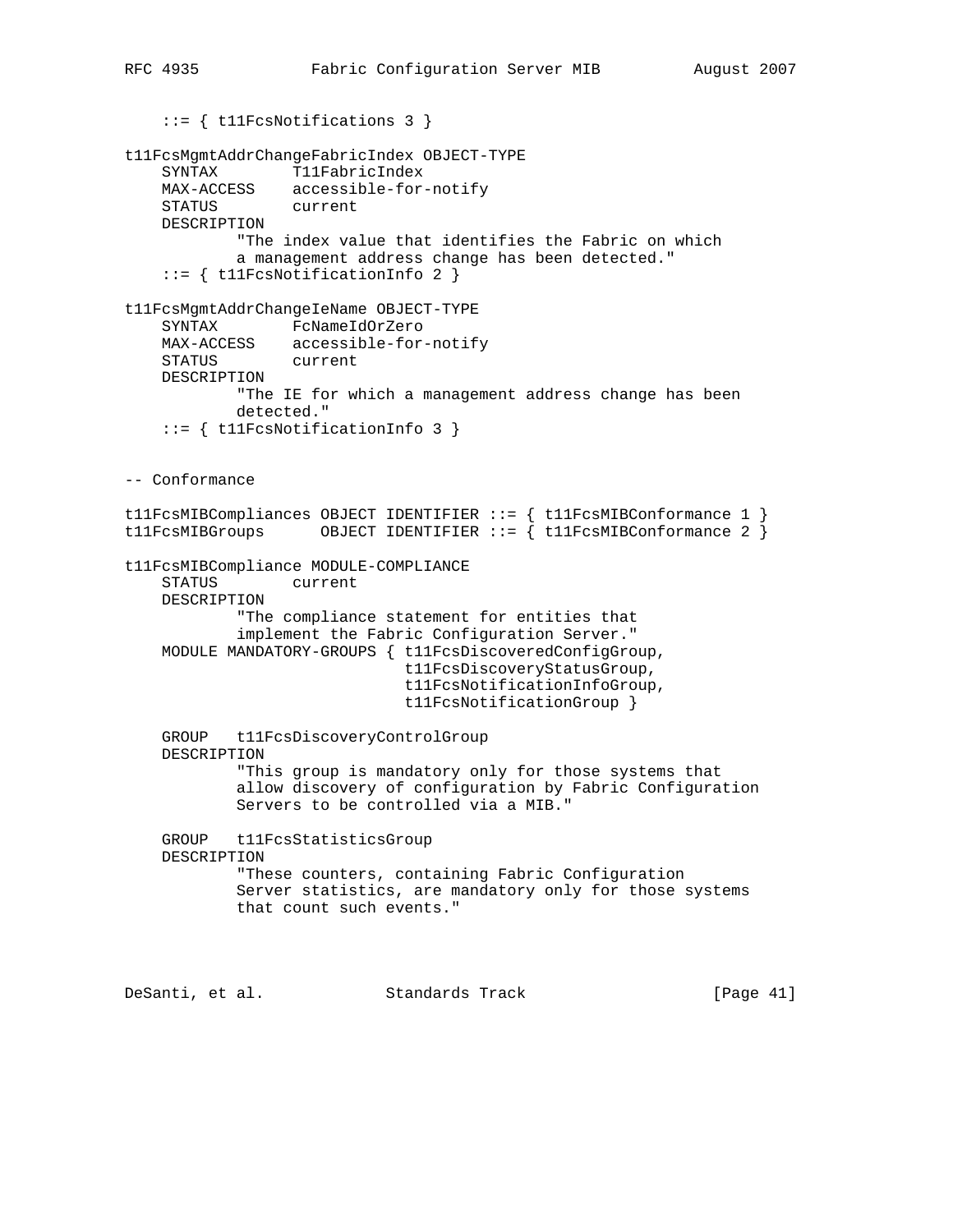```
    ::= { t11FcsNotifications 3 }

t11FcsMgmtAddrChangeFabricIndex OBJECT-TYPE
    SYNTAX        T11FabricIndex
    MAX-ACCESS    accessible-for-notify
    STATUS        current
    DESCRIPTION
            "The index value that identifies the Fabric on which
            a management address change has been detected."
    ::= { t11FcsNotificationInfo 2 }

t11FcsMgmtAddrChangeIeName OBJECT-TYPE
    SYNTAX        FcNameIdOrZero
    MAX-ACCESS    accessible-for-notify
    STATUS        current
    DESCRIPTION
            "The IE for which a management address change has been
            detected."
    ::= { t11FcsNotificationInfo 3 }


-- Conformance

t11FcsMIBCompliances OBJECT IDENTIFIER ::= { t11FcsMIBConformance 1 }
t11FcsMIBGroups      OBJECT IDENTIFIER ::= { t11FcsMIBConformance 2 }

t11FcsMIBCompliance MODULE-COMPLIANCE
    STATUS        current
    DESCRIPTION
            "The compliance statement for entities that
            implement the Fabric Configuration Server."
    MODULE MANDATORY-GROUPS { t11FcsDiscoveredConfigGroup,
                              t11FcsDiscoveryStatusGroup,
                              t11FcsNotificationInfoGroup,
                              t11FcsNotificationGroup }

    GROUP   t11FcsDiscoveryControlGroup
    DESCRIPTION
            "This group is mandatory only for those systems that
            allow discovery of configuration by Fabric Configuration
            Servers to be controlled via a MIB."

    GROUP   t11FcsStatisticsGroup
    DESCRIPTION
            "These counters, containing Fabric Configuration
            Server statistics, are mandatory only for those systems
            that count such events."
```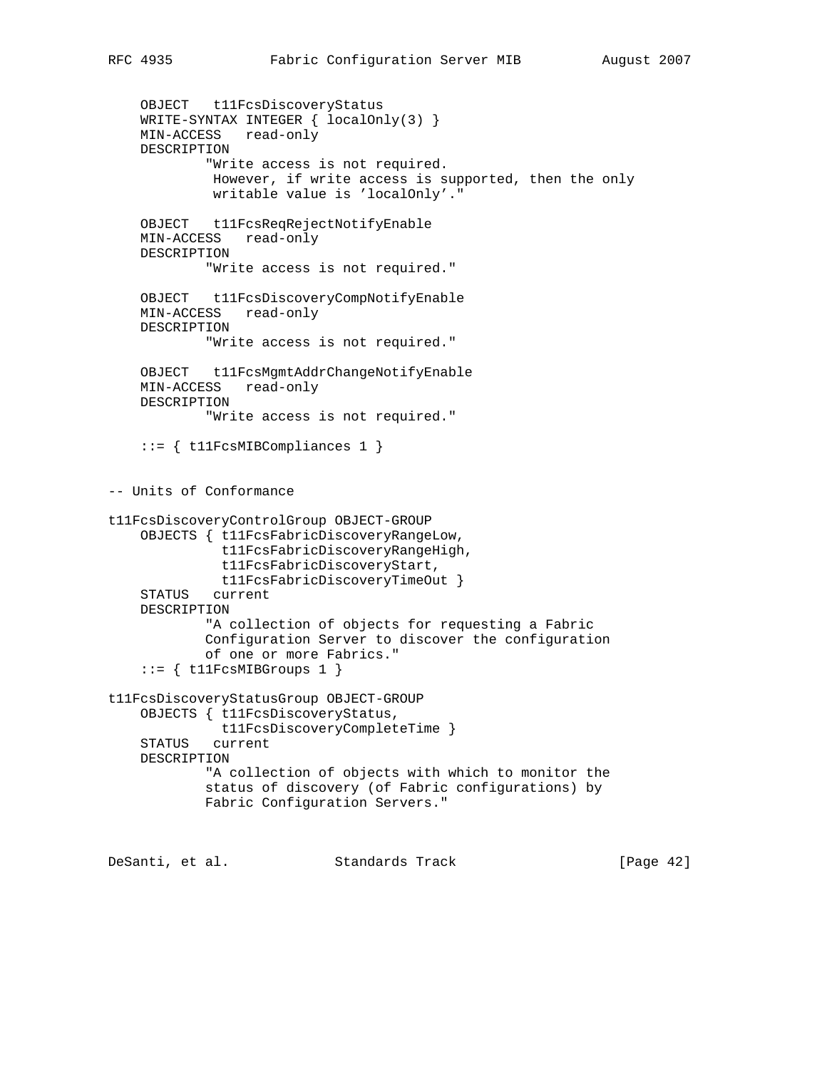```
    OBJECT   t11FcsDiscoveryStatus
    WRITE-SYNTAX INTEGER { localOnly(3) }
    MIN-ACCESS   read-only
    DESCRIPTION
            "Write access is not required.
             However, if write access is supported, then the only
             writable value is 'localOnly'."

    OBJECT   t11FcsReqRejectNotifyEnable
    MIN-ACCESS   read-only
    DESCRIPTION
            "Write access is not required."

    OBJECT   t11FcsDiscoveryCompNotifyEnable
    MIN-ACCESS   read-only
    DESCRIPTION
            "Write access is not required."

    OBJECT   t11FcsMgmtAddrChangeNotifyEnable
    MIN-ACCESS   read-only
    DESCRIPTION
            "Write access is not required."

    ::= { t11FcsMIBCompliances 1 }


-- Units of Conformance

t11FcsDiscoveryControlGroup OBJECT-GROUP
    OBJECTS { t11FcsFabricDiscoveryRangeLow,
              t11FcsFabricDiscoveryRangeHigh,
              t11FcsFabricDiscoveryStart,
              t11FcsFabricDiscoveryTimeOut }
    STATUS   current
    DESCRIPTION
            "A collection of objects for requesting a Fabric
            Configuration Server to discover the configuration
            of one or more Fabrics."
    ::= { t11FcsMIBGroups 1 }

t11FcsDiscoveryStatusGroup OBJECT-GROUP
    OBJECTS { t11FcsDiscoveryStatus,
              t11FcsDiscoveryCompleteTime }
    STATUS   current
    DESCRIPTION
            "A collection of objects with which to monitor the
            status of discovery (of Fabric configurations) by
            Fabric Configuration Servers."
```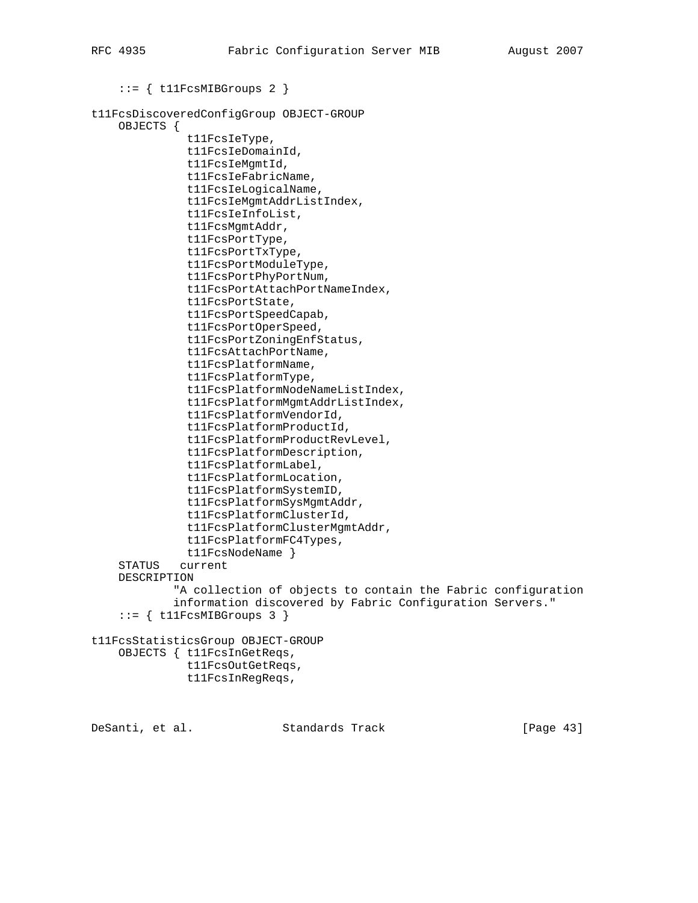```
    ::= { t11FcsMIBGroups 2 }

t11FcsDiscoveredConfigGroup OBJECT-GROUP
    OBJECTS {
              t11FcsIeType,
              t11FcsIeDomainId,
              t11FcsIeMgmtId,
              t11FcsIeFabricName,
              t11FcsIeLogicalName,
              t11FcsIeMgmtAddrListIndex,
              t11FcsIeInfoList,
              t11FcsMgmtAddr,
              t11FcsPortType,
              t11FcsPortTxType,
              t11FcsPortModuleType,
              t11FcsPortPhyPortNum,
              t11FcsPortAttachPortNameIndex,
              t11FcsPortState,
              t11FcsPortSpeedCapab,
              t11FcsPortOperSpeed,
              t11FcsPortZoningEnfStatus,
              t11FcsAttachPortName,
              t11FcsPlatformName,
              t11FcsPlatformType,
              t11FcsPlatformNodeNameListIndex,
              t11FcsPlatformMgmtAddrListIndex,
              t11FcsPlatformVendorId,
              t11FcsPlatformProductId,
              t11FcsPlatformProductRevLevel,
              t11FcsPlatformDescription,
              t11FcsPlatformLabel,
              t11FcsPlatformLocation,
              t11FcsPlatformSystemID,
              t11FcsPlatformSysMgmtAddr,
              t11FcsPlatformClusterId,
              t11FcsPlatformClusterMgmtAddr,
              t11FcsPlatformFC4Types,
              t11FcsNodeName }
    STATUS   current
    DESCRIPTION
           "A collection of objects to contain the Fabric configuration
           information discovered by Fabric Configuration Servers."
    ::= { t11FcsMIBGroups 3 }

t11FcsStatisticsGroup OBJECT-GROUP
    OBJECTS { t11FcsInGetReqs,
              t11FcsOutGetReqs,
              t11FcsInRegReqs,
```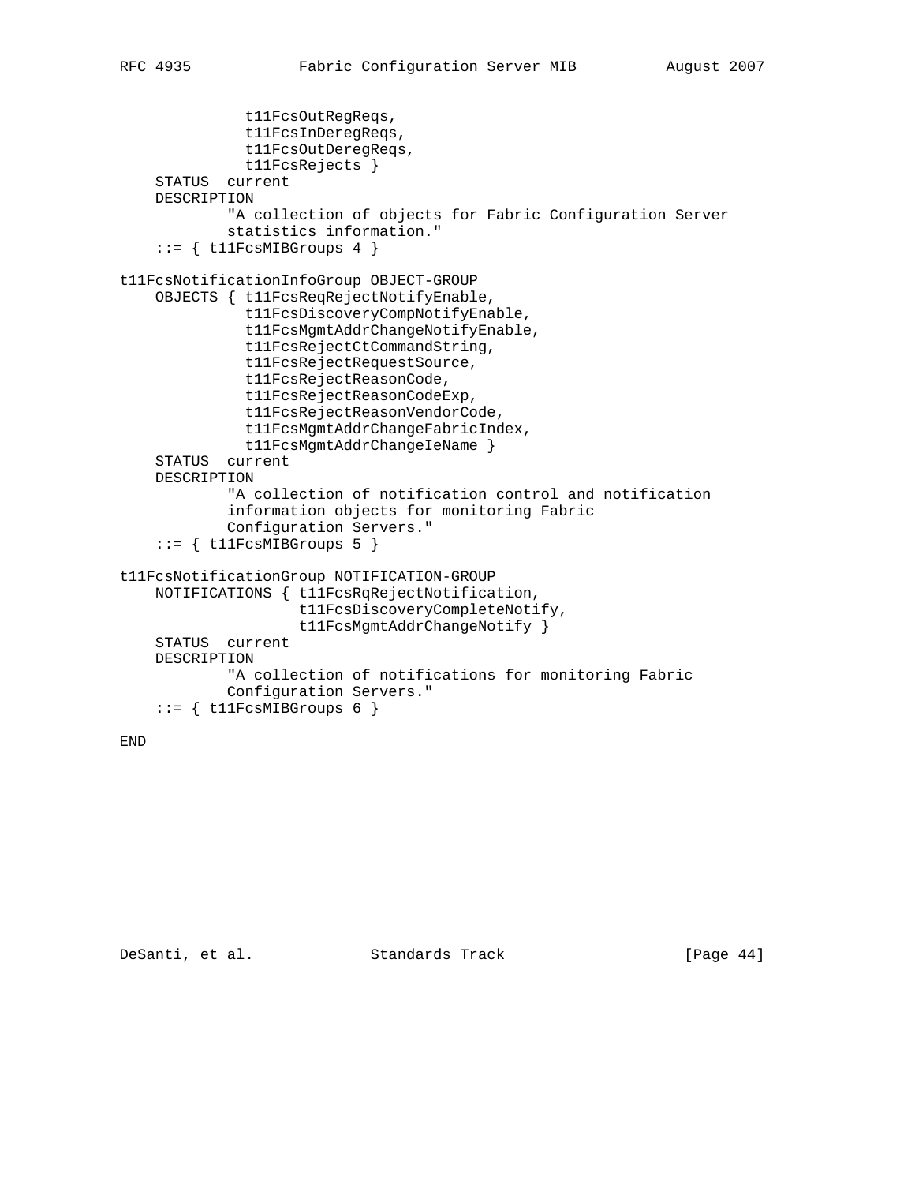```
              t11FcsOutRegReqs,
              t11FcsInDeregReqs,
              t11FcsOutDeregReqs,
              t11FcsRejects }
    STATUS  current
    DESCRIPTION
            "A collection of objects for Fabric Configuration Server
            statistics information."
    ::= { t11FcsMIBGroups 4 }

t11FcsNotificationInfoGroup OBJECT-GROUP
    OBJECTS { t11FcsReqRejectNotifyEnable,
              t11FcsDiscoveryCompNotifyEnable,
              t11FcsMgmtAddrChangeNotifyEnable,
              t11FcsRejectCtCommandString,
              t11FcsRejectRequestSource,
              t11FcsRejectReasonCode,
              t11FcsRejectReasonCodeExp,
              t11FcsRejectReasonVendorCode,
              t11FcsMgmtAddrChangeFabricIndex,
              t11FcsMgmtAddrChangeIeName }
    STATUS  current
    DESCRIPTION
            "A collection of notification control and notification
            information objects for monitoring Fabric
            Configuration Servers."
    ::= { t11FcsMIBGroups 5 }

t11FcsNotificationGroup NOTIFICATION-GROUP
    NOTIFICATIONS { t11FcsRqRejectNotification,
                    t11FcsDiscoveryCompleteNotify,
                    t11FcsMgmtAddrChangeNotify }
    STATUS  current
    DESCRIPTION
            "A collection of notifications for monitoring Fabric
            Configuration Servers."
    ::= { t11FcsMIBGroups 6 }

END
```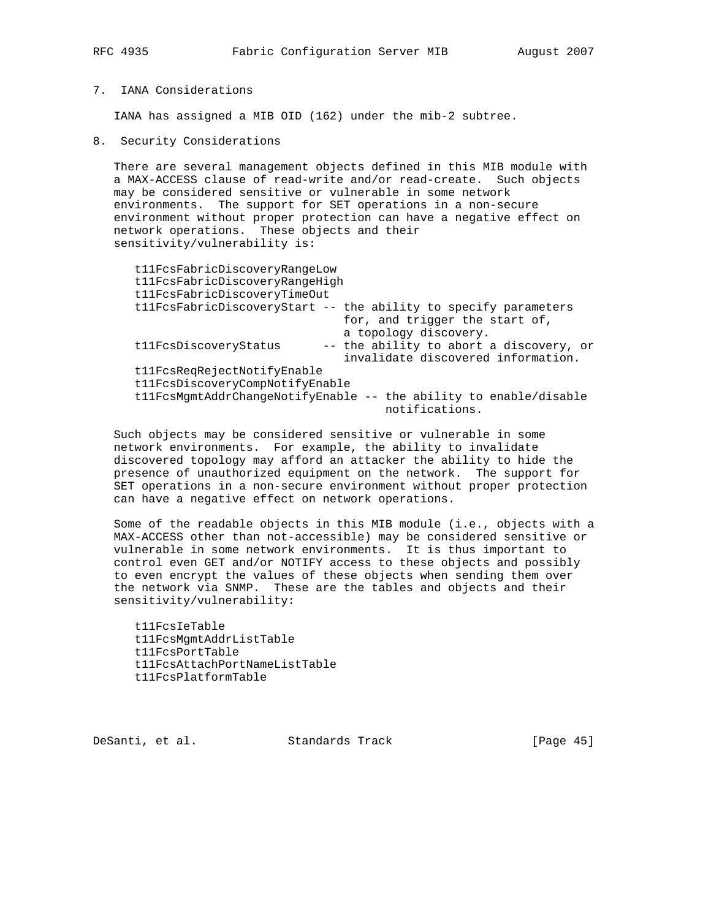## 7. IANA Considerations

IANA has assigned a MIB OID (162) under the mib-2 subtree.

## 8. Security Considerations

There are several management objects defined in this MIB module with a MAX-ACCESS clause of read-write and/or read-create. Such objects may be considered sensitive or vulnerable in some network environments. The support for SET operations in a non-secure environment without proper protection can have a negative effect on network operations. These objects and their sensitivity/vulnerability is:

```
t11FcsFabricDiscoveryRangeLow
t11FcsFabricDiscoveryRangeHigh
t11FcsFabricDiscoveryTimeOut
t11FcsFabricDiscoveryStart -- the ability to specify parameters
                              for, and trigger the start of,
                              a topology discovery.
t11FcsDiscoveryStatus      -- the ability to abort a discovery, or
                              invalidate discovered information.
t11FcsReqRejectNotifyEnable
t11FcsDiscoveryCompNotifyEnable
t11FcsMgmtAddrChangeNotifyEnable -- the ability to enable/disable
                                    notifications.
```

Such objects may be considered sensitive or vulnerable in some network environments. For example, the ability to invalidate discovered topology may afford an attacker the ability to hide the presence of unauthorized equipment on the network. The support for SET operations in a non-secure environment without proper protection can have a negative effect on network operations.

Some of the readable objects in this MIB module (i.e., objects with a MAX-ACCESS other than not-accessible) may be considered sensitive or vulnerable in some network environments. It is thus important to control even GET and/or NOTIFY access to these objects and possibly to even encrypt the values of these objects when sending them over the network via SNMP. These are the tables and objects and their sensitivity/vulnerability:

```
t11FcsIeTable
t11FcsMgmtAddrListTable
t11FcsPortTable
t11FcsAttachPortNameListTable
t11FcsPlatformTable
```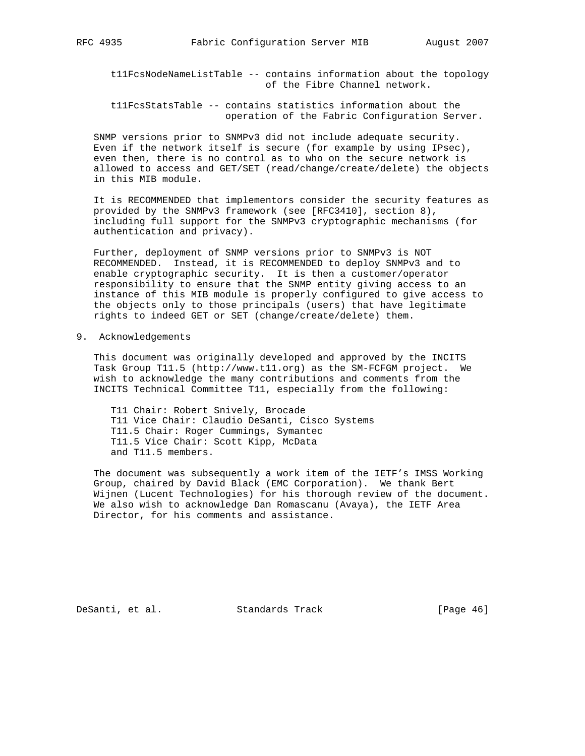t11FcsNodeNameListTable -- contains information about the topology of the Fibre Channel network.

t11FcsStatsTable -- contains statistics information about the operation of the Fabric Configuration Server.

SNMP versions prior to SNMPv3 did not include adequate security. Even if the network itself is secure (for example by using IPsec), even then, there is no control as to who on the secure network is allowed to access and GET/SET (read/change/create/delete) the objects in this MIB module.

It is RECOMMENDED that implementors consider the security features as provided by the SNMPv3 framework (see [RFC3410], section 8), including full support for the SNMPv3 cryptographic mechanisms (for authentication and privacy).

Further, deployment of SNMP versions prior to SNMPv3 is NOT RECOMMENDED. Instead, it is RECOMMENDED to deploy SNMPv3 and to enable cryptographic security. It is then a customer/operator responsibility to ensure that the SNMP entity giving access to an instance of this MIB module is properly configured to give access to the objects only to those principals (users) that have legitimate rights to indeed GET or SET (change/create/delete) them.

## 9. Acknowledgements

This document was originally developed and approved by the INCITS Task Group T11.5 (http://www.t11.org) as the SM-FCFGM project. We wish to acknowledge the many contributions and comments from the INCITS Technical Committee T11, especially from the following:

T11 Chair: Robert Snively, Brocade
T11 Vice Chair: Claudio DeSanti, Cisco Systems
T11.5 Chair: Roger Cummings, Symantec
T11.5 Vice Chair: Scott Kipp, McData
and T11.5 members.

The document was subsequently a work item of the IETF's IMSS Working Group, chaired by David Black (EMC Corporation). We thank Bert Wijnen (Lucent Technologies) for his thorough review of the document. We also wish to acknowledge Dan Romascanu (Avaya), the IETF Area Director, for his comments and assistance.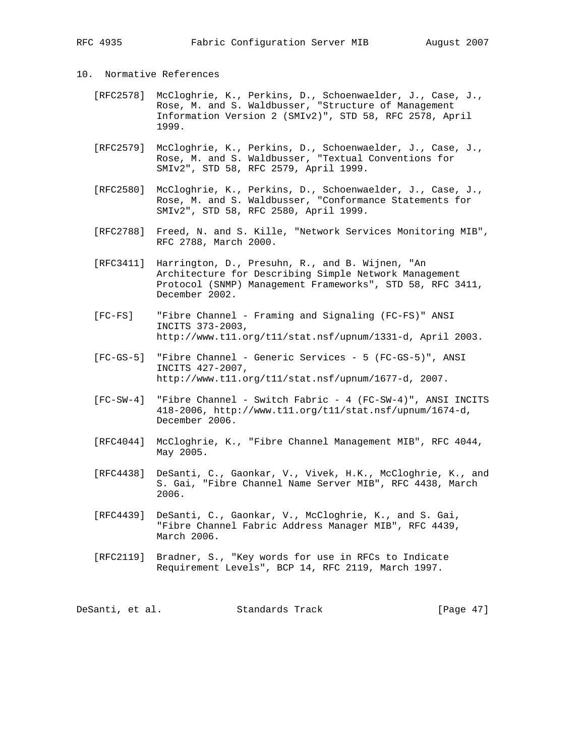## 10. Normative References

[RFC2578] McCloghrie, K., Perkins, D., Schoenwaelder, J., Case, J., Rose, M. and S. Waldbusser, "Structure of Management Information Version 2 (SMIv2)", STD 58, RFC 2578, April 1999.

[RFC2579] McCloghrie, K., Perkins, D., Schoenwaelder, J., Case, J., Rose, M. and S. Waldbusser, "Textual Conventions for SMIv2", STD 58, RFC 2579, April 1999.

[RFC2580] McCloghrie, K., Perkins, D., Schoenwaelder, J., Case, J., Rose, M. and S. Waldbusser, "Conformance Statements for SMIv2", STD 58, RFC 2580, April 1999.

[RFC2788] Freed, N. and S. Kille, "Network Services Monitoring MIB", RFC 2788, March 2000.

[RFC3411] Harrington, D., Presuhn, R., and B. Wijnen, "An Architecture for Describing Simple Network Management Protocol (SNMP) Management Frameworks", STD 58, RFC 3411, December 2002.

[FC-FS] "Fibre Channel - Framing and Signaling (FC-FS)" ANSI INCITS 373-2003, http://www.t11.org/t11/stat.nsf/upnum/1331-d, April 2003.

[FC-GS-5] "Fibre Channel - Generic Services - 5 (FC-GS-5)", ANSI INCITS 427-2007, http://www.t11.org/t11/stat.nsf/upnum/1677-d, 2007.

[FC-SW-4] "Fibre Channel - Switch Fabric - 4 (FC-SW-4)", ANSI INCITS 418-2006, http://www.t11.org/t11/stat.nsf/upnum/1674-d, December 2006.

[RFC4044] McCloghrie, K., "Fibre Channel Management MIB", RFC 4044, May 2005.

[RFC4438] DeSanti, C., Gaonkar, V., Vivek, H.K., McCloghrie, K., and S. Gai, "Fibre Channel Name Server MIB", RFC 4438, March 2006.

[RFC4439] DeSanti, C., Gaonkar, V., McCloghrie, K., and S. Gai, "Fibre Channel Fabric Address Manager MIB", RFC 4439, March 2006.

[RFC2119] Bradner, S., "Key words for use in RFCs to Indicate Requirement Levels", BCP 14, RFC 2119, March 1997.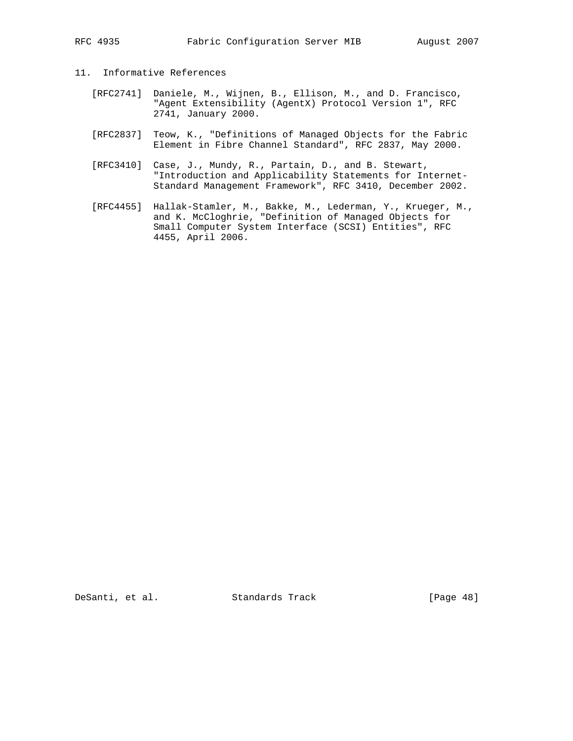## 11. Informative References

[RFC2741] Daniele, M., Wijnen, B., Ellison, M., and D. Francisco, "Agent Extensibility (AgentX) Protocol Version 1", RFC 2741, January 2000.

[RFC2837] Teow, K., "Definitions of Managed Objects for the Fabric Element in Fibre Channel Standard", RFC 2837, May 2000.

[RFC3410] Case, J., Mundy, R., Partain, D., and B. Stewart, "Introduction and Applicability Statements for Internet-Standard Management Framework", RFC 3410, December 2002.

[RFC4455] Hallak-Stamler, M., Bakke, M., Lederman, Y., Krueger, M., and K. McCloghrie, "Definition of Managed Objects for Small Computer System Interface (SCSI) Entities", RFC 4455, April 2006.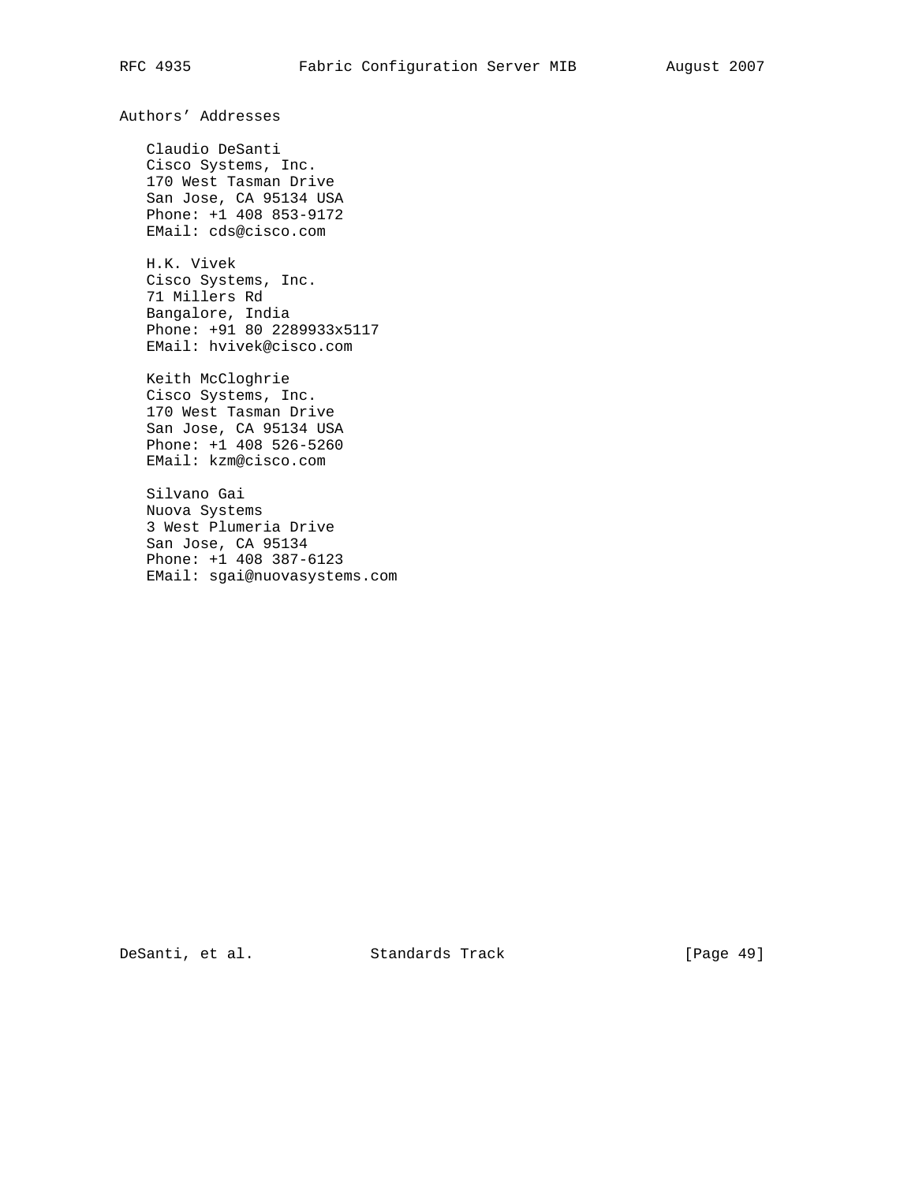## Authors' Addresses

Claudio DeSanti
Cisco Systems, Inc.
170 West Tasman Drive
San Jose, CA 95134 USA
Phone: +1 408 853-9172
EMail: cds@cisco.com

H.K. Vivek
Cisco Systems, Inc.
71 Millers Rd
Bangalore, India
Phone: +91 80 2289933x5117
EMail: hvivek@cisco.com

Keith McCloghrie
Cisco Systems, Inc.
170 West Tasman Drive
San Jose, CA 95134 USA
Phone: +1 408 526-5260
EMail: kzm@cisco.com

Silvano Gai
Nuova Systems
3 West Plumeria Drive
San Jose, CA 95134
Phone: +1 408 387-6123
EMail: sgai@nuovasystems.com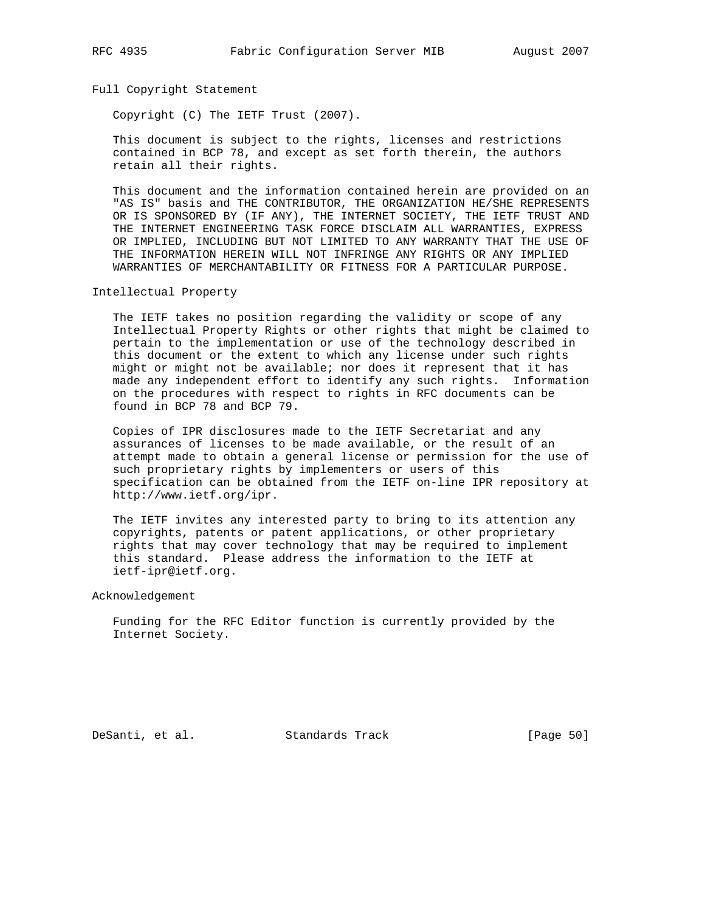## Full Copyright Statement

Copyright (C) The IETF Trust (2007).

This document is subject to the rights, licenses and restrictions contained in BCP 78, and except as set forth therein, the authors retain all their rights.

This document and the information contained herein are provided on an "AS IS" basis and THE CONTRIBUTOR, THE ORGANIZATION HE/SHE REPRESENTS OR IS SPONSORED BY (IF ANY), THE INTERNET SOCIETY, THE IETF TRUST AND THE INTERNET ENGINEERING TASK FORCE DISCLAIM ALL WARRANTIES, EXPRESS OR IMPLIED, INCLUDING BUT NOT LIMITED TO ANY WARRANTY THAT THE USE OF THE INFORMATION HEREIN WILL NOT INFRINGE ANY RIGHTS OR ANY IMPLIED WARRANTIES OF MERCHANTABILITY OR FITNESS FOR A PARTICULAR PURPOSE.

## Intellectual Property

The IETF takes no position regarding the validity or scope of any Intellectual Property Rights or other rights that might be claimed to pertain to the implementation or use of the technology described in this document or the extent to which any license under such rights might or might not be available; nor does it represent that it has made any independent effort to identify any such rights. Information on the procedures with respect to rights in RFC documents can be found in BCP 78 and BCP 79.

Copies of IPR disclosures made to the IETF Secretariat and any assurances of licenses to be made available, or the result of an attempt made to obtain a general license or permission for the use of such proprietary rights by implementers or users of this specification can be obtained from the IETF on-line IPR repository at http://www.ietf.org/ipr.

The IETF invites any interested party to bring to its attention any copyrights, patents or patent applications, or other proprietary rights that may cover technology that may be required to implement this standard. Please address the information to the IETF at ietf-ipr@ietf.org.

## Acknowledgement

Funding for the RFC Editor function is currently provided by the Internet Society.